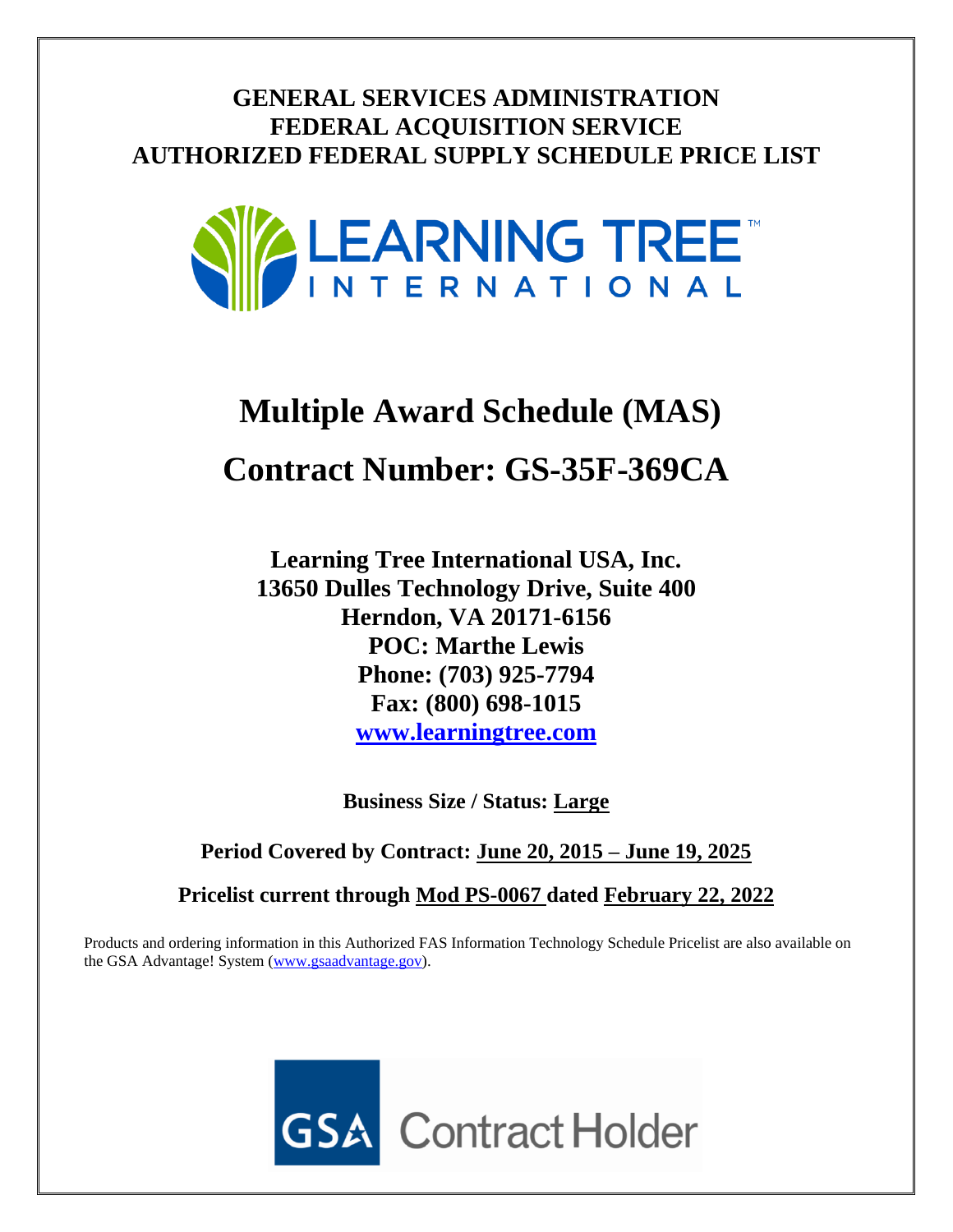# GENERAL SERVICES ADMINISTRATION
# FEDERAL ACQUISITION SERVICE
# AUTHORIZED FEDERAL SUPPLY SCHEDULE PRICE LIST

LEARNING TREE™
INTERNATIONAL

# Multiple Award Schedule (MAS)

# Contract Number: GS-35F-369CA

**Learning Tree International USA, Inc.**
**13650 Dulles Technology Drive, Suite 400**
**Herndon, VA 20171-6156**
**POC: Marthe Lewis**
**Phone: (703) 925-7794**
**Fax: (800) 698-1015**
**www.learningtree.com**

**Business Size / Status: Large**

**Period Covered by Contract: June 20, 2015 – June 19, 2025**

**Pricelist current through Mod PS-0067 dated February 22, 2022**

Products and ordering information in this Authorized FAS Information Technology Schedule Pricelist are also available on the GSA Advantage! System (www.gsaadvantage.gov).

GSA Contract Holder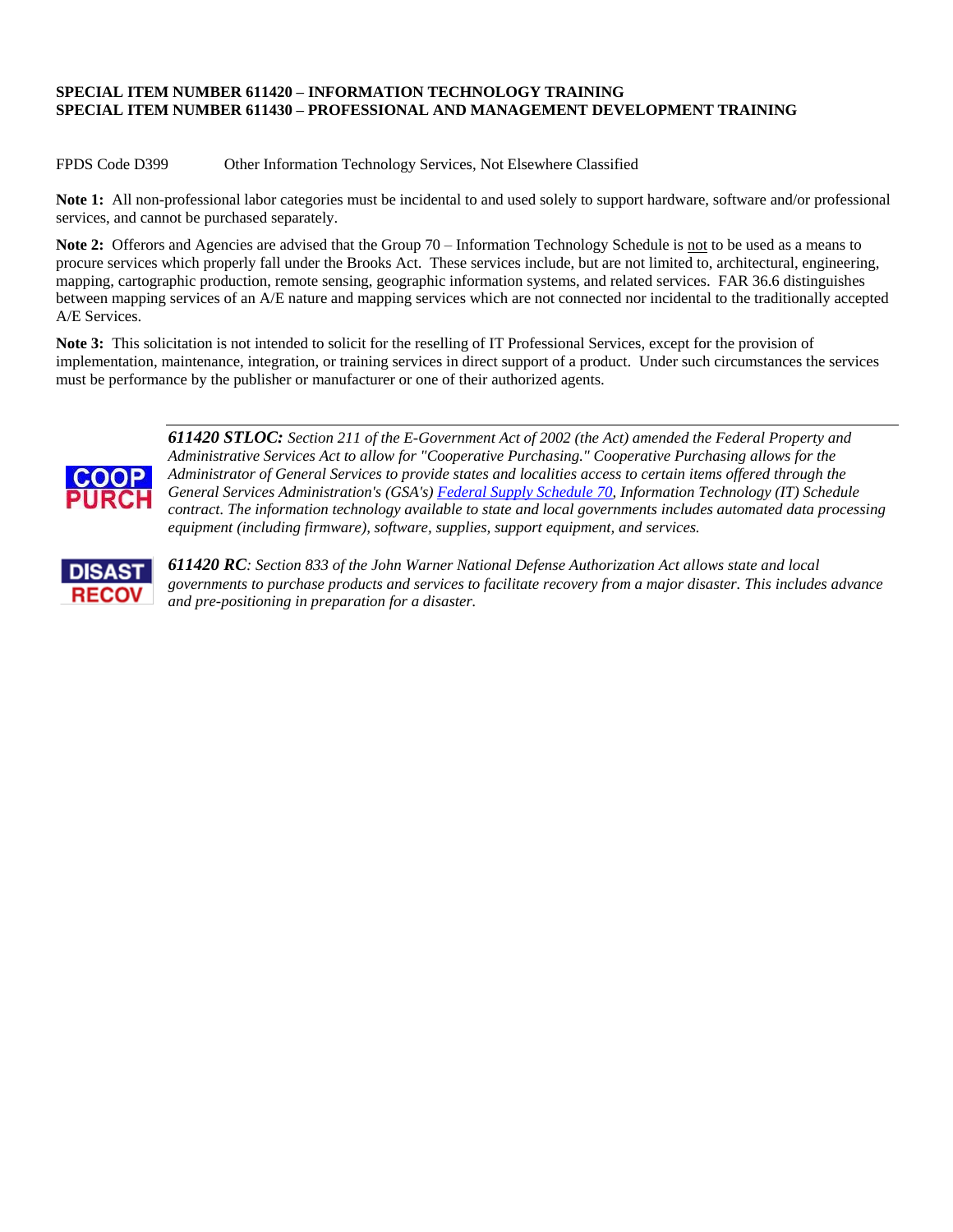**SPECIAL ITEM NUMBER 611420 – INFORMATION TECHNOLOGY TRAINING**
**SPECIAL ITEM NUMBER 611430 – PROFESSIONAL AND MANAGEMENT DEVELOPMENT TRAINING**

FPDS Code D399 Other Information Technology Services, Not Elsewhere Classified

**Note 1:** All non-professional labor categories must be incidental to and used solely to support hardware, software and/or professional services, and cannot be purchased separately.

**Note 2:** Offerors and Agencies are advised that the Group 70 – Information Technology Schedule is not to be used as a means to procure services which properly fall under the Brooks Act. These services include, but are not limited to, architectural, engineering, mapping, cartographic production, remote sensing, geographic information systems, and related services. FAR 36.6 distinguishes between mapping services of an A/E nature and mapping services which are not connected nor incidental to the traditionally accepted A/E Services.

**Note 3:** This solicitation is not intended to solicit for the reselling of IT Professional Services, except for the provision of implementation, maintenance, integration, or training services in direct support of a product. Under such circumstances the services must be performance by the publisher or manufacturer or one of their authorized agents.

---

COOP PURCH

***611420 STLOC:*** *Section 211 of the E-Government Act of 2002 (the Act) amended the Federal Property and Administrative Services Act to allow for "Cooperative Purchasing." Cooperative Purchasing allows for the Administrator of General Services to provide states and localities access to certain items offered through the General Services Administration's (GSA's) Federal Supply Schedule 70, Information Technology (IT) Schedule contract. The information technology available to state and local governments includes automated data processing equipment (including firmware), software, supplies, support equipment, and services.*

DISAST RECOV

***611420 RC****: Section 833 of the John Warner National Defense Authorization Act allows state and local governments to purchase products and services to facilitate recovery from a major disaster. This includes advance and pre-positioning in preparation for a disaster.*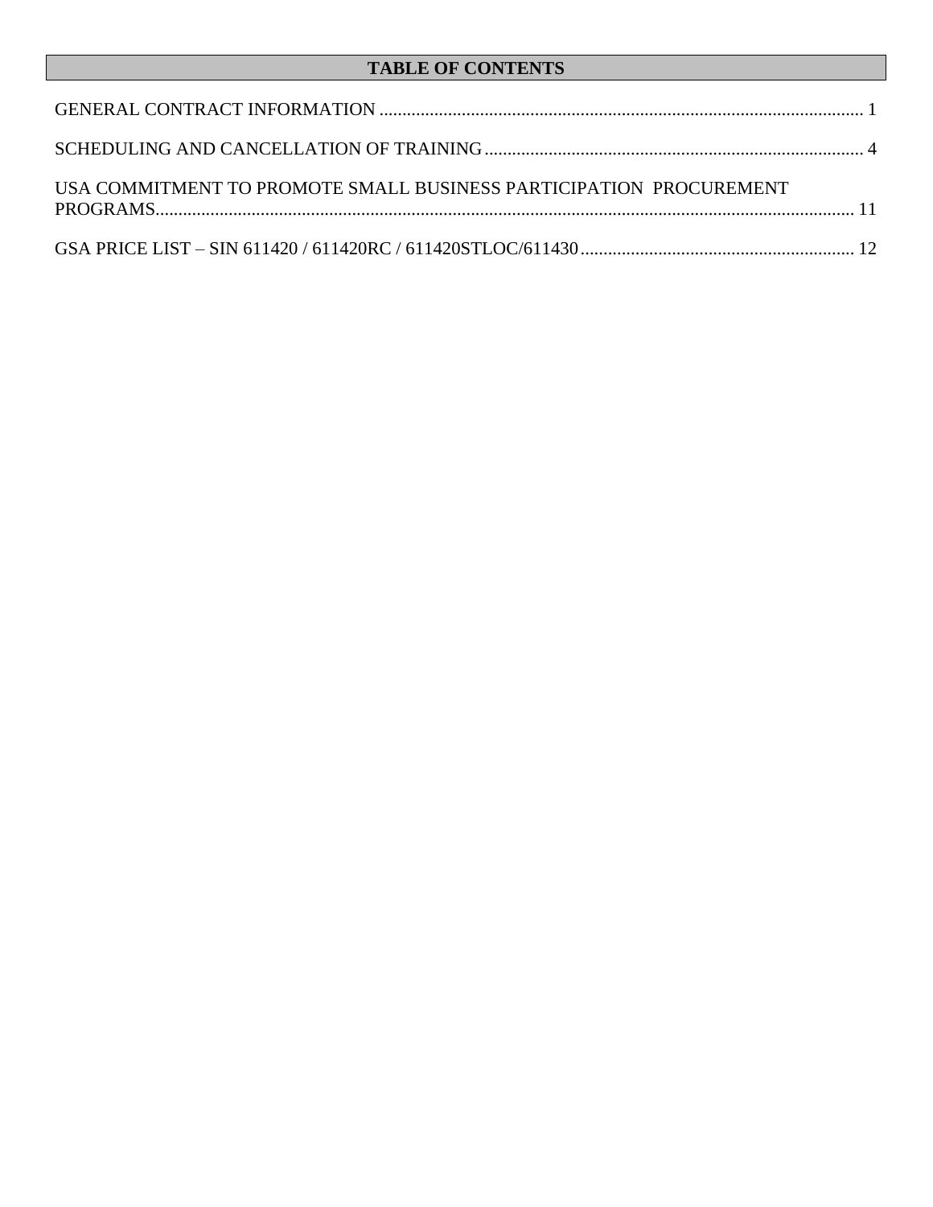# TABLE OF CONTENTS

GENERAL CONTRACT INFORMATION ........................................................................................................... 1

SCHEDULING AND CANCELLATION OF TRAINING .................................................................................. 4

USA COMMITMENT TO PROMOTE SMALL BUSINESS PARTICIPATION PROCUREMENT PROGRAMS ........................................................................................................................................... 11

GSA PRICE LIST – SIN 611420 / 611420RC / 611420STLOC/611430 ............................................................ 12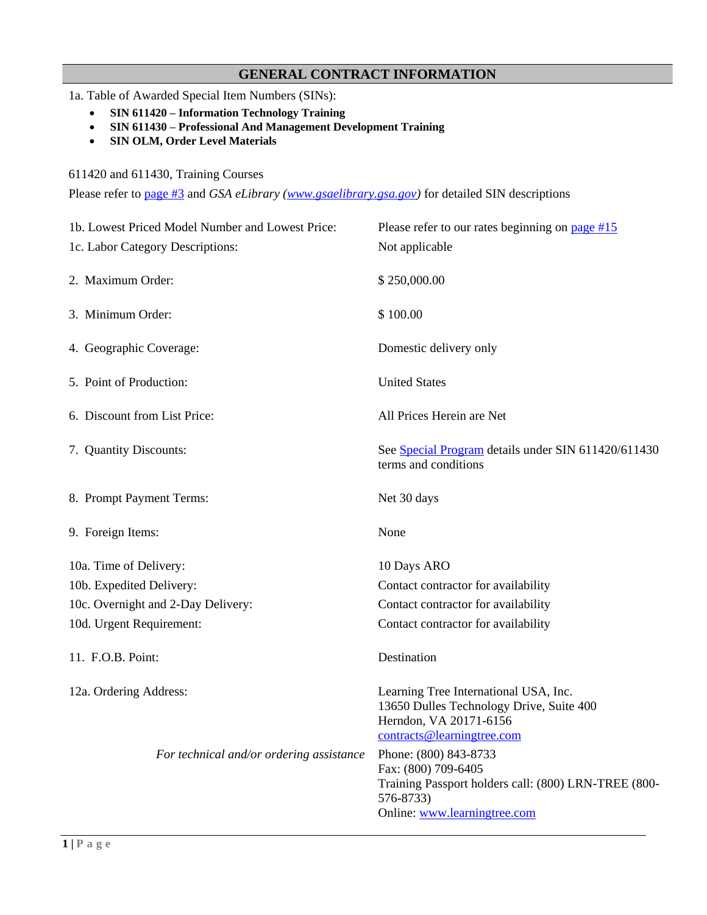## GENERAL CONTRACT INFORMATION

1a. Table of Awarded Special Item Numbers (SINs):

- **SIN 611420 – Information Technology Training**
- **SIN 611430 – Professional And Management Development Training**
- **SIN OLM, Order Level Materials**

611420 and 611430, Training Courses

Please refer to page #3 and *GSA eLibrary (www.gsaelibrary.gsa.gov)* for detailed SIN descriptions

| | |
|---|---|
| 1b. Lowest Priced Model Number and Lowest Price: | Please refer to our rates beginning on page #15 |
| 1c. Labor Category Descriptions: | Not applicable |
| 2. Maximum Order: | $ 250,000.00 |
| 3. Minimum Order: | $ 100.00 |
| 4. Geographic Coverage: | Domestic delivery only |
| 5. Point of Production: | United States |
| 6. Discount from List Price: | All Prices Herein are Net |
| 7. Quantity Discounts: | See Special Program details under SIN 611420/611430 terms and conditions |
| 8. Prompt Payment Terms: | Net 30 days |
| 9. Foreign Items: | None |
| 10a. Time of Delivery: | 10 Days ARO |
| 10b. Expedited Delivery: | Contact contractor for availability |
| 10c. Overnight and 2-Day Delivery: | Contact contractor for availability |
| 10d. Urgent Requirement: | Contact contractor for availability |
| 11. F.O.B. Point: | Destination |
| 12a. Ordering Address: | Learning Tree International USA, Inc.<br>13650 Dulles Technology Drive, Suite 400<br>Herndon, VA 20171-6156<br>contracts@learningtree.com |
| *For technical and/or ordering assistance* | Phone: (800) 843-8733<br>Fax: (800) 709-6405<br>Training Passport holders call: (800) LRN-TREE (800-576-8733)<br>Online: www.learningtree.com |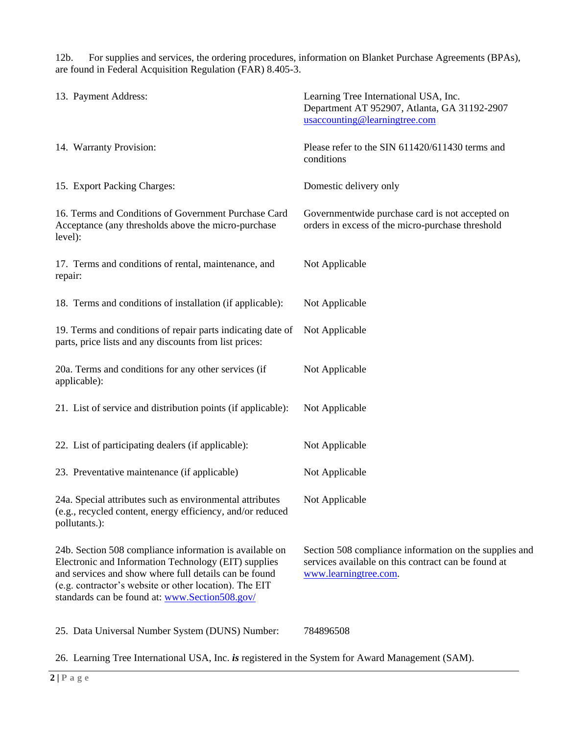12b. For supplies and services, the ordering procedures, information on Blanket Purchase Agreements (BPAs), are found in Federal Acquisition Regulation (FAR) 8.405-3.

| | |
|---|---|
| 13. Payment Address: | Learning Tree International USA, Inc.<br>Department AT 952907, Atlanta, GA 31192-2907<br>usaccounting@learningtree.com |
| 14. Warranty Provision: | Please refer to the SIN 611420/611430 terms and conditions |
| 15. Export Packing Charges: | Domestic delivery only |
| 16. Terms and Conditions of Government Purchase Card Acceptance (any thresholds above the micro-purchase level): | Governmentwide purchase card is not accepted on orders in excess of the micro-purchase threshold |
| 17. Terms and conditions of rental, maintenance, and repair: | Not Applicable |
| 18. Terms and conditions of installation (if applicable): | Not Applicable |
| 19. Terms and conditions of repair parts indicating date of parts, price lists and any discounts from list prices: | Not Applicable |
| 20a. Terms and conditions for any other services (if applicable): | Not Applicable |
| 21. List of service and distribution points (if applicable): | Not Applicable |
| 22. List of participating dealers (if applicable): | Not Applicable |
| 23. Preventative maintenance (if applicable) | Not Applicable |
| 24a. Special attributes such as environmental attributes (e.g., recycled content, energy efficiency, and/or reduced pollutants.): | Not Applicable |
| 24b. Section 508 compliance information is available on Electronic and Information Technology (EIT) supplies and services and show where full details can be found (e.g. contractor's website or other location). The EIT standards can be found at: www.Section508.gov/ | Section 508 compliance information on the supplies and services available on this contract can be found at www.learningtree.com. |
| 25. Data Universal Number System (DUNS) Number: | 784896508 |

26. Learning Tree International USA, Inc. ***is*** registered in the System for Award Management (SAM).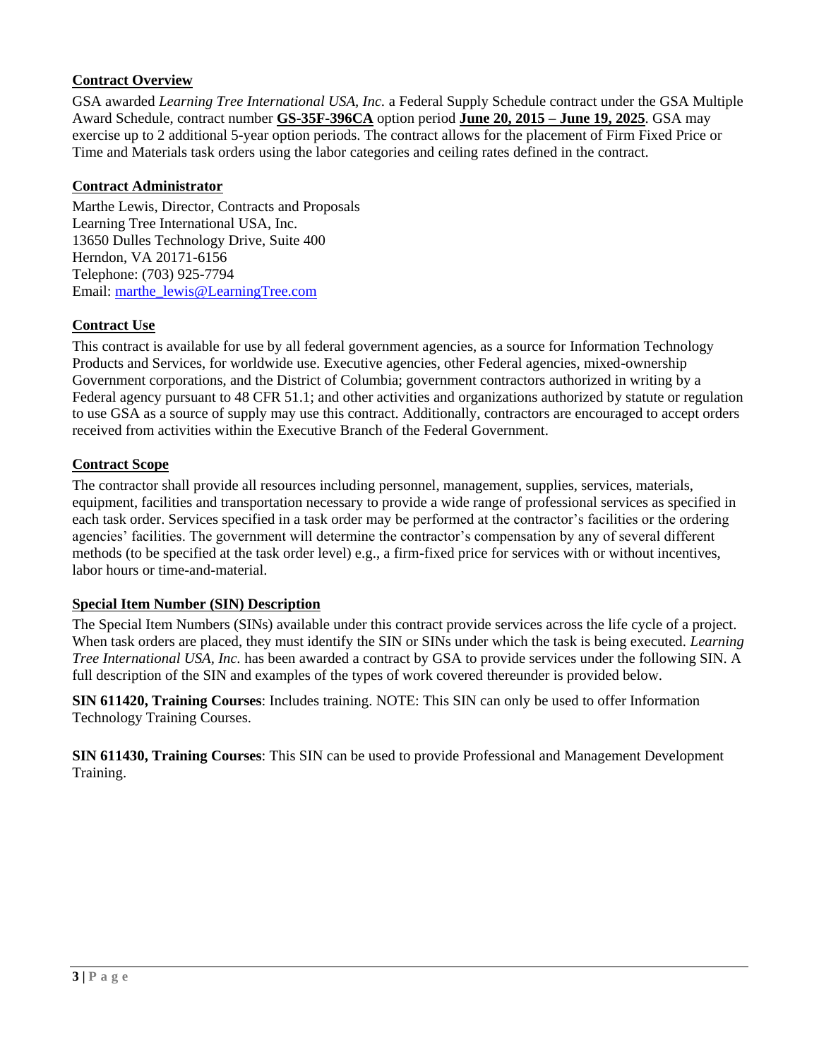## Contract Overview

GSA awarded *Learning Tree International USA, Inc.* a Federal Supply Schedule contract under the GSA Multiple Award Schedule, contract number **GS-35F-396CA** option period **June 20, 2015 – June 19, 2025**. GSA may exercise up to 2 additional 5-year option periods. The contract allows for the placement of Firm Fixed Price or Time and Materials task orders using the labor categories and ceiling rates defined in the contract.

## Contract Administrator

Marthe Lewis, Director, Contracts and Proposals
Learning Tree International USA, Inc.
13650 Dulles Technology Drive, Suite 400
Herndon, VA 20171-6156
Telephone: (703) 925-7794
Email: marthe_lewis@LearningTree.com

## Contract Use

This contract is available for use by all federal government agencies, as a source for Information Technology Products and Services, for worldwide use. Executive agencies, other Federal agencies, mixed-ownership Government corporations, and the District of Columbia; government contractors authorized in writing by a Federal agency pursuant to 48 CFR 51.1; and other activities and organizations authorized by statute or regulation to use GSA as a source of supply may use this contract. Additionally, contractors are encouraged to accept orders received from activities within the Executive Branch of the Federal Government.

## Contract Scope

The contractor shall provide all resources including personnel, management, supplies, services, materials, equipment, facilities and transportation necessary to provide a wide range of professional services as specified in each task order. Services specified in a task order may be performed at the contractor's facilities or the ordering agencies' facilities. The government will determine the contractor's compensation by any of several different methods (to be specified at the task order level) e.g., a firm-fixed price for services with or without incentives, labor hours or time-and-material.

## Special Item Number (SIN) Description

The Special Item Numbers (SINs) available under this contract provide services across the life cycle of a project. When task orders are placed, they must identify the SIN or SINs under which the task is being executed. *Learning Tree International USA, Inc.* has been awarded a contract by GSA to provide services under the following SIN. A full description of the SIN and examples of the types of work covered thereunder is provided below.

**SIN 611420, Training Courses**: Includes training. NOTE: This SIN can only be used to offer Information Technology Training Courses.

**SIN 611430, Training Courses**: This SIN can be used to provide Professional and Management Development Training.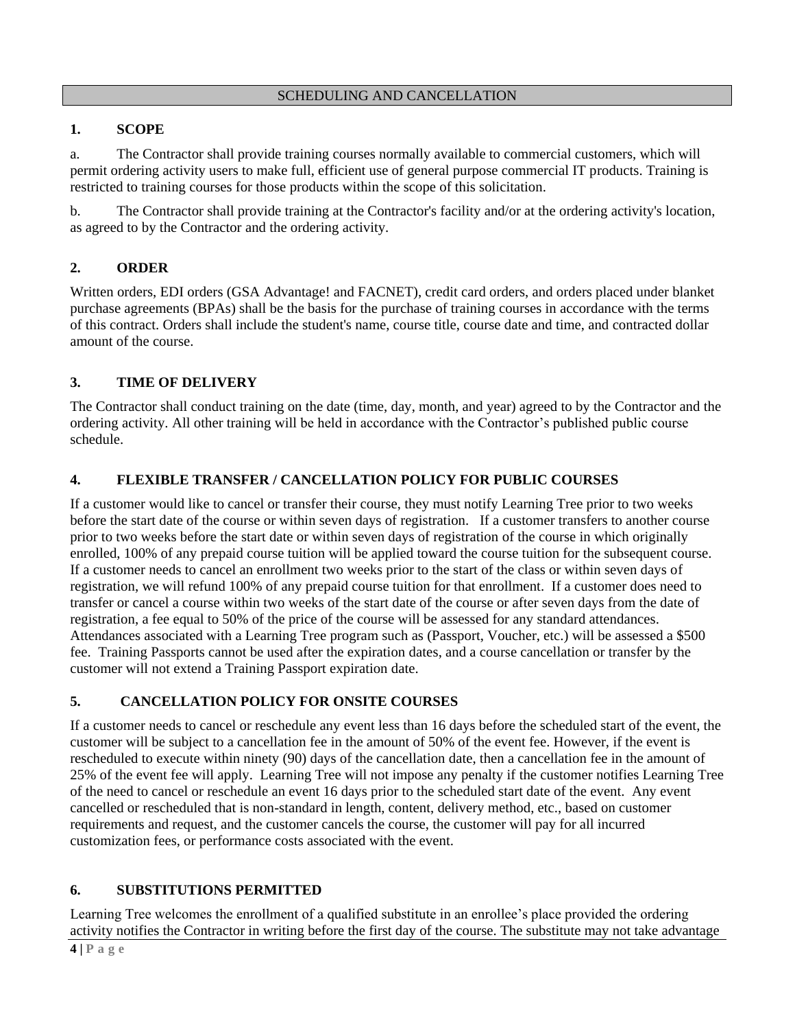## SCHEDULING AND CANCELLATION

### 1. SCOPE

a. The Contractor shall provide training courses normally available to commercial customers, which will permit ordering activity users to make full, efficient use of general purpose commercial IT products. Training is restricted to training courses for those products within the scope of this solicitation.

b. The Contractor shall provide training at the Contractor's facility and/or at the ordering activity's location, as agreed to by the Contractor and the ordering activity.

### 2. ORDER

Written orders, EDI orders (GSA Advantage! and FACNET), credit card orders, and orders placed under blanket purchase agreements (BPAs) shall be the basis for the purchase of training courses in accordance with the terms of this contract. Orders shall include the student's name, course title, course date and time, and contracted dollar amount of the course.

### 3. TIME OF DELIVERY

The Contractor shall conduct training on the date (time, day, month, and year) agreed to by the Contractor and the ordering activity. All other training will be held in accordance with the Contractor's published public course schedule.

### 4. FLEXIBLE TRANSFER / CANCELLATION POLICY FOR PUBLIC COURSES

If a customer would like to cancel or transfer their course, they must notify Learning Tree prior to two weeks before the start date of the course or within seven days of registration. If a customer transfers to another course prior to two weeks before the start date or within seven days of registration of the course in which originally enrolled, 100% of any prepaid course tuition will be applied toward the course tuition for the subsequent course. If a customer needs to cancel an enrollment two weeks prior to the start of the class or within seven days of registration, we will refund 100% of any prepaid course tuition for that enrollment. If a customer does need to transfer or cancel a course within two weeks of the start date of the course or after seven days from the date of registration, a fee equal to 50% of the price of the course will be assessed for any standard attendances. Attendances associated with a Learning Tree program such as (Passport, Voucher, etc.) will be assessed a $500 fee. Training Passports cannot be used after the expiration dates, and a course cancellation or transfer by the customer will not extend a Training Passport expiration date.

### 5. CANCELLATION POLICY FOR ONSITE COURSES

If a customer needs to cancel or reschedule any event less than 16 days before the scheduled start of the event, the customer will be subject to a cancellation fee in the amount of 50% of the event fee. However, if the event is rescheduled to execute within ninety (90) days of the cancellation date, then a cancellation fee in the amount of 25% of the event fee will apply. Learning Tree will not impose any penalty if the customer notifies Learning Tree of the need to cancel or reschedule an event 16 days prior to the scheduled start date of the event. Any event cancelled or rescheduled that is non-standard in length, content, delivery method, etc., based on customer requirements and request, and the customer cancels the course, the customer will pay for all incurred customization fees, or performance costs associated with the event.

### 6. SUBSTITUTIONS PERMITTED

Learning Tree welcomes the enrollment of a qualified substitute in an enrollee's place provided the ordering activity notifies the Contractor in writing before the first day of the course. The substitute may not take advantage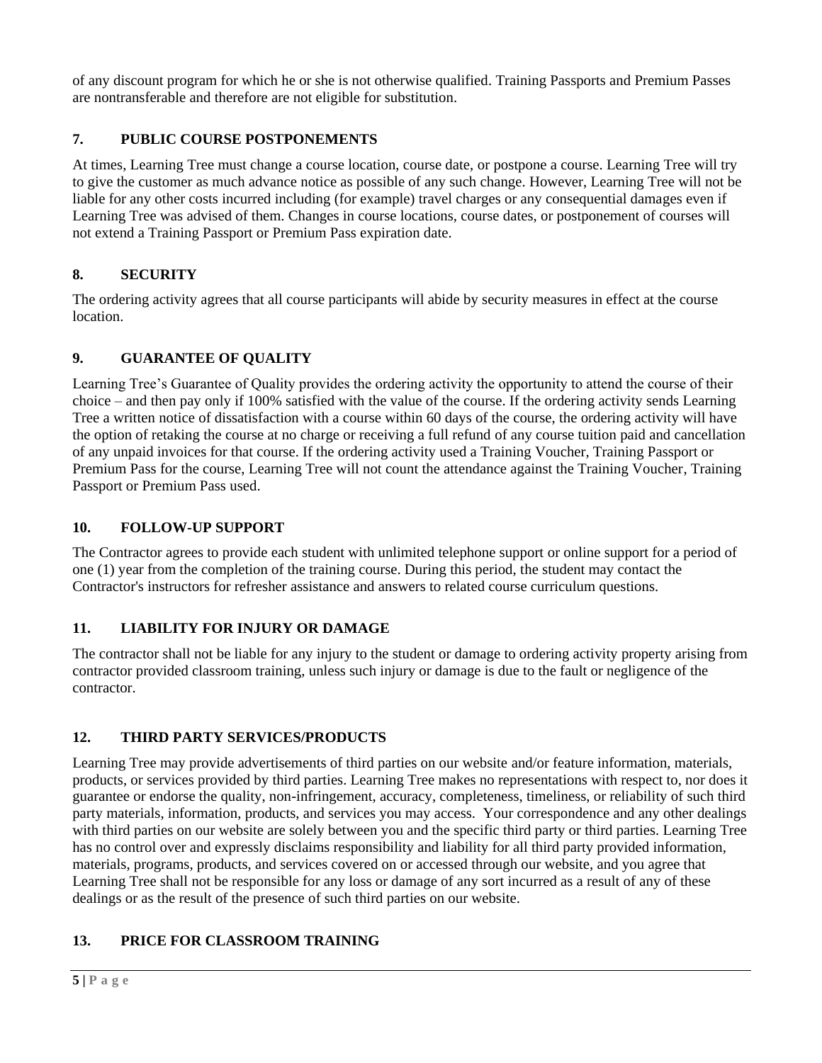of any discount program for which he or she is not otherwise qualified. Training Passports and Premium Passes are nontransferable and therefore are not eligible for substitution.

## 7. PUBLIC COURSE POSTPONEMENTS

At times, Learning Tree must change a course location, course date, or postpone a course. Learning Tree will try to give the customer as much advance notice as possible of any such change. However, Learning Tree will not be liable for any other costs incurred including (for example) travel charges or any consequential damages even if Learning Tree was advised of them. Changes in course locations, course dates, or postponement of courses will not extend a Training Passport or Premium Pass expiration date.

## 8. SECURITY

The ordering activity agrees that all course participants will abide by security measures in effect at the course location.

## 9. GUARANTEE OF QUALITY

Learning Tree's Guarantee of Quality provides the ordering activity the opportunity to attend the course of their choice – and then pay only if 100% satisfied with the value of the course. If the ordering activity sends Learning Tree a written notice of dissatisfaction with a course within 60 days of the course, the ordering activity will have the option of retaking the course at no charge or receiving a full refund of any course tuition paid and cancellation of any unpaid invoices for that course. If the ordering activity used a Training Voucher, Training Passport or Premium Pass for the course, Learning Tree will not count the attendance against the Training Voucher, Training Passport or Premium Pass used.

## 10. FOLLOW-UP SUPPORT

The Contractor agrees to provide each student with unlimited telephone support or online support for a period of one (1) year from the completion of the training course. During this period, the student may contact the Contractor's instructors for refresher assistance and answers to related course curriculum questions.

## 11. LIABILITY FOR INJURY OR DAMAGE

The contractor shall not be liable for any injury to the student or damage to ordering activity property arising from contractor provided classroom training, unless such injury or damage is due to the fault or negligence of the contractor.

## 12. THIRD PARTY SERVICES/PRODUCTS

Learning Tree may provide advertisements of third parties on our website and/or feature information, materials, products, or services provided by third parties. Learning Tree makes no representations with respect to, nor does it guarantee or endorse the quality, non-infringement, accuracy, completeness, timeliness, or reliability of such third party materials, information, products, and services you may access. Your correspondence and any other dealings with third parties on our website are solely between you and the specific third party or third parties. Learning Tree has no control over and expressly disclaims responsibility and liability for all third party provided information, materials, programs, products, and services covered on or accessed through our website, and you agree that Learning Tree shall not be responsible for any loss or damage of any sort incurred as a result of any of these dealings or as the result of the presence of such third parties on our website.

## 13. PRICE FOR CLASSROOM TRAINING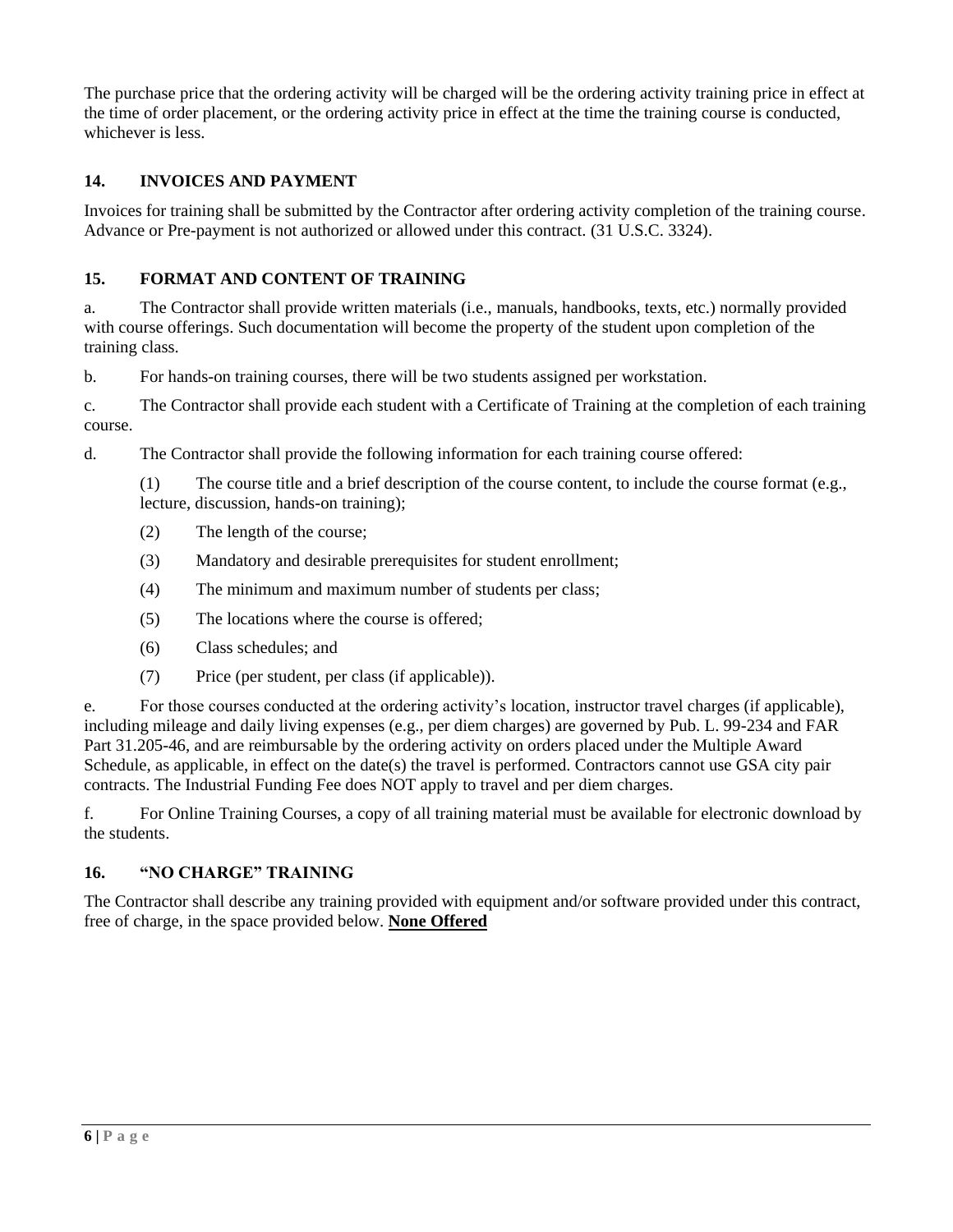The purchase price that the ordering activity will be charged will be the ordering activity training price in effect at the time of order placement, or the ordering activity price in effect at the time the training course is conducted, whichever is less.

## 14. INVOICES AND PAYMENT

Invoices for training shall be submitted by the Contractor after ordering activity completion of the training course. Advance or Pre-payment is not authorized or allowed under this contract. (31 U.S.C. 3324).

## 15. FORMAT AND CONTENT OF TRAINING

a. The Contractor shall provide written materials (i.e., manuals, handbooks, texts, etc.) normally provided with course offerings. Such documentation will become the property of the student upon completion of the training class.

b. For hands-on training courses, there will be two students assigned per workstation.

c. The Contractor shall provide each student with a Certificate of Training at the completion of each training course.

d. The Contractor shall provide the following information for each training course offered:

(1) The course title and a brief description of the course content, to include the course format (e.g., lecture, discussion, hands-on training);

(2) The length of the course;

(3) Mandatory and desirable prerequisites for student enrollment;

(4) The minimum and maximum number of students per class;

(5) The locations where the course is offered;

(6) Class schedules; and

(7) Price (per student, per class (if applicable)).

e. For those courses conducted at the ordering activity's location, instructor travel charges (if applicable), including mileage and daily living expenses (e.g., per diem charges) are governed by Pub. L. 99-234 and FAR Part 31.205-46, and are reimbursable by the ordering activity on orders placed under the Multiple Award Schedule, as applicable, in effect on the date(s) the travel is performed. Contractors cannot use GSA city pair contracts. The Industrial Funding Fee does NOT apply to travel and per diem charges.

f. For Online Training Courses, a copy of all training material must be available for electronic download by the students.

## 16. "NO CHARGE" TRAINING

The Contractor shall describe any training provided with equipment and/or software provided under this contract, free of charge, in the space provided below. **None Offered**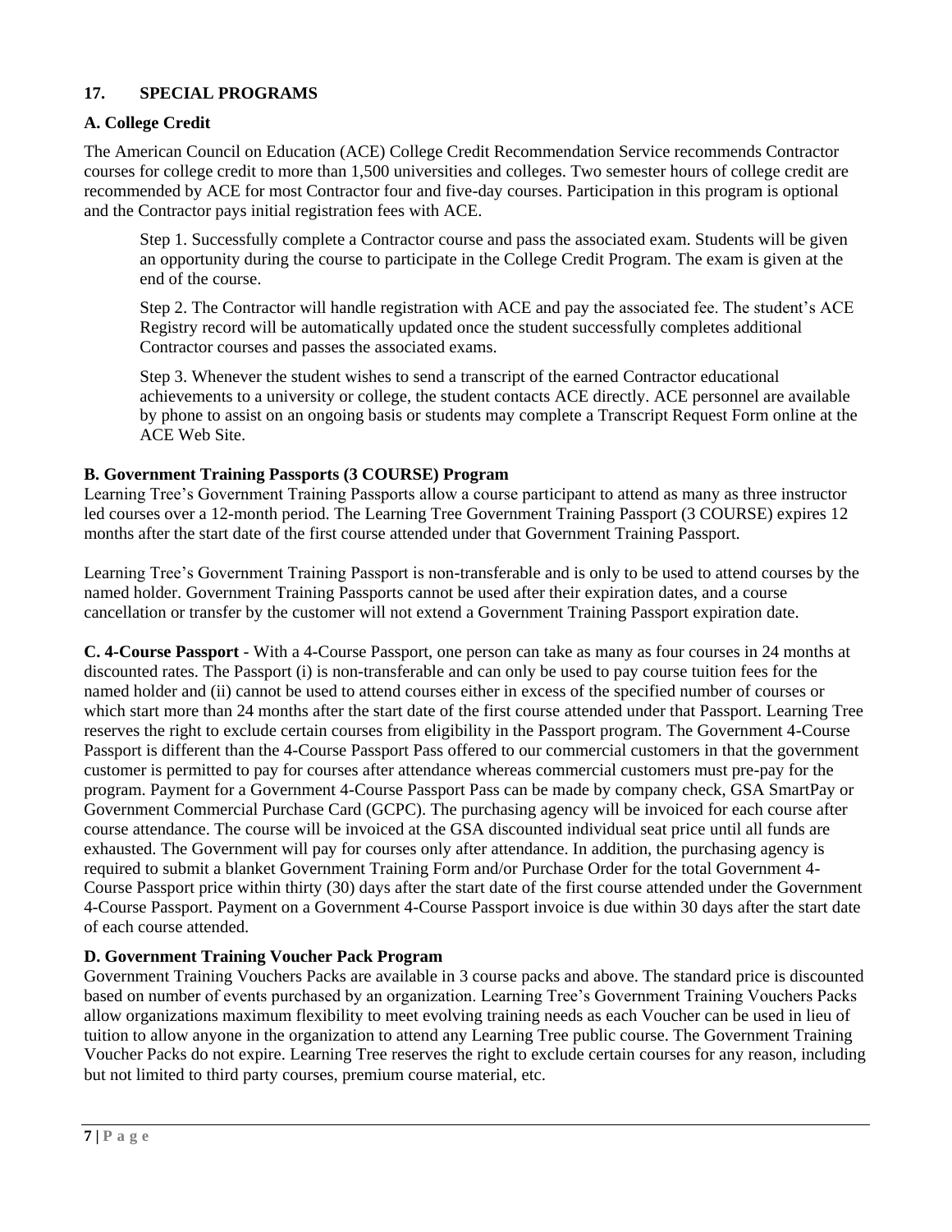## 17. SPECIAL PROGRAMS

### A. College Credit

The American Council on Education (ACE) College Credit Recommendation Service recommends Contractor courses for college credit to more than 1,500 universities and colleges. Two semester hours of college credit are recommended by ACE for most Contractor four and five-day courses. Participation in this program is optional and the Contractor pays initial registration fees with ACE.

Step 1. Successfully complete a Contractor course and pass the associated exam. Students will be given an opportunity during the course to participate in the College Credit Program. The exam is given at the end of the course.

Step 2. The Contractor will handle registration with ACE and pay the associated fee. The student's ACE Registry record will be automatically updated once the student successfully completes additional Contractor courses and passes the associated exams.

Step 3. Whenever the student wishes to send a transcript of the earned Contractor educational achievements to a university or college, the student contacts ACE directly. ACE personnel are available by phone to assist on an ongoing basis or students may complete a Transcript Request Form online at the ACE Web Site.

### B. Government Training Passports (3 COURSE) Program

Learning Tree's Government Training Passports allow a course participant to attend as many as three instructor led courses over a 12-month period. The Learning Tree Government Training Passport (3 COURSE) expires 12 months after the start date of the first course attended under that Government Training Passport.

Learning Tree's Government Training Passport is non-transferable and is only to be used to attend courses by the named holder. Government Training Passports cannot be used after their expiration dates, and a course cancellation or transfer by the customer will not extend a Government Training Passport expiration date.

**C. 4-Course Passport** - With a 4-Course Passport, one person can take as many as four courses in 24 months at discounted rates. The Passport (i) is non-transferable and can only be used to pay course tuition fees for the named holder and (ii) cannot be used to attend courses either in excess of the specified number of courses or which start more than 24 months after the start date of the first course attended under that Passport. Learning Tree reserves the right to exclude certain courses from eligibility in the Passport program. The Government 4-Course Passport is different than the 4-Course Passport Pass offered to our commercial customers in that the government customer is permitted to pay for courses after attendance whereas commercial customers must pre-pay for the program. Payment for a Government 4-Course Passport Pass can be made by company check, GSA SmartPay or Government Commercial Purchase Card (GCPC). The purchasing agency will be invoiced for each course after course attendance. The course will be invoiced at the GSA discounted individual seat price until all funds are exhausted. The Government will pay for courses only after attendance. In addition, the purchasing agency is required to submit a blanket Government Training Form and/or Purchase Order for the total Government 4-Course Passport price within thirty (30) days after the start date of the first course attended under the Government 4-Course Passport. Payment on a Government 4-Course Passport invoice is due within 30 days after the start date of each course attended.

### D. Government Training Voucher Pack Program

Government Training Vouchers Packs are available in 3 course packs and above. The standard price is discounted based on number of events purchased by an organization. Learning Tree's Government Training Vouchers Packs allow organizations maximum flexibility to meet evolving training needs as each Voucher can be used in lieu of tuition to allow anyone in the organization to attend any Learning Tree public course. The Government Training Voucher Packs do not expire. Learning Tree reserves the right to exclude certain courses for any reason, including but not limited to third party courses, premium course material, etc.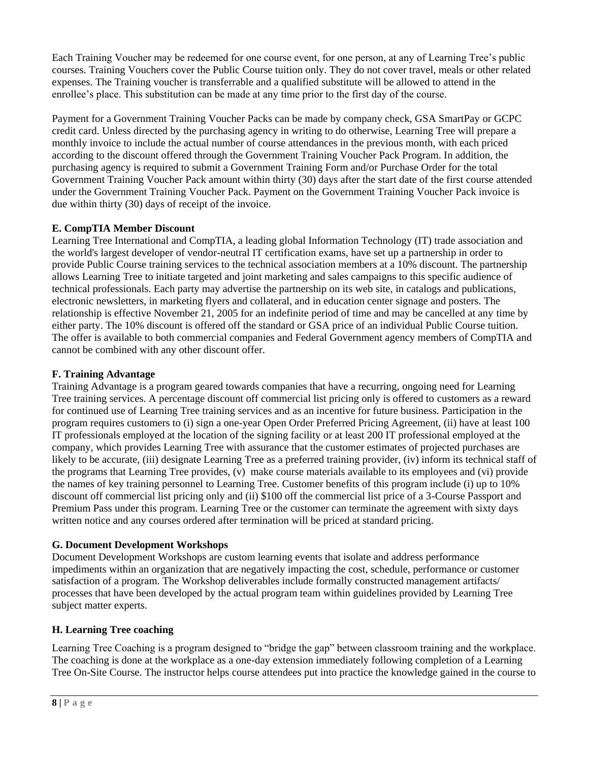Each Training Voucher may be redeemed for one course event, for one person, at any of Learning Tree's public courses. Training Vouchers cover the Public Course tuition only. They do not cover travel, meals or other related expenses. The Training voucher is transferrable and a qualified substitute will be allowed to attend in the enrollee's place. This substitution can be made at any time prior to the first day of the course.

Payment for a Government Training Voucher Packs can be made by company check, GSA SmartPay or GCPC credit card. Unless directed by the purchasing agency in writing to do otherwise, Learning Tree will prepare a monthly invoice to include the actual number of course attendances in the previous month, with each priced according to the discount offered through the Government Training Voucher Pack Program. In addition, the purchasing agency is required to submit a Government Training Form and/or Purchase Order for the total Government Training Voucher Pack amount within thirty (30) days after the start date of the first course attended under the Government Training Voucher Pack. Payment on the Government Training Voucher Pack invoice is due within thirty (30) days of receipt of the invoice.

**E. CompTIA Member Discount**

Learning Tree International and CompTIA, a leading global Information Technology (IT) trade association and the world's largest developer of vendor-neutral IT certification exams, have set up a partnership in order to provide Public Course training services to the technical association members at a 10% discount. The partnership allows Learning Tree to initiate targeted and joint marketing and sales campaigns to this specific audience of technical professionals. Each party may advertise the partnership on its web site, in catalogs and publications, electronic newsletters, in marketing flyers and collateral, and in education center signage and posters. The relationship is effective November 21, 2005 for an indefinite period of time and may be cancelled at any time by either party. The 10% discount is offered off the standard or GSA price of an individual Public Course tuition. The offer is available to both commercial companies and Federal Government agency members of CompTIA and cannot be combined with any other discount offer.

**F. Training Advantage**

Training Advantage is a program geared towards companies that have a recurring, ongoing need for Learning Tree training services. A percentage discount off commercial list pricing only is offered to customers as a reward for continued use of Learning Tree training services and as an incentive for future business. Participation in the program requires customers to (i) sign a one-year Open Order Preferred Pricing Agreement, (ii) have at least 100 IT professionals employed at the location of the signing facility or at least 200 IT professional employed at the company, which provides Learning Tree with assurance that the customer estimates of projected purchases are likely to be accurate, (iii) designate Learning Tree as a preferred training provider, (iv) inform its technical staff of the programs that Learning Tree provides, (v) make course materials available to its employees and (vi) provide the names of key training personnel to Learning Tree. Customer benefits of this program include (i) up to 10% discount off commercial list pricing only and (ii) $100 off the commercial list price of a 3-Course Passport and Premium Pass under this program. Learning Tree or the customer can terminate the agreement with sixty days written notice and any courses ordered after termination will be priced at standard pricing.

**G. Document Development Workshops**

Document Development Workshops are custom learning events that isolate and address performance impediments within an organization that are negatively impacting the cost, schedule, performance or customer satisfaction of a program. The Workshop deliverables include formally constructed management artifacts/ processes that have been developed by the actual program team within guidelines provided by Learning Tree subject matter experts.

**H. Learning Tree coaching**

Learning Tree Coaching is a program designed to "bridge the gap" between classroom training and the workplace. The coaching is done at the workplace as a one-day extension immediately following completion of a Learning Tree On-Site Course. The instructor helps course attendees put into practice the knowledge gained in the course to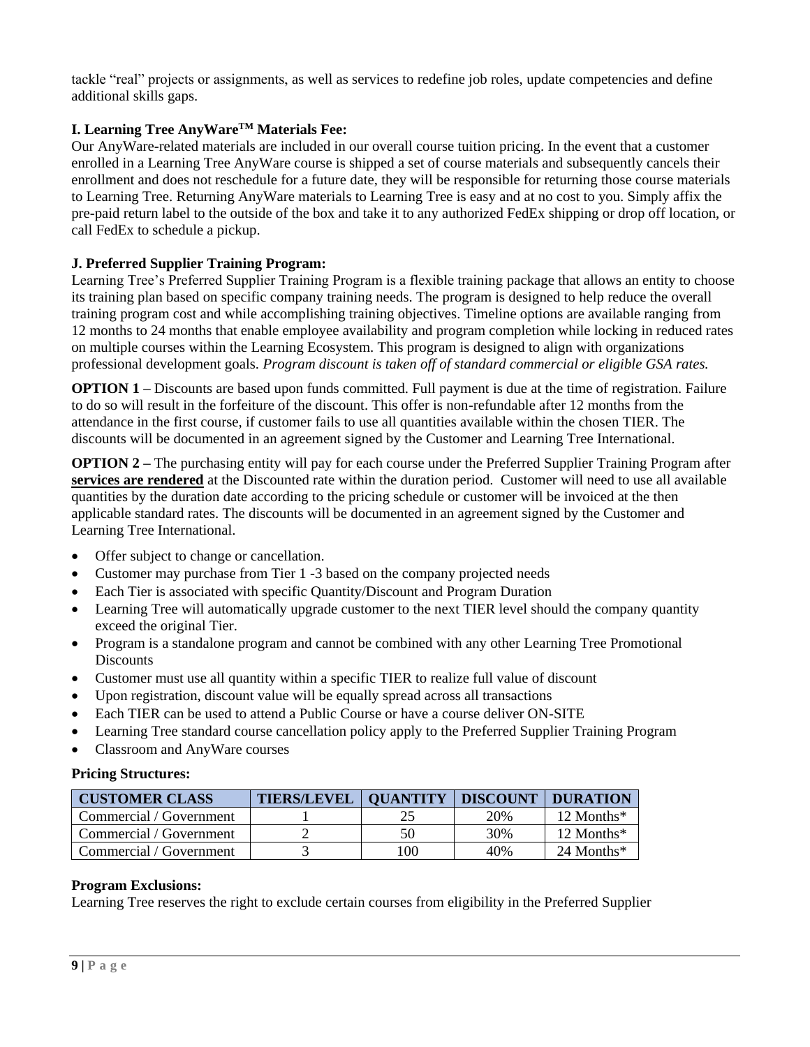tackle "real" projects or assignments, as well as services to redefine job roles, update competencies and define additional skills gaps.

### I. Learning Tree AnyWare™ Materials Fee:

Our AnyWare-related materials are included in our overall course tuition pricing. In the event that a customer enrolled in a Learning Tree AnyWare course is shipped a set of course materials and subsequently cancels their enrollment and does not reschedule for a future date, they will be responsible for returning those course materials to Learning Tree. Returning AnyWare materials to Learning Tree is easy and at no cost to you. Simply affix the pre-paid return label to the outside of the box and take it to any authorized FedEx shipping or drop off location, or call FedEx to schedule a pickup.

### J. Preferred Supplier Training Program:

Learning Tree's Preferred Supplier Training Program is a flexible training package that allows an entity to choose its training plan based on specific company training needs. The program is designed to help reduce the overall training program cost and while accomplishing training objectives. Timeline options are available ranging from 12 months to 24 months that enable employee availability and program completion while locking in reduced rates on multiple courses within the Learning Ecosystem. This program is designed to align with organizations professional development goals. *Program discount is taken off of standard commercial or eligible GSA rates.*

**OPTION 1 –** Discounts are based upon funds committed. Full payment is due at the time of registration. Failure to do so will result in the forfeiture of the discount. This offer is non-refundable after 12 months from the attendance in the first course, if customer fails to use all quantities available within the chosen TIER. The discounts will be documented in an agreement signed by the Customer and Learning Tree International.

**OPTION 2 –** The purchasing entity will pay for each course under the Preferred Supplier Training Program after **services are rendered** at the Discounted rate within the duration period. Customer will need to use all available quantities by the duration date according to the pricing schedule or customer will be invoiced at the then applicable standard rates. The discounts will be documented in an agreement signed by the Customer and Learning Tree International.

- Offer subject to change or cancellation.
- Customer may purchase from Tier 1 -3 based on the company projected needs
- Each Tier is associated with specific Quantity/Discount and Program Duration
- Learning Tree will automatically upgrade customer to the next TIER level should the company quantity exceed the original Tier.
- Program is a standalone program and cannot be combined with any other Learning Tree Promotional Discounts
- Customer must use all quantity within a specific TIER to realize full value of discount
- Upon registration, discount value will be equally spread across all transactions
- Each TIER can be used to attend a Public Course or have a course deliver ON-SITE
- Learning Tree standard course cancellation policy apply to the Preferred Supplier Training Program
- Classroom and AnyWare courses

**Pricing Structures:**

| CUSTOMER CLASS | TIERS/LEVEL | QUANTITY | DISCOUNT | DURATION |
|---|---|---|---|---|
| Commercial / Government | 1 | 25 | 20% | 12 Months* |
| Commercial / Government | 2 | 50 | 30% | 12 Months* |
| Commercial / Government | 3 | 100 | 40% | 24 Months* |

**Program Exclusions:**

Learning Tree reserves the right to exclude certain courses from eligibility in the Preferred Supplier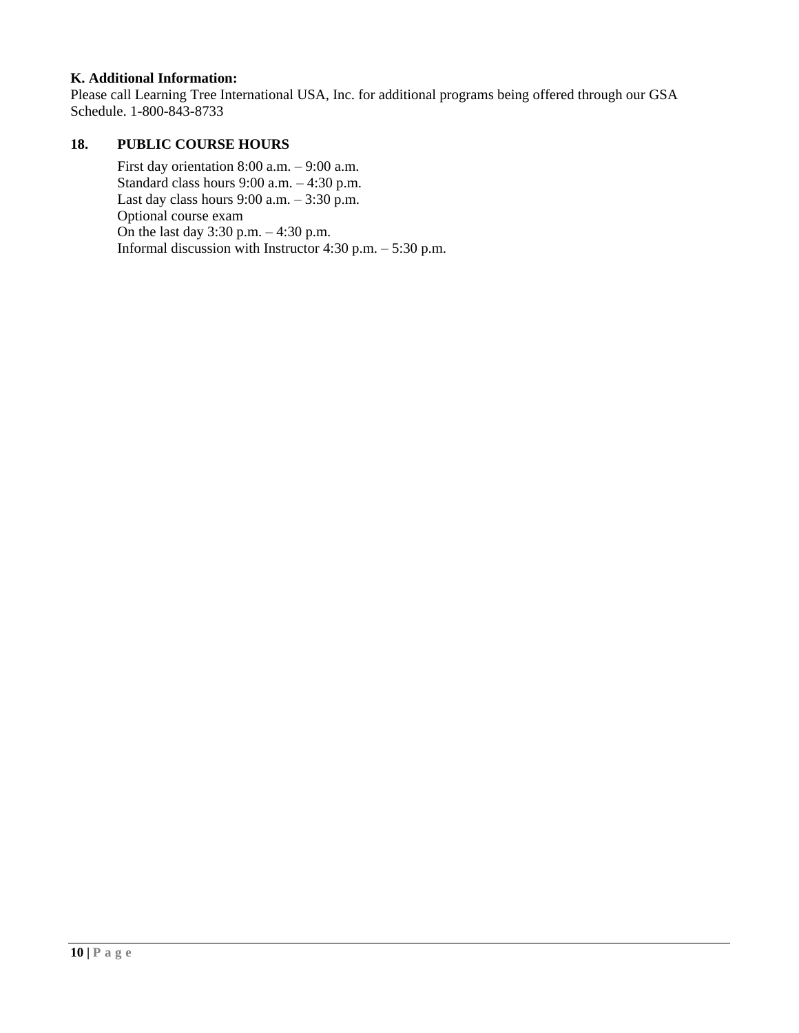**K. Additional Information:**
Please call Learning Tree International USA, Inc. for additional programs being offered through our GSA Schedule. 1-800-843-8733

**18. PUBLIC COURSE HOURS**

First day orientation 8:00 a.m. – 9:00 a.m.
Standard class hours 9:00 a.m. – 4:30 p.m.
Last day class hours 9:00 a.m. – 3:30 p.m.
Optional course exam
On the last day 3:30 p.m. – 4:30 p.m.
Informal discussion with Instructor 4:30 p.m. – 5:30 p.m.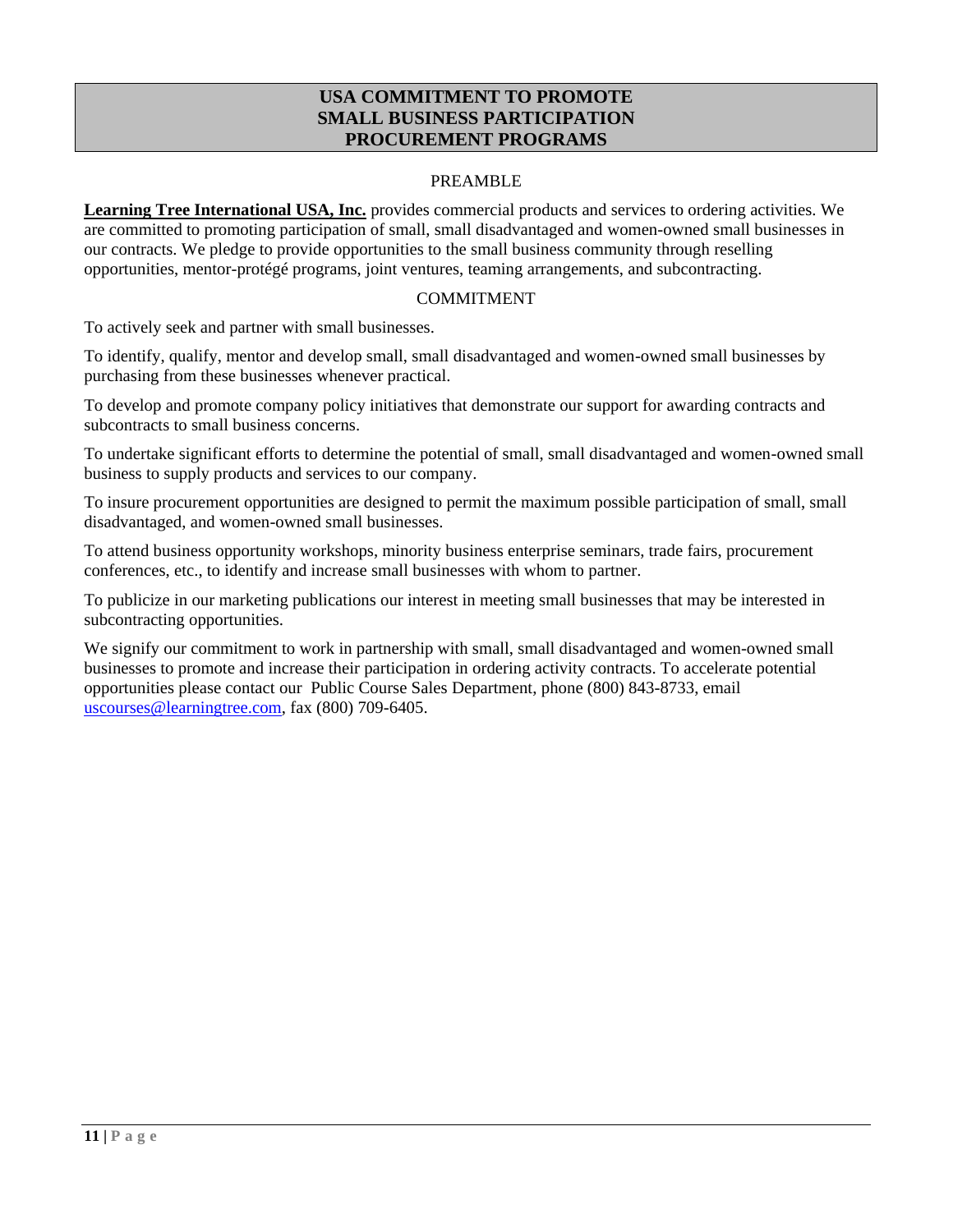# USA COMMITMENT TO PROMOTE SMALL BUSINESS PARTICIPATION PROCUREMENT PROGRAMS

PREAMBLE

**Learning Tree International USA, Inc.** provides commercial products and services to ordering activities. We are committed to promoting participation of small, small disadvantaged and women-owned small businesses in our contracts. We pledge to provide opportunities to the small business community through reselling opportunities, mentor-protégé programs, joint ventures, teaming arrangements, and subcontracting.

COMMITMENT

To actively seek and partner with small businesses.

To identify, qualify, mentor and develop small, small disadvantaged and women-owned small businesses by purchasing from these businesses whenever practical.

To develop and promote company policy initiatives that demonstrate our support for awarding contracts and subcontracts to small business concerns.

To undertake significant efforts to determine the potential of small, small disadvantaged and women-owned small business to supply products and services to our company.

To insure procurement opportunities are designed to permit the maximum possible participation of small, small disadvantaged, and women-owned small businesses.

To attend business opportunity workshops, minority business enterprise seminars, trade fairs, procurement conferences, etc., to identify and increase small businesses with whom to partner.

To publicize in our marketing publications our interest in meeting small businesses that may be interested in subcontracting opportunities.

We signify our commitment to work in partnership with small, small disadvantaged and women-owned small businesses to promote and increase their participation in ordering activity contracts. To accelerate potential opportunities please contact our Public Course Sales Department, phone (800) 843-8733, email uscourses@learningtree.com, fax (800) 709-6405.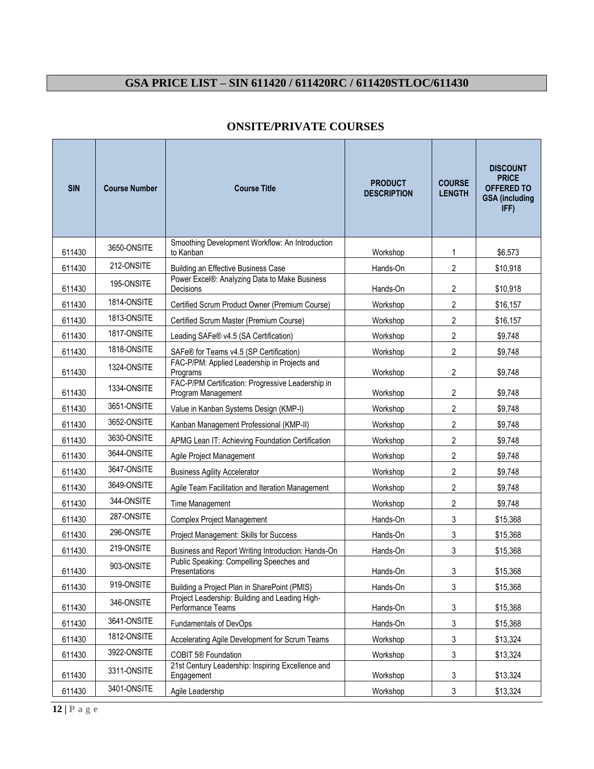# GSA PRICE LIST – SIN 611420 / 611420RC / 611420STLOC/611430

## ONSITE/PRIVATE COURSES

| SIN | Course Number | Course Title | PRODUCT DESCRIPTION | COURSE LENGTH | DISCOUNT PRICE OFFERED TO GSA (including IFF) |
|---|---|---|---|---|---|
| 611430 | 3650-ONSITE | Smoothing Development Workflow: An Introduction to Kanban | Workshop | 1 | $6,573 |
| 611430 | 212-ONSITE | Building an Effective Business Case | Hands-On | 2 | $10,918 |
| 611430 | 195-ONSITE | Power Excel®: Analyzing Data to Make Business Decisions | Hands-On | 2 | $10,918 |
| 611430 | 1814-ONSITE | Certified Scrum Product Owner (Premium Course) | Workshop | 2 | $16,157 |
| 611430 | 1813-ONSITE | Certified Scrum Master (Premium Course) | Workshop | 2 | $16,157 |
| 611430 | 1817-ONSITE | Leading SAFe® v4.5 (SA Certification) | Workshop | 2 | $9,748 |
| 611430 | 1818-ONSITE | SAFe® for Teams v4.5 (SP Certification) | Workshop | 2 | $9,748 |
| 611430 | 1324-ONSITE | FAC-P/PM: Applied Leadership in Projects and Programs | Workshop | 2 | $9,748 |
| 611430 | 1334-ONSITE | FAC-P/PM Certification: Progressive Leadership in Program Management | Workshop | 2 | $9,748 |
| 611430 | 3651-ONSITE | Value in Kanban Systems Design (KMP-I) | Workshop | 2 | $9,748 |
| 611430 | 3652-ONSITE | Kanban Management Professional (KMP-II) | Workshop | 2 | $9,748 |
| 611430 | 3630-ONSITE | APMG Lean IT: Achieving Foundation Certification | Workshop | 2 | $9,748 |
| 611430 | 3644-ONSITE | Agile Project Management | Workshop | 2 | $9,748 |
| 611430 | 3647-ONSITE | Business Agility Accelerator | Workshop | 2 | $9,748 |
| 611430 | 3649-ONSITE | Agile Team Facilitation and Iteration Management | Workshop | 2 | $9,748 |
| 611430 | 344-ONSITE | Time Management | Workshop | 2 | $9,748 |
| 611430 | 287-ONSITE | Complex Project Management | Hands-On | 3 | $15,368 |
| 611430 | 296-ONSITE | Project Management: Skills for Success | Hands-On | 3 | $15,368 |
| 611430 | 219-ONSITE | Business and Report Writing Introduction: Hands-On | Hands-On | 3 | $15,368 |
| 611430 | 903-ONSITE | Public Speaking: Compelling Speeches and Presentations | Hands-On | 3 | $15,368 |
| 611430 | 919-ONSITE | Building a Project Plan in SharePoint (PMIS) | Hands-On | 3 | $15,368 |
| 611430 | 346-ONSITE | Project Leadership: Building and Leading High-Performance Teams | Hands-On | 3 | $15,368 |
| 611430 | 3641-ONSITE | Fundamentals of DevOps | Hands-On | 3 | $15,368 |
| 611430 | 1812-ONSITE | Accelerating Agile Development for Scrum Teams | Workshop | 3 | $13,324 |
| 611430 | 3922-ONSITE | COBIT 5® Foundation | Workshop | 3 | $13,324 |
| 611430 | 3311-ONSITE | 21st Century Leadership: Inspiring Excellence and Engagement | Workshop | 3 | $13,324 |
| 611430 | 3401-ONSITE | Agile Leadership | Workshop | 3 | $13,324 |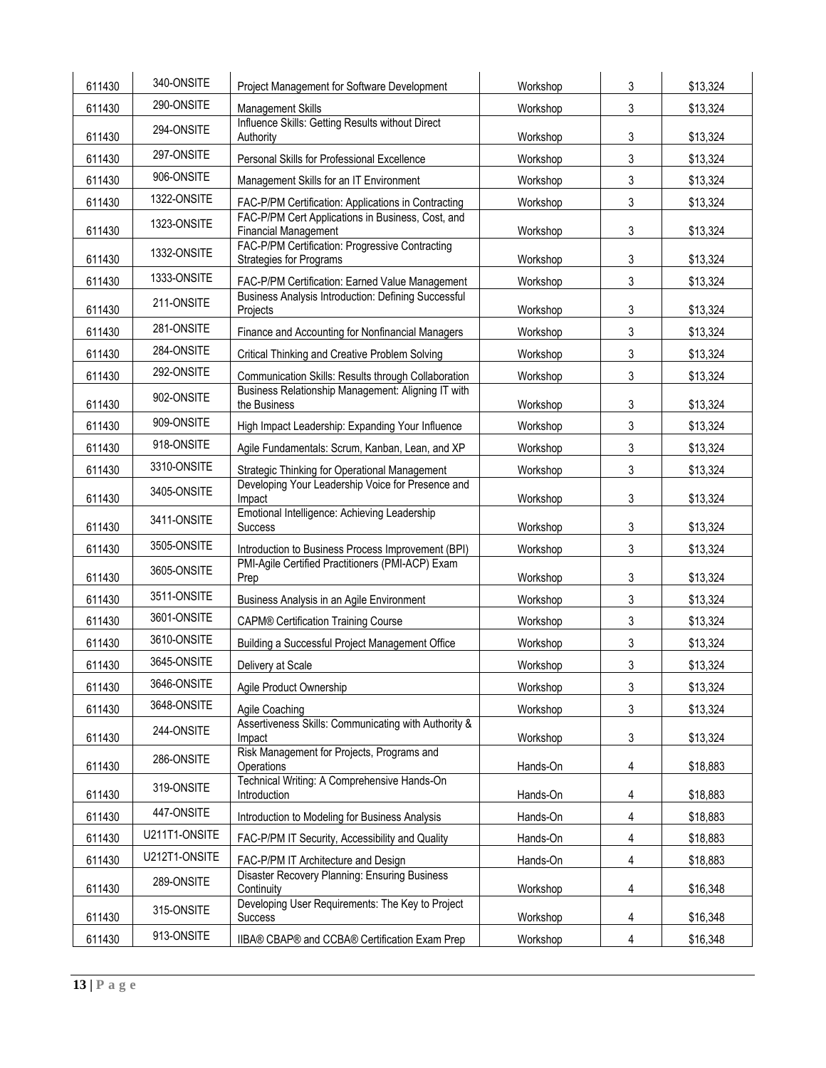| 611430 | 340-ONSITE | Project Management for Software Development | Workshop | 3 | $13,324 |
|---|---|---|---|---|---|
| 611430 | 290-ONSITE | Management Skills | Workshop | 3 | $13,324 |
| 611430 | 294-ONSITE | Influence Skills: Getting Results without Direct Authority | Workshop | 3 | $13,324 |
| 611430 | 297-ONSITE | Personal Skills for Professional Excellence | Workshop | 3 | $13,324 |
| 611430 | 906-ONSITE | Management Skills for an IT Environment | Workshop | 3 | $13,324 |
| 611430 | 1322-ONSITE | FAC-P/PM Certification: Applications in Contracting | Workshop | 3 | $13,324 |
| 611430 | 1323-ONSITE | FAC-P/PM Cert Applications in Business, Cost, and Financial Management | Workshop | 3 | $13,324 |
| 611430 | 1332-ONSITE | FAC-P/PM Certification: Progressive Contracting Strategies for Programs | Workshop | 3 | $13,324 |
| 611430 | 1333-ONSITE | FAC-P/PM Certification: Earned Value Management | Workshop | 3 | $13,324 |
| 611430 | 211-ONSITE | Business Analysis Introduction: Defining Successful Projects | Workshop | 3 | $13,324 |
| 611430 | 281-ONSITE | Finance and Accounting for Nonfinancial Managers | Workshop | 3 | $13,324 |
| 611430 | 284-ONSITE | Critical Thinking and Creative Problem Solving | Workshop | 3 | $13,324 |
| 611430 | 292-ONSITE | Communication Skills: Results through Collaboration | Workshop | 3 | $13,324 |
| 611430 | 902-ONSITE | Business Relationship Management: Aligning IT with the Business | Workshop | 3 | $13,324 |
| 611430 | 909-ONSITE | High Impact Leadership: Expanding Your Influence | Workshop | 3 | $13,324 |
| 611430 | 918-ONSITE | Agile Fundamentals: Scrum, Kanban, Lean, and XP | Workshop | 3 | $13,324 |
| 611430 | 3310-ONSITE | Strategic Thinking for Operational Management | Workshop | 3 | $13,324 |
| 611430 | 3405-ONSITE | Developing Your Leadership Voice for Presence and Impact | Workshop | 3 | $13,324 |
| 611430 | 3411-ONSITE | Emotional Intelligence: Achieving Leadership Success | Workshop | 3 | $13,324 |
| 611430 | 3505-ONSITE | Introduction to Business Process Improvement (BPI) | Workshop | 3 | $13,324 |
| 611430 | 3605-ONSITE | PMI-Agile Certified Practitioners (PMI-ACP) Exam Prep | Workshop | 3 | $13,324 |
| 611430 | 3511-ONSITE | Business Analysis in an Agile Environment | Workshop | 3 | $13,324 |
| 611430 | 3601-ONSITE | CAPM® Certification Training Course | Workshop | 3 | $13,324 |
| 611430 | 3610-ONSITE | Building a Successful Project Management Office | Workshop | 3 | $13,324 |
| 611430 | 3645-ONSITE | Delivery at Scale | Workshop | 3 | $13,324 |
| 611430 | 3646-ONSITE | Agile Product Ownership | Workshop | 3 | $13,324 |
| 611430 | 3648-ONSITE | Agile Coaching | Workshop | 3 | $13,324 |
| 611430 | 244-ONSITE | Assertiveness Skills: Communicating with Authority & Impact | Workshop | 3 | $13,324 |
| 611430 | 286-ONSITE | Risk Management for Projects, Programs and Operations | Hands-On | 4 | $18,883 |
| 611430 | 319-ONSITE | Technical Writing: A Comprehensive Hands-On Introduction | Hands-On | 4 | $18,883 |
| 611430 | 447-ONSITE | Introduction to Modeling for Business Analysis | Hands-On | 4 | $18,883 |
| 611430 | U211T1-ONSITE | FAC-P/PM IT Security, Accessibility and Quality | Hands-On | 4 | $18,883 |
| 611430 | U212T1-ONSITE | FAC-P/PM IT Architecture and Design | Hands-On | 4 | $18,883 |
| 611430 | 289-ONSITE | Disaster Recovery Planning: Ensuring Business Continuity | Workshop | 4 | $16,348 |
| 611430 | 315-ONSITE | Developing User Requirements: The Key to Project Success | Workshop | 4 | $16,348 |
| 611430 | 913-ONSITE | IIBA® CBAP® and CCBA® Certification Exam Prep | Workshop | 4 | $16,348 |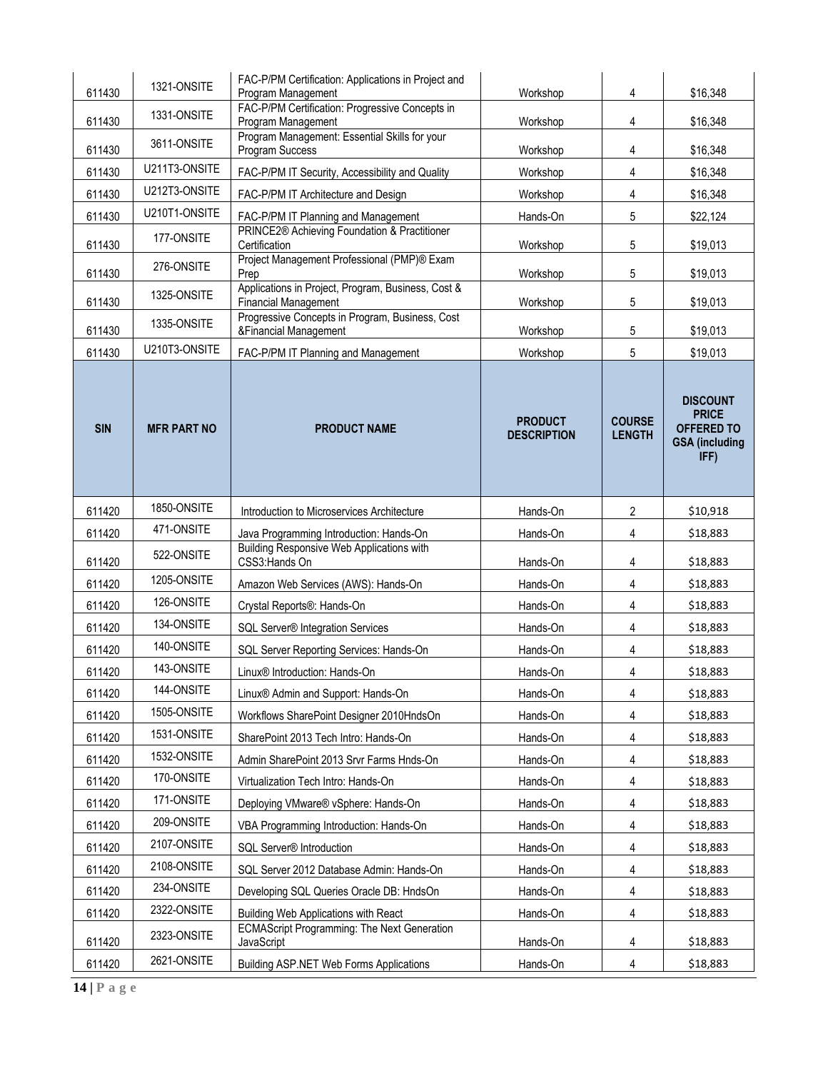| | | | | | |
|---|---|---|---|---|---|
| 611430 | 1321-ONSITE | FAC-P/PM Certification: Applications in Project and Program Management | Workshop | 4 | $16,348 |
| 611430 | 1331-ONSITE | FAC-P/PM Certification: Progressive Concepts in Program Management | Workshop | 4 | $16,348 |
| 611430 | 3611-ONSITE | Program Management: Essential Skills for your Program Success | Workshop | 4 | $16,348 |
| 611430 | U211T3-ONSITE | FAC-P/PM IT Security, Accessibility and Quality | Workshop | 4 | $16,348 |
| 611430 | U212T3-ONSITE | FAC-P/PM IT Architecture and Design | Workshop | 4 | $16,348 |
| 611430 | U210T1-ONSITE | FAC-P/PM IT Planning and Management | Hands-On | 5 | $22,124 |
| 611430 | 177-ONSITE | PRINCE2® Achieving Foundation & Practitioner Certification | Workshop | 5 | $19,013 |
| 611430 | 276-ONSITE | Project Management Professional (PMP)® Exam Prep | Workshop | 5 | $19,013 |
| 611430 | 1325-ONSITE | Applications in Project, Program, Business, Cost & Financial Management | Workshop | 5 | $19,013 |
| 611430 | 1335-ONSITE | Progressive Concepts in Program, Business, Cost &Financial Management | Workshop | 5 | $19,013 |
| 611430 | U210T3-ONSITE | FAC-P/PM IT Planning and Management | Workshop | 5 | $19,013 |

| SIN | MFR PART NO | PRODUCT NAME | PRODUCT DESCRIPTION | COURSE LENGTH | DISCOUNT PRICE OFFERED TO GSA (including IFF) |
|---|---|---|---|---|---|
| 611420 | 1850-ONSITE | Introduction to Microservices Architecture | Hands-On | 2 | $10,918 |
| 611420 | 471-ONSITE | Java Programming Introduction: Hands-On | Hands-On | 4 | $18,883 |
| 611420 | 522-ONSITE | Building Responsive Web Applications with CSS3:Hands On | Hands-On | 4 | $18,883 |
| 611420 | 1205-ONSITE | Amazon Web Services (AWS): Hands-On | Hands-On | 4 | $18,883 |
| 611420 | 126-ONSITE | Crystal Reports®: Hands-On | Hands-On | 4 | $18,883 |
| 611420 | 134-ONSITE | SQL Server® Integration Services | Hands-On | 4 | $18,883 |
| 611420 | 140-ONSITE | SQL Server Reporting Services: Hands-On | Hands-On | 4 | $18,883 |
| 611420 | 143-ONSITE | Linux® Introduction: Hands-On | Hands-On | 4 | $18,883 |
| 611420 | 144-ONSITE | Linux® Admin and Support: Hands-On | Hands-On | 4 | $18,883 |
| 611420 | 1505-ONSITE | Workflows SharePoint Designer 2010HndsOn | Hands-On | 4 | $18,883 |
| 611420 | 1531-ONSITE | SharePoint 2013 Tech Intro: Hands-On | Hands-On | 4 | $18,883 |
| 611420 | 1532-ONSITE | Admin SharePoint 2013 Srvr Farms Hnds-On | Hands-On | 4 | $18,883 |
| 611420 | 170-ONSITE | Virtualization Tech Intro: Hands-On | Hands-On | 4 | $18,883 |
| 611420 | 171-ONSITE | Deploying VMware® vSphere: Hands-On | Hands-On | 4 | $18,883 |
| 611420 | 209-ONSITE | VBA Programming Introduction: Hands-On | Hands-On | 4 | $18,883 |
| 611420 | 2107-ONSITE | SQL Server® Introduction | Hands-On | 4 | $18,883 |
| 611420 | 2108-ONSITE | SQL Server 2012 Database Admin: Hands-On | Hands-On | 4 | $18,883 |
| 611420 | 234-ONSITE | Developing SQL Queries Oracle DB: HndsOn | Hands-On | 4 | $18,883 |
| 611420 | 2322-ONSITE | Building Web Applications with React | Hands-On | 4 | $18,883 |
| 611420 | 2323-ONSITE | ECMAScript Programming: The Next Generation JavaScript | Hands-On | 4 | $18,883 |
| 611420 | 2621-ONSITE | Building ASP.NET Web Forms Applications | Hands-On | 4 | $18,883 |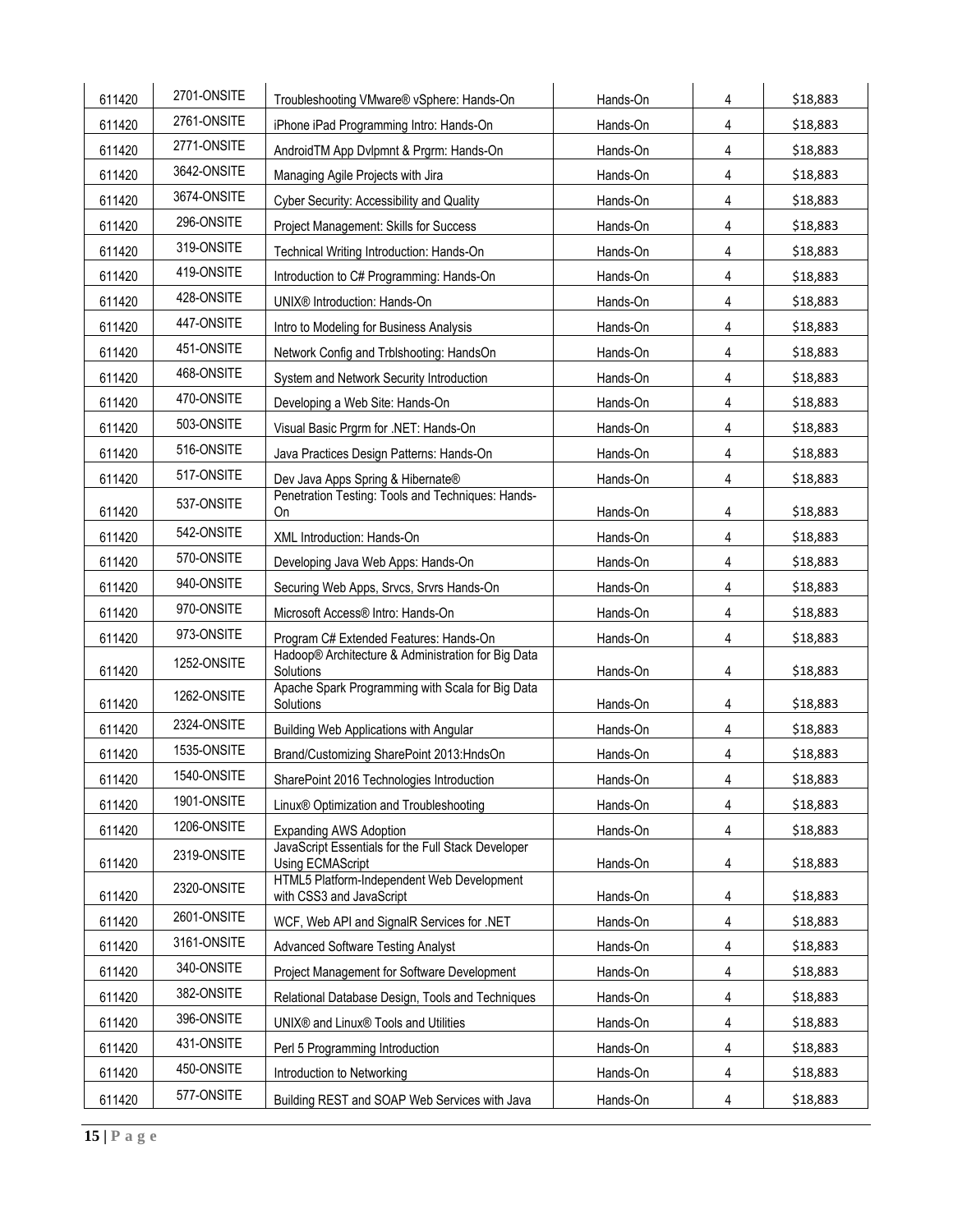| 611420 | 2701-ONSITE | Troubleshooting VMware® vSphere: Hands-On | Hands-On | 4 | $18,883 |
|---|---|---|---|---|---|
| 611420 | 2761-ONSITE | iPhone iPad Programming Intro: Hands-On | Hands-On | 4 | $18,883 |
| 611420 | 2771-ONSITE | AndroidTM App Dvlpmnt & Prgrm: Hands-On | Hands-On | 4 | $18,883 |
| 611420 | 3642-ONSITE | Managing Agile Projects with Jira | Hands-On | 4 | $18,883 |
| 611420 | 3674-ONSITE | Cyber Security: Accessibility and Quality | Hands-On | 4 | $18,883 |
| 611420 | 296-ONSITE | Project Management: Skills for Success | Hands-On | 4 | $18,883 |
| 611420 | 319-ONSITE | Technical Writing Introduction: Hands-On | Hands-On | 4 | $18,883 |
| 611420 | 419-ONSITE | Introduction to C# Programming: Hands-On | Hands-On | 4 | $18,883 |
| 611420 | 428-ONSITE | UNIX® Introduction: Hands-On | Hands-On | 4 | $18,883 |
| 611420 | 447-ONSITE | Intro to Modeling for Business Analysis | Hands-On | 4 | $18,883 |
| 611420 | 451-ONSITE | Network Config and Trblshooting: HandsOn | Hands-On | 4 | $18,883 |
| 611420 | 468-ONSITE | System and Network Security Introduction | Hands-On | 4 | $18,883 |
| 611420 | 470-ONSITE | Developing a Web Site: Hands-On | Hands-On | 4 | $18,883 |
| 611420 | 503-ONSITE | Visual Basic Prgrm for .NET: Hands-On | Hands-On | 4 | $18,883 |
| 611420 | 516-ONSITE | Java Practices Design Patterns: Hands-On | Hands-On | 4 | $18,883 |
| 611420 | 517-ONSITE | Dev Java Apps Spring & Hibernate® | Hands-On | 4 | $18,883 |
| 611420 | 537-ONSITE | Penetration Testing: Tools and Techniques: Hands-On | Hands-On | 4 | $18,883 |
| 611420 | 542-ONSITE | XML Introduction: Hands-On | Hands-On | 4 | $18,883 |
| 611420 | 570-ONSITE | Developing Java Web Apps: Hands-On | Hands-On | 4 | $18,883 |
| 611420 | 940-ONSITE | Securing Web Apps, Srvcs, Srvrs Hands-On | Hands-On | 4 | $18,883 |
| 611420 | 970-ONSITE | Microsoft Access® Intro: Hands-On | Hands-On | 4 | $18,883 |
| 611420 | 973-ONSITE | Program C# Extended Features: Hands-On | Hands-On | 4 | $18,883 |
| 611420 | 1252-ONSITE | Hadoop® Architecture & Administration for Big Data Solutions | Hands-On | 4 | $18,883 |
| 611420 | 1262-ONSITE | Apache Spark Programming with Scala for Big Data Solutions | Hands-On | 4 | $18,883 |
| 611420 | 2324-ONSITE | Building Web Applications with Angular | Hands-On | 4 | $18,883 |
| 611420 | 1535-ONSITE | Brand/Customizing SharePoint 2013:HndsOn | Hands-On | 4 | $18,883 |
| 611420 | 1540-ONSITE | SharePoint 2016 Technologies Introduction | Hands-On | 4 | $18,883 |
| 611420 | 1901-ONSITE | Linux® Optimization and Troubleshooting | Hands-On | 4 | $18,883 |
| 611420 | 1206-ONSITE | Expanding AWS Adoption | Hands-On | 4 | $18,883 |
| 611420 | 2319-ONSITE | JavaScript Essentials for the Full Stack Developer Using ECMAScript | Hands-On | 4 | $18,883 |
| 611420 | 2320-ONSITE | HTML5 Platform-Independent Web Development with CSS3 and JavaScript | Hands-On | 4 | $18,883 |
| 611420 | 2601-ONSITE | WCF, Web API and SignalR Services for .NET | Hands-On | 4 | $18,883 |
| 611420 | 3161-ONSITE | Advanced Software Testing Analyst | Hands-On | 4 | $18,883 |
| 611420 | 340-ONSITE | Project Management for Software Development | Hands-On | 4 | $18,883 |
| 611420 | 382-ONSITE | Relational Database Design, Tools and Techniques | Hands-On | 4 | $18,883 |
| 611420 | 396-ONSITE | UNIX® and Linux® Tools and Utilities | Hands-On | 4 | $18,883 |
| 611420 | 431-ONSITE | Perl 5 Programming Introduction | Hands-On | 4 | $18,883 |
| 611420 | 450-ONSITE | Introduction to Networking | Hands-On | 4 | $18,883 |
| 611420 | 577-ONSITE | Building REST and SOAP Web Services with Java | Hands-On | 4 | $18,883 |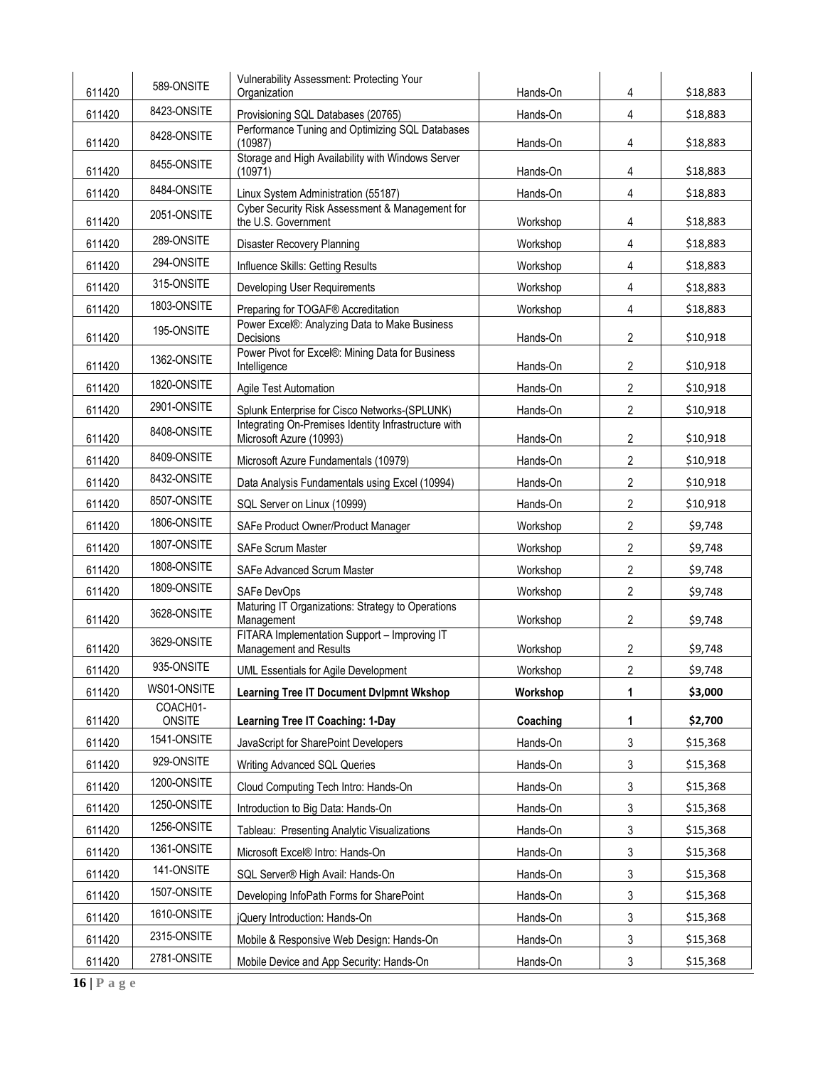| | | | | | |
|---|---|---|---|---|---|
| 611420 | 589-ONSITE | Vulnerability Assessment: Protecting Your Organization | Hands-On | 4 | $18,883 |
| 611420 | 8423-ONSITE | Provisioning SQL Databases (20765) | Hands-On | 4 | $18,883 |
| 611420 | 8428-ONSITE | Performance Tuning and Optimizing SQL Databases (10987) | Hands-On | 4 | $18,883 |
| 611420 | 8455-ONSITE | Storage and High Availability with Windows Server (10971) | Hands-On | 4 | $18,883 |
| 611420 | 8484-ONSITE | Linux System Administration (55187) | Hands-On | 4 | $18,883 |
| 611420 | 2051-ONSITE | Cyber Security Risk Assessment & Management for the U.S. Government | Workshop | 4 | $18,883 |
| 611420 | 289-ONSITE | Disaster Recovery Planning | Workshop | 4 | $18,883 |
| 611420 | 294-ONSITE | Influence Skills: Getting Results | Workshop | 4 | $18,883 |
| 611420 | 315-ONSITE | Developing User Requirements | Workshop | 4 | $18,883 |
| 611420 | 1803-ONSITE | Preparing for TOGAF® Accreditation | Workshop | 4 | $18,883 |
| 611420 | 195-ONSITE | Power Excel®: Analyzing Data to Make Business Decisions | Hands-On | 2 | $10,918 |
| 611420 | 1362-ONSITE | Power Pivot for Excel®: Mining Data for Business Intelligence | Hands-On | 2 | $10,918 |
| 611420 | 1820-ONSITE | Agile Test Automation | Hands-On | 2 | $10,918 |
| 611420 | 2901-ONSITE | Splunk Enterprise for Cisco Networks-(SPLUNK) | Hands-On | 2 | $10,918 |
| 611420 | 8408-ONSITE | Integrating On-Premises Identity Infrastructure with Microsoft Azure (10993) | Hands-On | 2 | $10,918 |
| 611420 | 8409-ONSITE | Microsoft Azure Fundamentals (10979) | Hands-On | 2 | $10,918 |
| 611420 | 8432-ONSITE | Data Analysis Fundamentals using Excel (10994) | Hands-On | 2 | $10,918 |
| 611420 | 8507-ONSITE | SQL Server on Linux (10999) | Hands-On | 2 | $10,918 |
| 611420 | 1806-ONSITE | SAFe Product Owner/Product Manager | Workshop | 2 | $9,748 |
| 611420 | 1807-ONSITE | SAFe Scrum Master | Workshop | 2 | $9,748 |
| 611420 | 1808-ONSITE | SAFe Advanced Scrum Master | Workshop | 2 | $9,748 |
| 611420 | 1809-ONSITE | SAFe DevOps | Workshop | 2 | $9,748 |
| 611420 | 3628-ONSITE | Maturing IT Organizations: Strategy to Operations Management | Workshop | 2 | $9,748 |
| 611420 | 3629-ONSITE | FITARA Implementation Support – Improving IT Management and Results | Workshop | 2 | $9,748 |
| 611420 | 935-ONSITE | UML Essentials for Agile Development | Workshop | 2 | $9,748 |
| 611420 | WS01-ONSITE | **Learning Tree IT Document Dvlpmnt Wkshop** | **Workshop** | **1** | **$3,000** |
| 611420 | COACH01-ONSITE | **Learning Tree IT Coaching: 1-Day** | **Coaching** | **1** | **$2,700** |
| 611420 | 1541-ONSITE | JavaScript for SharePoint Developers | Hands-On | 3 | $15,368 |
| 611420 | 929-ONSITE | Writing Advanced SQL Queries | Hands-On | 3 | $15,368 |
| 611420 | 1200-ONSITE | Cloud Computing Tech Intro: Hands-On | Hands-On | 3 | $15,368 |
| 611420 | 1250-ONSITE | Introduction to Big Data: Hands-On | Hands-On | 3 | $15,368 |
| 611420 | 1256-ONSITE | Tableau: Presenting Analytic Visualizations | Hands-On | 3 | $15,368 |
| 611420 | 1361-ONSITE | Microsoft Excel® Intro: Hands-On | Hands-On | 3 | $15,368 |
| 611420 | 141-ONSITE | SQL Server® High Avail: Hands-On | Hands-On | 3 | $15,368 |
| 611420 | 1507-ONSITE | Developing InfoPath Forms for SharePoint | Hands-On | 3 | $15,368 |
| 611420 | 1610-ONSITE | jQuery Introduction: Hands-On | Hands-On | 3 | $15,368 |
| 611420 | 2315-ONSITE | Mobile & Responsive Web Design: Hands-On | Hands-On | 3 | $15,368 |
| 611420 | 2781-ONSITE | Mobile Device and App Security: Hands-On | Hands-On | 3 | $15,368 |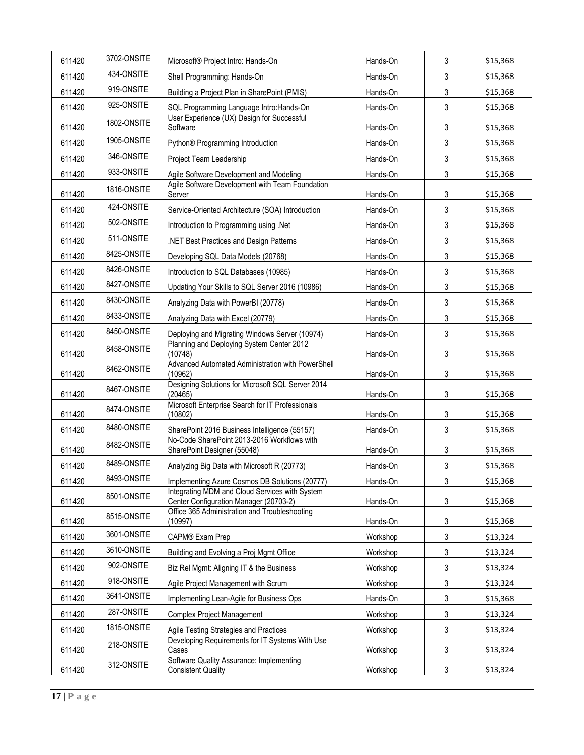| 611420 | 3702-ONSITE | Microsoft® Project Intro: Hands-On | Hands-On | 3 | $15,368 |
|---|---|---|---|---|---|
| 611420 | 434-ONSITE | Shell Programming: Hands-On | Hands-On | 3 | $15,368 |
| 611420 | 919-ONSITE | Building a Project Plan in SharePoint (PMIS) | Hands-On | 3 | $15,368 |
| 611420 | 925-ONSITE | SQL Programming Language Intro:Hands-On | Hands-On | 3 | $15,368 |
| 611420 | 1802-ONSITE | User Experience (UX) Design for Successful Software | Hands-On | 3 | $15,368 |
| 611420 | 1905-ONSITE | Python® Programming Introduction | Hands-On | 3 | $15,368 |
| 611420 | 346-ONSITE | Project Team Leadership | Hands-On | 3 | $15,368 |
| 611420 | 933-ONSITE | Agile Software Development and Modeling | Hands-On | 3 | $15,368 |
| 611420 | 1816-ONSITE | Agile Software Development with Team Foundation Server | Hands-On | 3 | $15,368 |
| 611420 | 424-ONSITE | Service-Oriented Architecture (SOA) Introduction | Hands-On | 3 | $15,368 |
| 611420 | 502-ONSITE | Introduction to Programming using .Net | Hands-On | 3 | $15,368 |
| 611420 | 511-ONSITE | .NET Best Practices and Design Patterns | Hands-On | 3 | $15,368 |
| 611420 | 8425-ONSITE | Developing SQL Data Models (20768) | Hands-On | 3 | $15,368 |
| 611420 | 8426-ONSITE | Introduction to SQL Databases (10985) | Hands-On | 3 | $15,368 |
| 611420 | 8427-ONSITE | Updating Your Skills to SQL Server 2016 (10986) | Hands-On | 3 | $15,368 |
| 611420 | 8430-ONSITE | Analyzing Data with PowerBI (20778) | Hands-On | 3 | $15,368 |
| 611420 | 8433-ONSITE | Analyzing Data with Excel (20779) | Hands-On | 3 | $15,368 |
| 611420 | 8450-ONSITE | Deploying and Migrating Windows Server (10974) | Hands-On | 3 | $15,368 |
| 611420 | 8458-ONSITE | Planning and Deploying System Center 2012 (10748) | Hands-On | 3 | $15,368 |
| 611420 | 8462-ONSITE | Advanced Automated Administration with PowerShell (10962) | Hands-On | 3 | $15,368 |
| 611420 | 8467-ONSITE | Designing Solutions for Microsoft SQL Server 2014 (20465) | Hands-On | 3 | $15,368 |
| 611420 | 8474-ONSITE | Microsoft Enterprise Search for IT Professionals (10802) | Hands-On | 3 | $15,368 |
| 611420 | 8480-ONSITE | SharePoint 2016 Business Intelligence (55157) | Hands-On | 3 | $15,368 |
| 611420 | 8482-ONSITE | No-Code SharePoint 2013-2016 Workflows with SharePoint Designer (55048) | Hands-On | 3 | $15,368 |
| 611420 | 8489-ONSITE | Analyzing Big Data with Microsoft R (20773) | Hands-On | 3 | $15,368 |
| 611420 | 8493-ONSITE | Implementing Azure Cosmos DB Solutions (20777) | Hands-On | 3 | $15,368 |
| 611420 | 8501-ONSITE | Integrating MDM and Cloud Services with System Center Configuration Manager (20703-2) | Hands-On | 3 | $15,368 |
| 611420 | 8515-ONSITE | Office 365 Administration and Troubleshooting (10997) | Hands-On | 3 | $15,368 |
| 611420 | 3601-ONSITE | CAPM® Exam Prep | Workshop | 3 | $13,324 |
| 611420 | 3610-ONSITE | Building and Evolving a Proj Mgmt Office | Workshop | 3 | $13,324 |
| 611420 | 902-ONSITE | Biz Rel Mgmt: Aligning IT & the Business | Workshop | 3 | $13,324 |
| 611420 | 918-ONSITE | Agile Project Management with Scrum | Workshop | 3 | $13,324 |
| 611420 | 3641-ONSITE | Implementing Lean-Agile for Business Ops | Hands-On | 3 | $15,368 |
| 611420 | 287-ONSITE | Complex Project Management | Workshop | 3 | $13,324 |
| 611420 | 1815-ONSITE | Agile Testing Strategies and Practices | Workshop | 3 | $13,324 |
| 611420 | 218-ONSITE | Developing Requirements for IT Systems With Use Cases | Workshop | 3 | $13,324 |
| 611420 | 312-ONSITE | Software Quality Assurance: Implementing Consistent Quality | Workshop | 3 | $13,324 |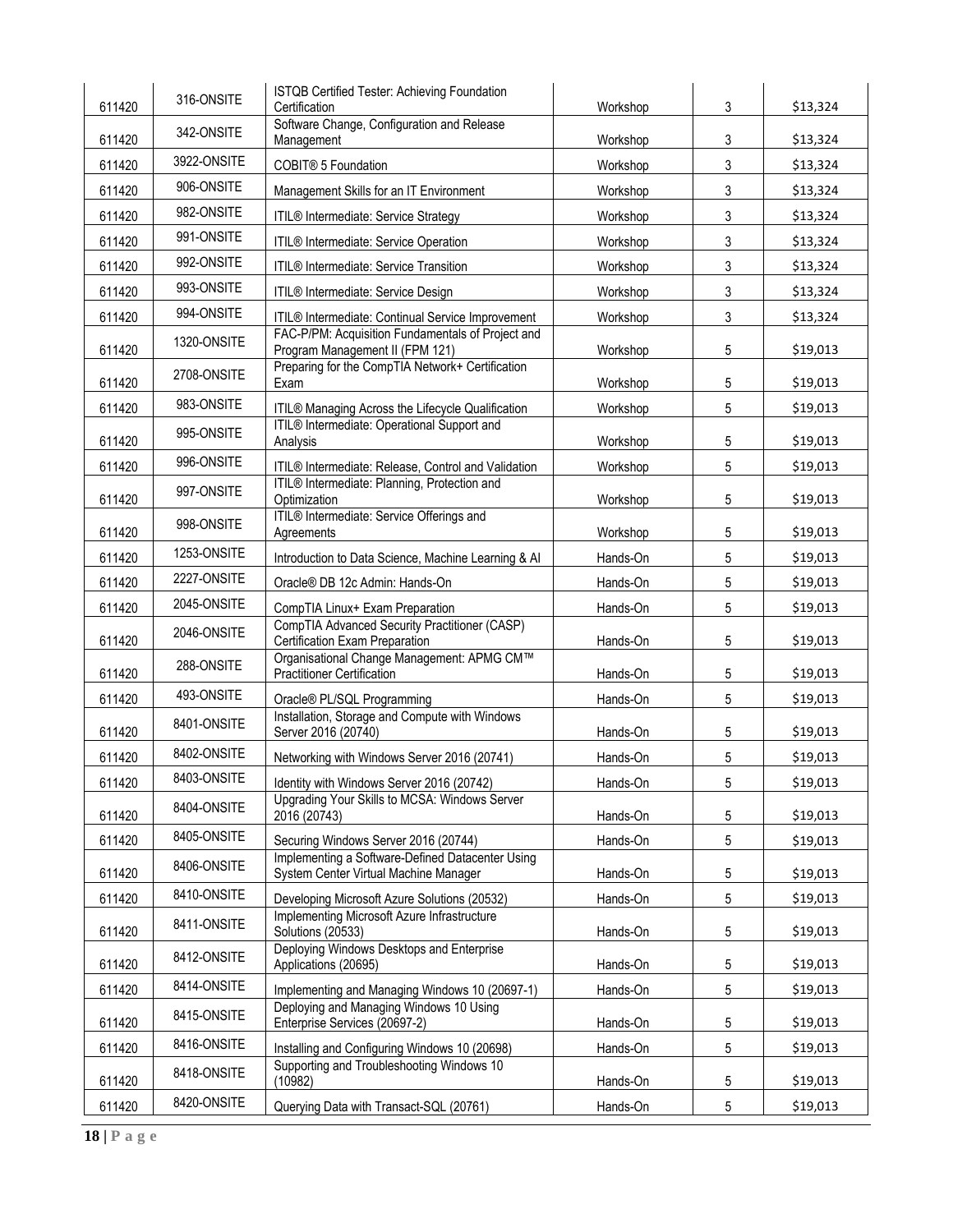| | | | | | |
|---|---|---|---|---|---|
| 611420 | 316-ONSITE | ISTQB Certified Tester: Achieving Foundation Certification | Workshop | 3 | $13,324 |
| 611420 | 342-ONSITE | Software Change, Configuration and Release Management | Workshop | 3 | $13,324 |
| 611420 | 3922-ONSITE | COBIT® 5 Foundation | Workshop | 3 | $13,324 |
| 611420 | 906-ONSITE | Management Skills for an IT Environment | Workshop | 3 | $13,324 |
| 611420 | 982-ONSITE | ITIL® Intermediate: Service Strategy | Workshop | 3 | $13,324 |
| 611420 | 991-ONSITE | ITIL® Intermediate: Service Operation | Workshop | 3 | $13,324 |
| 611420 | 992-ONSITE | ITIL® Intermediate: Service Transition | Workshop | 3 | $13,324 |
| 611420 | 993-ONSITE | ITIL® Intermediate: Service Design | Workshop | 3 | $13,324 |
| 611420 | 994-ONSITE | ITIL® Intermediate: Continual Service Improvement | Workshop | 3 | $13,324 |
| 611420 | 1320-ONSITE | FAC-P/PM: Acquisition Fundamentals of Project and Program Management II (FPM 121) | Workshop | 5 | $19,013 |
| 611420 | 2708-ONSITE | Preparing for the CompTIA Network+ Certification Exam | Workshop | 5 | $19,013 |
| 611420 | 983-ONSITE | ITIL® Managing Across the Lifecycle Qualification | Workshop | 5 | $19,013 |
| 611420 | 995-ONSITE | ITIL® Intermediate: Operational Support and Analysis | Workshop | 5 | $19,013 |
| 611420 | 996-ONSITE | ITIL® Intermediate: Release, Control and Validation | Workshop | 5 | $19,013 |
| 611420 | 997-ONSITE | ITIL® Intermediate: Planning, Protection and Optimization | Workshop | 5 | $19,013 |
| 611420 | 998-ONSITE | ITIL® Intermediate: Service Offerings and Agreements | Workshop | 5 | $19,013 |
| 611420 | 1253-ONSITE | Introduction to Data Science, Machine Learning & AI | Hands-On | 5 | $19,013 |
| 611420 | 2227-ONSITE | Oracle® DB 12c Admin: Hands-On | Hands-On | 5 | $19,013 |
| 611420 | 2045-ONSITE | CompTIA Linux+ Exam Preparation | Hands-On | 5 | $19,013 |
| 611420 | 2046-ONSITE | CompTIA Advanced Security Practitioner (CASP) Certification Exam Preparation | Hands-On | 5 | $19,013 |
| 611420 | 288-ONSITE | Organisational Change Management: APMG CM™ Practitioner Certification | Hands-On | 5 | $19,013 |
| 611420 | 493-ONSITE | Oracle® PL/SQL Programming | Hands-On | 5 | $19,013 |
| 611420 | 8401-ONSITE | Installation, Storage and Compute with Windows Server 2016 (20740) | Hands-On | 5 | $19,013 |
| 611420 | 8402-ONSITE | Networking with Windows Server 2016 (20741) | Hands-On | 5 | $19,013 |
| 611420 | 8403-ONSITE | Identity with Windows Server 2016 (20742) | Hands-On | 5 | $19,013 |
| 611420 | 8404-ONSITE | Upgrading Your Skills to MCSA: Windows Server 2016 (20743) | Hands-On | 5 | $19,013 |
| 611420 | 8405-ONSITE | Securing Windows Server 2016 (20744) | Hands-On | 5 | $19,013 |
| 611420 | 8406-ONSITE | Implementing a Software-Defined Datacenter Using System Center Virtual Machine Manager | Hands-On | 5 | $19,013 |
| 611420 | 8410-ONSITE | Developing Microsoft Azure Solutions (20532) | Hands-On | 5 | $19,013 |
| 611420 | 8411-ONSITE | Implementing Microsoft Azure Infrastructure Solutions (20533) | Hands-On | 5 | $19,013 |
| 611420 | 8412-ONSITE | Deploying Windows Desktops and Enterprise Applications (20695) | Hands-On | 5 | $19,013 |
| 611420 | 8414-ONSITE | Implementing and Managing Windows 10 (20697-1) | Hands-On | 5 | $19,013 |
| 611420 | 8415-ONSITE | Deploying and Managing Windows 10 Using Enterprise Services (20697-2) | Hands-On | 5 | $19,013 |
| 611420 | 8416-ONSITE | Installing and Configuring Windows 10 (20698) | Hands-On | 5 | $19,013 |
| 611420 | 8418-ONSITE | Supporting and Troubleshooting Windows 10 (10982) | Hands-On | 5 | $19,013 |
| 611420 | 8420-ONSITE | Querying Data with Transact-SQL (20761) | Hands-On | 5 | $19,013 |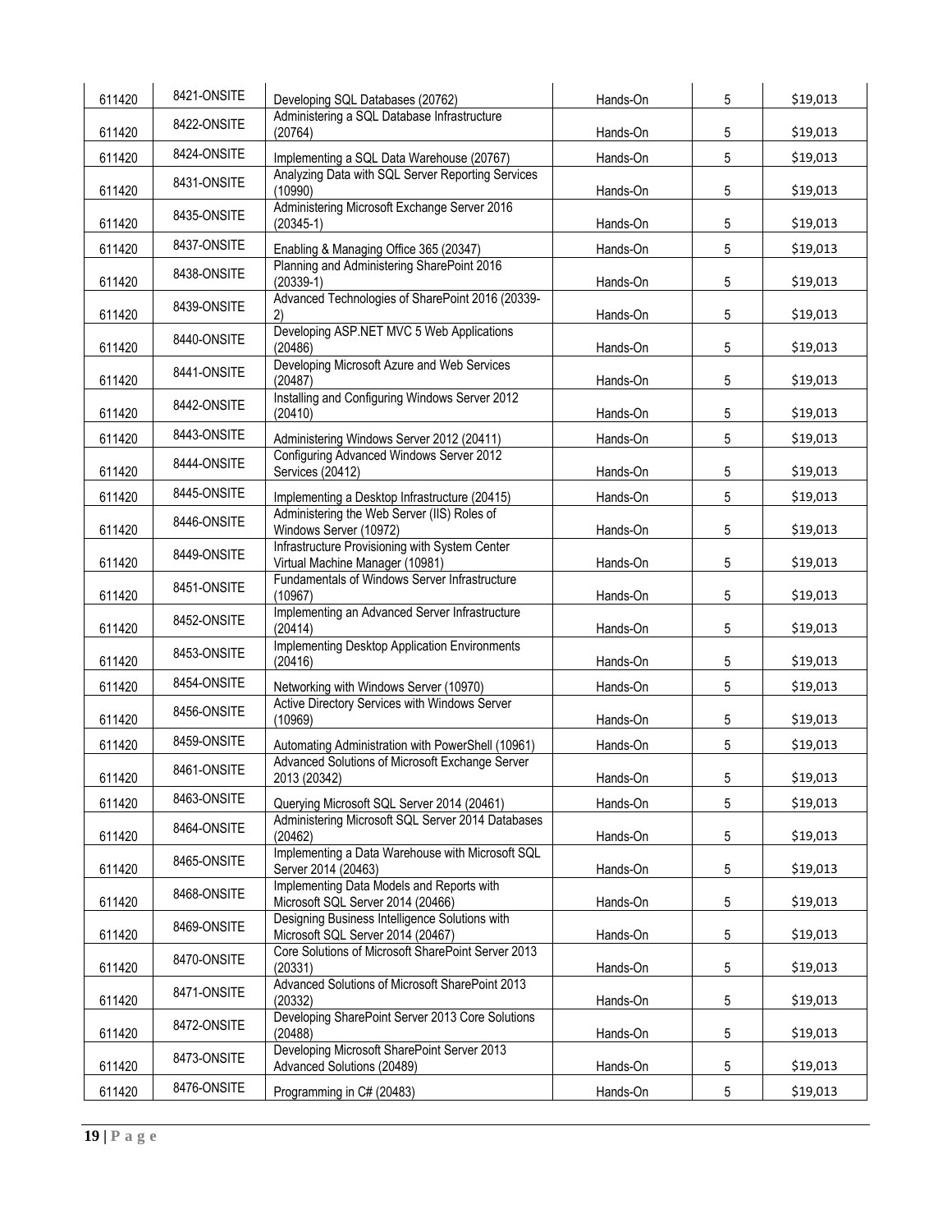| 611420 | 8421-ONSITE | Developing SQL Databases (20762) | Hands-On | 5 | \$19,013 |
|---|---|---|---|---|---|
| 611420 | 8422-ONSITE | Administering a SQL Database Infrastructure (20764) | Hands-On | 5 | \$19,013 |
| 611420 | 8424-ONSITE | Implementing a SQL Data Warehouse (20767) | Hands-On | 5 | \$19,013 |
| 611420 | 8431-ONSITE | Analyzing Data with SQL Server Reporting Services (10990) | Hands-On | 5 | \$19,013 |
| 611420 | 8435-ONSITE | Administering Microsoft Exchange Server 2016 (20345-1) | Hands-On | 5 | \$19,013 |
| 611420 | 8437-ONSITE | Enabling & Managing Office 365 (20347) | Hands-On | 5 | \$19,013 |
| 611420 | 8438-ONSITE | Planning and Administering SharePoint 2016 (20339-1) | Hands-On | 5 | \$19,013 |
| 611420 | 8439-ONSITE | Advanced Technologies of SharePoint 2016 (20339-2) | Hands-On | 5 | \$19,013 |
| 611420 | 8440-ONSITE | Developing ASP.NET MVC 5 Web Applications (20486) | Hands-On | 5 | \$19,013 |
| 611420 | 8441-ONSITE | Developing Microsoft Azure and Web Services (20487) | Hands-On | 5 | \$19,013 |
| 611420 | 8442-ONSITE | Installing and Configuring Windows Server 2012 (20410) | Hands-On | 5 | \$19,013 |
| 611420 | 8443-ONSITE | Administering Windows Server 2012 (20411) | Hands-On | 5 | \$19,013 |
| 611420 | 8444-ONSITE | Configuring Advanced Windows Server 2012 Services (20412) | Hands-On | 5 | \$19,013 |
| 611420 | 8445-ONSITE | Implementing a Desktop Infrastructure (20415) | Hands-On | 5 | \$19,013 |
| 611420 | 8446-ONSITE | Administering the Web Server (IIS) Roles of Windows Server (10972) | Hands-On | 5 | \$19,013 |
| 611420 | 8449-ONSITE | Infrastructure Provisioning with System Center Virtual Machine Manager (10981) | Hands-On | 5 | \$19,013 |
| 611420 | 8451-ONSITE | Fundamentals of Windows Server Infrastructure (10967) | Hands-On | 5 | \$19,013 |
| 611420 | 8452-ONSITE | Implementing an Advanced Server Infrastructure (20414) | Hands-On | 5 | \$19,013 |
| 611420 | 8453-ONSITE | Implementing Desktop Application Environments (20416) | Hands-On | 5 | \$19,013 |
| 611420 | 8454-ONSITE | Networking with Windows Server (10970) | Hands-On | 5 | \$19,013 |
| 611420 | 8456-ONSITE | Active Directory Services with Windows Server (10969) | Hands-On | 5 | \$19,013 |
| 611420 | 8459-ONSITE | Automating Administration with PowerShell (10961) | Hands-On | 5 | \$19,013 |
| 611420 | 8461-ONSITE | Advanced Solutions of Microsoft Exchange Server 2013 (20342) | Hands-On | 5 | \$19,013 |
| 611420 | 8463-ONSITE | Querying Microsoft SQL Server 2014 (20461) | Hands-On | 5 | \$19,013 |
| 611420 | 8464-ONSITE | Administering Microsoft SQL Server 2014 Databases (20462) | Hands-On | 5 | \$19,013 |
| 611420 | 8465-ONSITE | Implementing a Data Warehouse with Microsoft SQL Server 2014 (20463) | Hands-On | 5 | \$19,013 |
| 611420 | 8468-ONSITE | Implementing Data Models and Reports with Microsoft SQL Server 2014 (20466) | Hands-On | 5 | \$19,013 |
| 611420 | 8469-ONSITE | Designing Business Intelligence Solutions with Microsoft SQL Server 2014 (20467) | Hands-On | 5 | \$19,013 |
| 611420 | 8470-ONSITE | Core Solutions of Microsoft SharePoint Server 2013 (20331) | Hands-On | 5 | \$19,013 |
| 611420 | 8471-ONSITE | Advanced Solutions of Microsoft SharePoint 2013 (20332) | Hands-On | 5 | \$19,013 |
| 611420 | 8472-ONSITE | Developing SharePoint Server 2013 Core Solutions (20488) | Hands-On | 5 | \$19,013 |
| 611420 | 8473-ONSITE | Developing Microsoft SharePoint Server 2013 Advanced Solutions (20489) | Hands-On | 5 | \$19,013 |
| 611420 | 8476-ONSITE | Programming in C# (20483) | Hands-On | 5 | \$19,013 |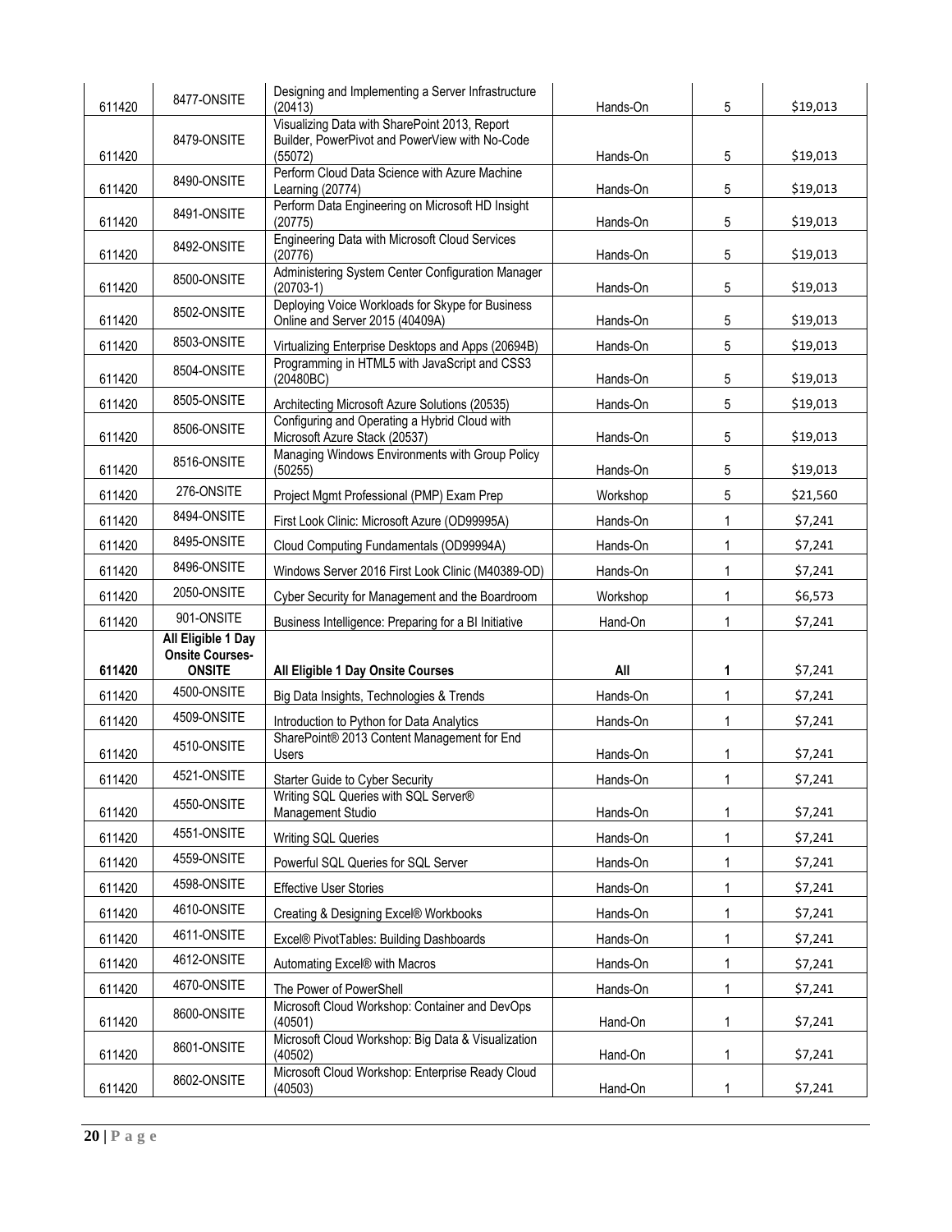| 611420 | 8477-ONSITE | Designing and Implementing a Server Infrastructure (20413) | Hands-On | 5 | $19,013 |
|---|---|---|---|---|---|
| 611420 | 8479-ONSITE | Visualizing Data with SharePoint 2013, Report Builder, PowerPivot and PowerView with No-Code (55072) | Hands-On | 5 | $19,013 |
| 611420 | 8490-ONSITE | Perform Cloud Data Science with Azure Machine Learning (20774) | Hands-On | 5 | $19,013 |
| 611420 | 8491-ONSITE | Perform Data Engineering on Microsoft HD Insight (20775) | Hands-On | 5 | $19,013 |
| 611420 | 8492-ONSITE | Engineering Data with Microsoft Cloud Services (20776) | Hands-On | 5 | $19,013 |
| 611420 | 8500-ONSITE | Administering System Center Configuration Manager (20703-1) | Hands-On | 5 | $19,013 |
| 611420 | 8502-ONSITE | Deploying Voice Workloads for Skype for Business Online and Server 2015 (40409A) | Hands-On | 5 | $19,013 |
| 611420 | 8503-ONSITE | Virtualizing Enterprise Desktops and Apps (20694B) | Hands-On | 5 | $19,013 |
| 611420 | 8504-ONSITE | Programming in HTML5 with JavaScript and CSS3 (20480BC) | Hands-On | 5 | $19,013 |
| 611420 | 8505-ONSITE | Architecting Microsoft Azure Solutions (20535) | Hands-On | 5 | $19,013 |
| 611420 | 8506-ONSITE | Configuring and Operating a Hybrid Cloud with Microsoft Azure Stack (20537) | Hands-On | 5 | $19,013 |
| 611420 | 8516-ONSITE | Managing Windows Environments with Group Policy (50255) | Hands-On | 5 | $19,013 |
| 611420 | 276-ONSITE | Project Mgmt Professional (PMP) Exam Prep | Workshop | 5 | $21,560 |
| 611420 | 8494-ONSITE | First Look Clinic: Microsoft Azure (OD99995A) | Hands-On | 1 | $7,241 |
| 611420 | 8495-ONSITE | Cloud Computing Fundamentals (OD99994A) | Hands-On | 1 | $7,241 |
| 611420 | 8496-ONSITE | Windows Server 2016 First Look Clinic (M40389-OD) | Hands-On | 1 | $7,241 |
| 611420 | 2050-ONSITE | Cyber Security for Management and the Boardroom | Workshop | 1 | $6,573 |
| 611420 | 901-ONSITE | Business Intelligence: Preparing for a BI Initiative | Hand-On | 1 | $7,241 |
| **611420** | **All Eligible 1 Day Onsite Courses-ONSITE** | **All Eligible 1 Day Onsite Courses** | **All** | **1** | $7,241 |
| 611420 | 4500-ONSITE | Big Data Insights, Technologies & Trends | Hands-On | 1 | $7,241 |
| 611420 | 4509-ONSITE | Introduction to Python for Data Analytics | Hands-On | 1 | $7,241 |
| 611420 | 4510-ONSITE | SharePoint® 2013 Content Management for End Users | Hands-On | 1 | $7,241 |
| 611420 | 4521-ONSITE | Starter Guide to Cyber Security | Hands-On | 1 | $7,241 |
| 611420 | 4550-ONSITE | Writing SQL Queries with SQL Server® Management Studio | Hands-On | 1 | $7,241 |
| 611420 | 4551-ONSITE | Writing SQL Queries | Hands-On | 1 | $7,241 |
| 611420 | 4559-ONSITE | Powerful SQL Queries for SQL Server | Hands-On | 1 | $7,241 |
| 611420 | 4598-ONSITE | Effective User Stories | Hands-On | 1 | $7,241 |
| 611420 | 4610-ONSITE | Creating & Designing Excel® Workbooks | Hands-On | 1 | $7,241 |
| 611420 | 4611-ONSITE | Excel® PivotTables: Building Dashboards | Hands-On | 1 | $7,241 |
| 611420 | 4612-ONSITE | Automating Excel® with Macros | Hands-On | 1 | $7,241 |
| 611420 | 4670-ONSITE | The Power of PowerShell | Hands-On | 1 | $7,241 |
| 611420 | 8600-ONSITE | Microsoft Cloud Workshop: Container and DevOps (40501) | Hand-On | 1 | $7,241 |
| 611420 | 8601-ONSITE | Microsoft Cloud Workshop: Big Data & Visualization (40502) | Hand-On | 1 | $7,241 |
| 611420 | 8602-ONSITE | Microsoft Cloud Workshop: Enterprise Ready Cloud (40503) | Hand-On | 1 | $7,241 |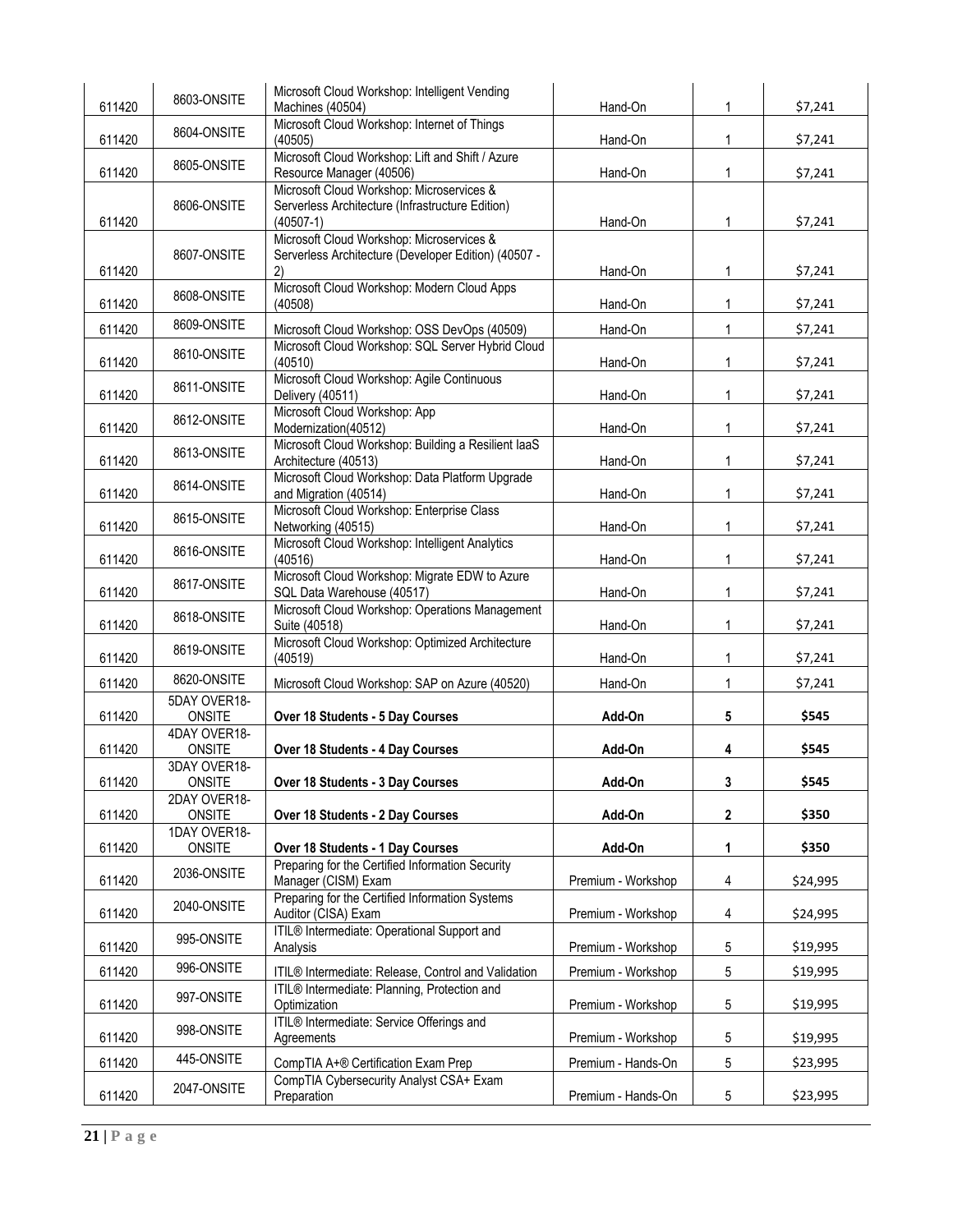| 611420 | 8603-ONSITE | Microsoft Cloud Workshop: Intelligent Vending Machines (40504) | Hand-On | 1 | $7,241 |
|---|---|---|---|---|---|
| 611420 | 8604-ONSITE | Microsoft Cloud Workshop: Internet of Things (40505) | Hand-On | 1 | $7,241 |
| 611420 | 8605-ONSITE | Microsoft Cloud Workshop: Lift and Shift / Azure Resource Manager (40506) | Hand-On | 1 | $7,241 |
| 611420 | 8606-ONSITE | Microsoft Cloud Workshop: Microservices & Serverless Architecture (Infrastructure Edition) (40507-1) | Hand-On | 1 | $7,241 |
| 611420 | 8607-ONSITE | Microsoft Cloud Workshop: Microservices & Serverless Architecture (Developer Edition) (40507 - 2) | Hand-On | 1 | $7,241 |
| 611420 | 8608-ONSITE | Microsoft Cloud Workshop: Modern Cloud Apps (40508) | Hand-On | 1 | $7,241 |
| 611420 | 8609-ONSITE | Microsoft Cloud Workshop: OSS DevOps (40509) | Hand-On | 1 | $7,241 |
| 611420 | 8610-ONSITE | Microsoft Cloud Workshop: SQL Server Hybrid Cloud (40510) | Hand-On | 1 | $7,241 |
| 611420 | 8611-ONSITE | Microsoft Cloud Workshop: Agile Continuous Delivery (40511) | Hand-On | 1 | $7,241 |
| 611420 | 8612-ONSITE | Microsoft Cloud Workshop: App Modernization(40512) | Hand-On | 1 | $7,241 |
| 611420 | 8613-ONSITE | Microsoft Cloud Workshop: Building a Resilient IaaS Architecture (40513) | Hand-On | 1 | $7,241 |
| 611420 | 8614-ONSITE | Microsoft Cloud Workshop: Data Platform Upgrade and Migration (40514) | Hand-On | 1 | $7,241 |
| 611420 | 8615-ONSITE | Microsoft Cloud Workshop: Enterprise Class Networking (40515) | Hand-On | 1 | $7,241 |
| 611420 | 8616-ONSITE | Microsoft Cloud Workshop: Intelligent Analytics (40516) | Hand-On | 1 | $7,241 |
| 611420 | 8617-ONSITE | Microsoft Cloud Workshop: Migrate EDW to Azure SQL Data Warehouse (40517) | Hand-On | 1 | $7,241 |
| 611420 | 8618-ONSITE | Microsoft Cloud Workshop: Operations Management Suite (40518) | Hand-On | 1 | $7,241 |
| 611420 | 8619-ONSITE | Microsoft Cloud Workshop: Optimized Architecture (40519) | Hand-On | 1 | $7,241 |
| 611420 | 8620-ONSITE | Microsoft Cloud Workshop: SAP on Azure (40520) | Hand-On | 1 | $7,241 |
| 611420 | 5DAY OVER18-ONSITE | **Over 18 Students - 5 Day Courses** | **Add-On** | **5** | **$545** |
| 611420 | 4DAY OVER18-ONSITE | **Over 18 Students - 4 Day Courses** | **Add-On** | **4** | **$545** |
| 611420 | 3DAY OVER18-ONSITE | **Over 18 Students - 3 Day Courses** | **Add-On** | **3** | **$545** |
| 611420 | 2DAY OVER18-ONSITE | **Over 18 Students - 2 Day Courses** | **Add-On** | **2** | **$350** |
| 611420 | 1DAY OVER18-ONSITE | **Over 18 Students - 1 Day Courses** | **Add-On** | **1** | **$350** |
| 611420 | 2036-ONSITE | Preparing for the Certified Information Security Manager (CISM) Exam | Premium - Workshop | 4 | $24,995 |
| 611420 | 2040-ONSITE | Preparing for the Certified Information Systems Auditor (CISA) Exam | Premium - Workshop | 4 | $24,995 |
| 611420 | 995-ONSITE | ITIL® Intermediate: Operational Support and Analysis | Premium - Workshop | 5 | $19,995 |
| 611420 | 996-ONSITE | ITIL® Intermediate: Release, Control and Validation | Premium - Workshop | 5 | $19,995 |
| 611420 | 997-ONSITE | ITIL® Intermediate: Planning, Protection and Optimization | Premium - Workshop | 5 | $19,995 |
| 611420 | 998-ONSITE | ITIL® Intermediate: Service Offerings and Agreements | Premium - Workshop | 5 | $19,995 |
| 611420 | 445-ONSITE | CompTIA A+® Certification Exam Prep | Premium - Hands-On | 5 | $23,995 |
| 611420 | 2047-ONSITE | CompTIA Cybersecurity Analyst CSA+ Exam Preparation | Premium - Hands-On | 5 | $23,995 |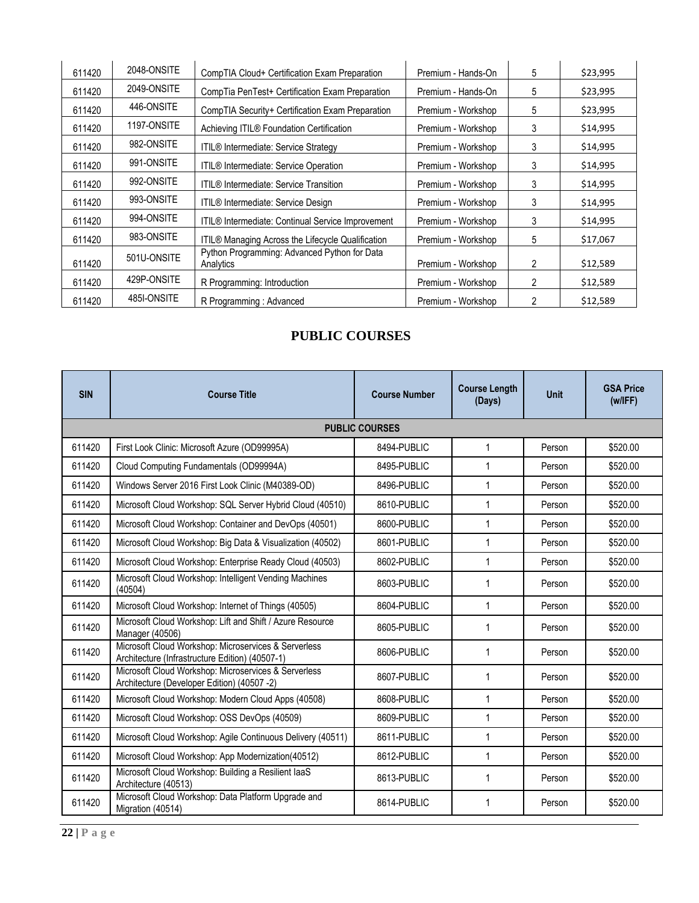| | | | | | |
|---|---|---|---|---|---|
| 611420 | 2048-ONSITE | CompTIA Cloud+ Certification Exam Preparation | Premium - Hands-On | 5 | $23,995 |
| 611420 | 2049-ONSITE | CompTia PenTest+ Certification Exam Preparation | Premium - Hands-On | 5 | $23,995 |
| 611420 | 446-ONSITE | CompTIA Security+ Certification Exam Preparation | Premium - Workshop | 5 | $23,995 |
| 611420 | 1197-ONSITE | Achieving ITIL® Foundation Certification | Premium - Workshop | 3 | $14,995 |
| 611420 | 982-ONSITE | ITIL® Intermediate: Service Strategy | Premium - Workshop | 3 | $14,995 |
| 611420 | 991-ONSITE | ITIL® Intermediate: Service Operation | Premium - Workshop | 3 | $14,995 |
| 611420 | 992-ONSITE | ITIL® Intermediate: Service Transition | Premium - Workshop | 3 | $14,995 |
| 611420 | 993-ONSITE | ITIL® Intermediate: Service Design | Premium - Workshop | 3 | $14,995 |
| 611420 | 994-ONSITE | ITIL® Intermediate: Continual Service Improvement | Premium - Workshop | 3 | $14,995 |
| 611420 | 983-ONSITE | ITIL® Managing Across the Lifecycle Qualification | Premium - Workshop | 5 | $17,067 |
| 611420 | 501U-ONSITE | Python Programming: Advanced Python for Data Analytics | Premium - Workshop | 2 | $12,589 |
| 611420 | 429P-ONSITE | R Programming: Introduction | Premium - Workshop | 2 | $12,589 |
| 611420 | 485I-ONSITE | R Programming : Advanced | Premium - Workshop | 2 | $12,589 |

## PUBLIC COURSES

| SIN | Course Title | Course Number | Course Length (Days) | Unit | GSA Price (w/IFF) |
|---|---|---|---|---|---|
| | | **PUBLIC COURSES** | | | |
| 611420 | First Look Clinic: Microsoft Azure (OD99995A) | 8494-PUBLIC | 1 | Person | $520.00 |
| 611420 | Cloud Computing Fundamentals (OD99994A) | 8495-PUBLIC | 1 | Person | $520.00 |
| 611420 | Windows Server 2016 First Look Clinic (M40389-OD) | 8496-PUBLIC | 1 | Person | $520.00 |
| 611420 | Microsoft Cloud Workshop: SQL Server Hybrid Cloud (40510) | 8610-PUBLIC | 1 | Person | $520.00 |
| 611420 | Microsoft Cloud Workshop: Container and DevOps (40501) | 8600-PUBLIC | 1 | Person | $520.00 |
| 611420 | Microsoft Cloud Workshop: Big Data & Visualization (40502) | 8601-PUBLIC | 1 | Person | $520.00 |
| 611420 | Microsoft Cloud Workshop: Enterprise Ready Cloud (40503) | 8602-PUBLIC | 1 | Person | $520.00 |
| 611420 | Microsoft Cloud Workshop: Intelligent Vending Machines (40504) | 8603-PUBLIC | 1 | Person | $520.00 |
| 611420 | Microsoft Cloud Workshop: Internet of Things (40505) | 8604-PUBLIC | 1 | Person | $520.00 |
| 611420 | Microsoft Cloud Workshop: Lift and Shift / Azure Resource Manager (40506) | 8605-PUBLIC | 1 | Person | $520.00 |
| 611420 | Microsoft Cloud Workshop: Microservices & Serverless Architecture (Infrastructure Edition) (40507-1) | 8606-PUBLIC | 1 | Person | $520.00 |
| 611420 | Microsoft Cloud Workshop: Microservices & Serverless Architecture (Developer Edition) (40507 -2) | 8607-PUBLIC | 1 | Person | $520.00 |
| 611420 | Microsoft Cloud Workshop: Modern Cloud Apps (40508) | 8608-PUBLIC | 1 | Person | $520.00 |
| 611420 | Microsoft Cloud Workshop: OSS DevOps (40509) | 8609-PUBLIC | 1 | Person | $520.00 |
| 611420 | Microsoft Cloud Workshop: Agile Continuous Delivery (40511) | 8611-PUBLIC | 1 | Person | $520.00 |
| 611420 | Microsoft Cloud Workshop: App Modernization(40512) | 8612-PUBLIC | 1 | Person | $520.00 |
| 611420 | Microsoft Cloud Workshop: Building a Resilient IaaS Architecture (40513) | 8613-PUBLIC | 1 | Person | $520.00 |
| 611420 | Microsoft Cloud Workshop: Data Platform Upgrade and Migration (40514) | 8614-PUBLIC | 1 | Person | $520.00 |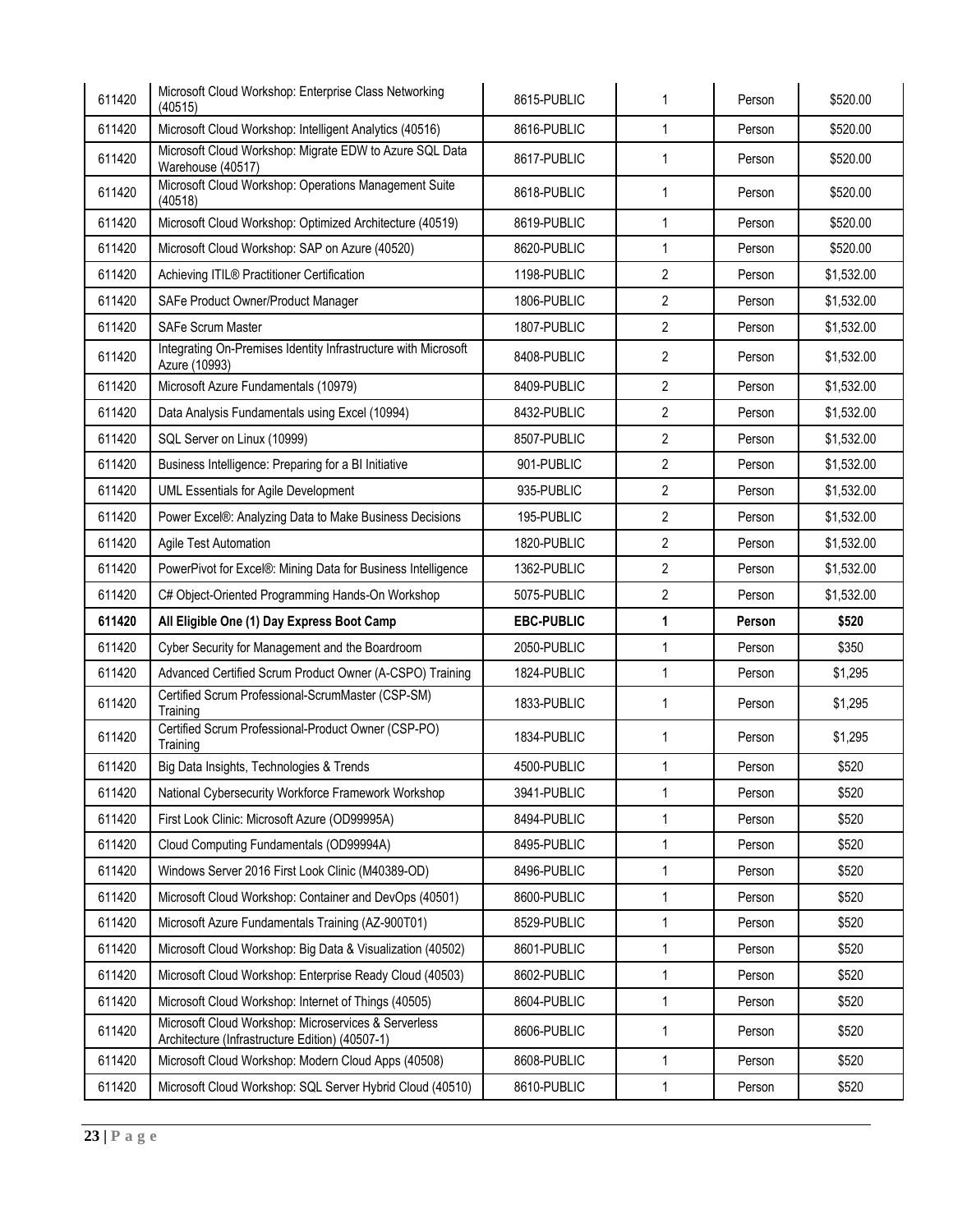| | | | | | |
|---|---|---|---|---|---|
| 611420 | Microsoft Cloud Workshop: Enterprise Class Networking (40515) | 8615-PUBLIC | 1 | Person | $520.00 |
| 611420 | Microsoft Cloud Workshop: Intelligent Analytics (40516) | 8616-PUBLIC | 1 | Person | $520.00 |
| 611420 | Microsoft Cloud Workshop: Migrate EDW to Azure SQL Data Warehouse (40517) | 8617-PUBLIC | 1 | Person | $520.00 |
| 611420 | Microsoft Cloud Workshop: Operations Management Suite (40518) | 8618-PUBLIC | 1 | Person | $520.00 |
| 611420 | Microsoft Cloud Workshop: Optimized Architecture (40519) | 8619-PUBLIC | 1 | Person | $520.00 |
| 611420 | Microsoft Cloud Workshop: SAP on Azure (40520) | 8620-PUBLIC | 1 | Person | $520.00 |
| 611420 | Achieving ITIL® Practitioner Certification | 1198-PUBLIC | 2 | Person | $1,532.00 |
| 611420 | SAFe Product Owner/Product Manager | 1806-PUBLIC | 2 | Person | $1,532.00 |
| 611420 | SAFe Scrum Master | 1807-PUBLIC | 2 | Person | $1,532.00 |
| 611420 | Integrating On-Premises Identity Infrastructure with Microsoft Azure (10993) | 8408-PUBLIC | 2 | Person | $1,532.00 |
| 611420 | Microsoft Azure Fundamentals (10979) | 8409-PUBLIC | 2 | Person | $1,532.00 |
| 611420 | Data Analysis Fundamentals using Excel (10994) | 8432-PUBLIC | 2 | Person | $1,532.00 |
| 611420 | SQL Server on Linux (10999) | 8507-PUBLIC | 2 | Person | $1,532.00 |
| 611420 | Business Intelligence: Preparing for a BI Initiative | 901-PUBLIC | 2 | Person | $1,532.00 |
| 611420 | UML Essentials for Agile Development | 935-PUBLIC | 2 | Person | $1,532.00 |
| 611420 | Power Excel®: Analyzing Data to Make Business Decisions | 195-PUBLIC | 2 | Person | $1,532.00 |
| 611420 | Agile Test Automation | 1820-PUBLIC | 2 | Person | $1,532.00 |
| 611420 | PowerPivot for Excel®: Mining Data for Business Intelligence | 1362-PUBLIC | 2 | Person | $1,532.00 |
| 611420 | C# Object-Oriented Programming Hands-On Workshop | 5075-PUBLIC | 2 | Person | $1,532.00 |
| **611420** | **All Eligible One (1) Day Express Boot Camp** | **EBC-PUBLIC** | **1** | **Person** | **$520** |
| 611420 | Cyber Security for Management and the Boardroom | 2050-PUBLIC | 1 | Person | $350 |
| 611420 | Advanced Certified Scrum Product Owner (A-CSPO) Training | 1824-PUBLIC | 1 | Person | $1,295 |
| 611420 | Certified Scrum Professional-ScrumMaster (CSP-SM) Training | 1833-PUBLIC | 1 | Person | $1,295 |
| 611420 | Certified Scrum Professional-Product Owner (CSP-PO) Training | 1834-PUBLIC | 1 | Person | $1,295 |
| 611420 | Big Data Insights, Technologies & Trends | 4500-PUBLIC | 1 | Person | $520 |
| 611420 | National Cybersecurity Workforce Framework Workshop | 3941-PUBLIC | 1 | Person | $520 |
| 611420 | First Look Clinic: Microsoft Azure (OD99995A) | 8494-PUBLIC | 1 | Person | $520 |
| 611420 | Cloud Computing Fundamentals (OD99994A) | 8495-PUBLIC | 1 | Person | $520 |
| 611420 | Windows Server 2016 First Look Clinic (M40389-OD) | 8496-PUBLIC | 1 | Person | $520 |
| 611420 | Microsoft Cloud Workshop: Container and DevOps (40501) | 8600-PUBLIC | 1 | Person | $520 |
| 611420 | Microsoft Azure Fundamentals Training (AZ-900T01) | 8529-PUBLIC | 1 | Person | $520 |
| 611420 | Microsoft Cloud Workshop: Big Data & Visualization (40502) | 8601-PUBLIC | 1 | Person | $520 |
| 611420 | Microsoft Cloud Workshop: Enterprise Ready Cloud (40503) | 8602-PUBLIC | 1 | Person | $520 |
| 611420 | Microsoft Cloud Workshop: Internet of Things (40505) | 8604-PUBLIC | 1 | Person | $520 |
| 611420 | Microsoft Cloud Workshop: Microservices & Serverless Architecture (Infrastructure Edition) (40507-1) | 8606-PUBLIC | 1 | Person | $520 |
| 611420 | Microsoft Cloud Workshop: Modern Cloud Apps (40508) | 8608-PUBLIC | 1 | Person | $520 |
| 611420 | Microsoft Cloud Workshop: SQL Server Hybrid Cloud (40510) | 8610-PUBLIC | 1 | Person | $520 |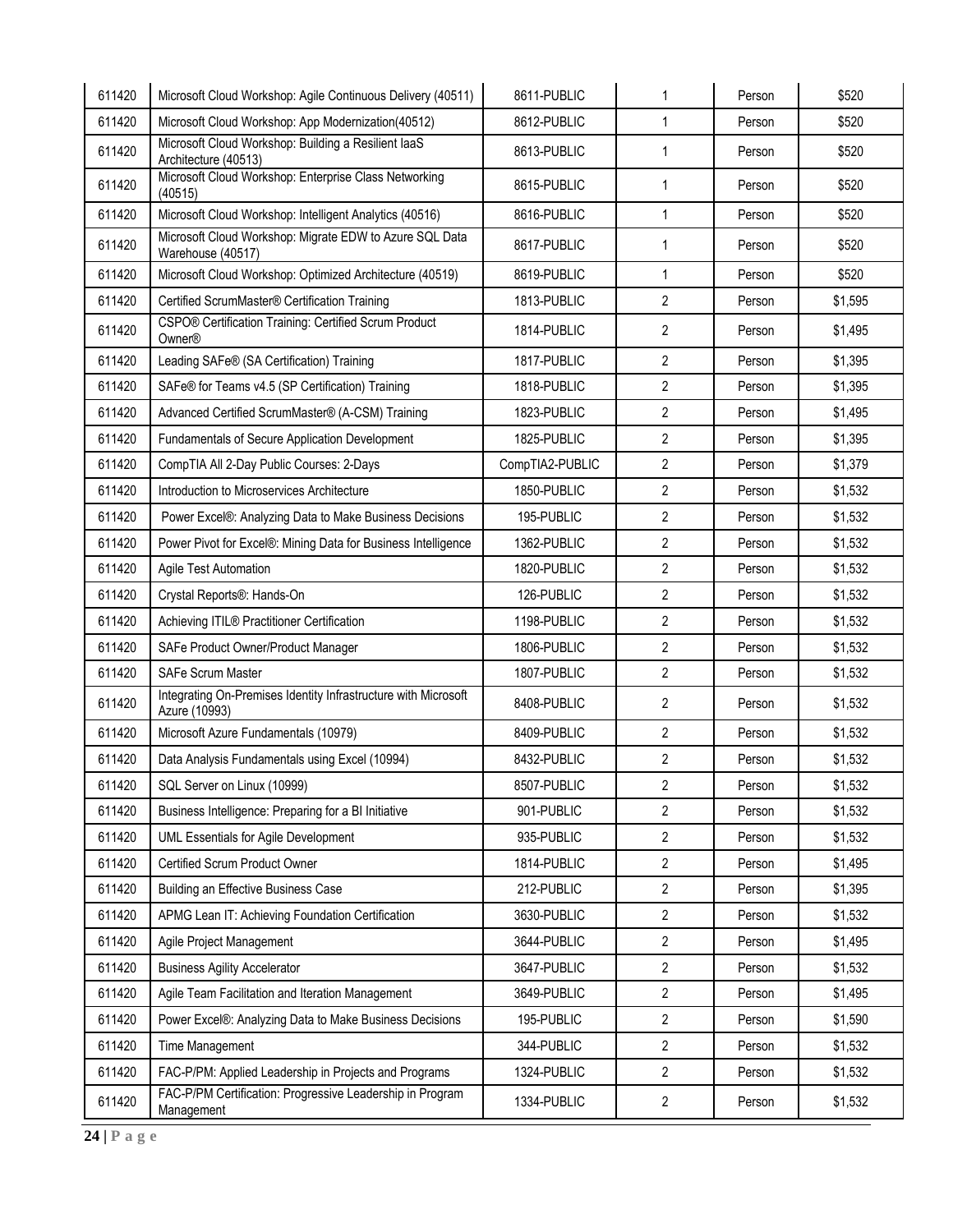| 611420 | Microsoft Cloud Workshop: Agile Continuous Delivery (40511) | 8611-PUBLIC | 1 | Person | $520 |
|---|---|---|---|---|---|
| 611420 | Microsoft Cloud Workshop: App Modernization(40512) | 8612-PUBLIC | 1 | Person | $520 |
| 611420 | Microsoft Cloud Workshop: Building a Resilient IaaS Architecture (40513) | 8613-PUBLIC | 1 | Person | $520 |
| 611420 | Microsoft Cloud Workshop: Enterprise Class Networking (40515) | 8615-PUBLIC | 1 | Person | $520 |
| 611420 | Microsoft Cloud Workshop: Intelligent Analytics (40516) | 8616-PUBLIC | 1 | Person | $520 |
| 611420 | Microsoft Cloud Workshop: Migrate EDW to Azure SQL Data Warehouse (40517) | 8617-PUBLIC | 1 | Person | $520 |
| 611420 | Microsoft Cloud Workshop: Optimized Architecture (40519) | 8619-PUBLIC | 1 | Person | $520 |
| 611420 | Certified ScrumMaster® Certification Training | 1813-PUBLIC | 2 | Person | $1,595 |
| 611420 | CSPO® Certification Training: Certified Scrum Product Owner® | 1814-PUBLIC | 2 | Person | $1,495 |
| 611420 | Leading SAFe® (SA Certification) Training | 1817-PUBLIC | 2 | Person | $1,395 |
| 611420 | SAFe® for Teams v4.5 (SP Certification) Training | 1818-PUBLIC | 2 | Person | $1,395 |
| 611420 | Advanced Certified ScrumMaster® (A-CSM) Training | 1823-PUBLIC | 2 | Person | $1,495 |
| 611420 | Fundamentals of Secure Application Development | 1825-PUBLIC | 2 | Person | $1,395 |
| 611420 | CompTIA All 2-Day Public Courses: 2-Days | CompTIA2-PUBLIC | 2 | Person | $1,379 |
| 611420 | Introduction to Microservices Architecture | 1850-PUBLIC | 2 | Person | $1,532 |
| 611420 | Power Excel®: Analyzing Data to Make Business Decisions | 195-PUBLIC | 2 | Person | $1,532 |
| 611420 | Power Pivot for Excel®: Mining Data for Business Intelligence | 1362-PUBLIC | 2 | Person | $1,532 |
| 611420 | Agile Test Automation | 1820-PUBLIC | 2 | Person | $1,532 |
| 611420 | Crystal Reports®: Hands-On | 126-PUBLIC | 2 | Person | $1,532 |
| 611420 | Achieving ITIL® Practitioner Certification | 1198-PUBLIC | 2 | Person | $1,532 |
| 611420 | SAFe Product Owner/Product Manager | 1806-PUBLIC | 2 | Person | $1,532 |
| 611420 | SAFe Scrum Master | 1807-PUBLIC | 2 | Person | $1,532 |
| 611420 | Integrating On-Premises Identity Infrastructure with Microsoft Azure (10993) | 8408-PUBLIC | 2 | Person | $1,532 |
| 611420 | Microsoft Azure Fundamentals (10979) | 8409-PUBLIC | 2 | Person | $1,532 |
| 611420 | Data Analysis Fundamentals using Excel (10994) | 8432-PUBLIC | 2 | Person | $1,532 |
| 611420 | SQL Server on Linux (10999) | 8507-PUBLIC | 2 | Person | $1,532 |
| 611420 | Business Intelligence: Preparing for a BI Initiative | 901-PUBLIC | 2 | Person | $1,532 |
| 611420 | UML Essentials for Agile Development | 935-PUBLIC | 2 | Person | $1,532 |
| 611420 | Certified Scrum Product Owner | 1814-PUBLIC | 2 | Person | $1,495 |
| 611420 | Building an Effective Business Case | 212-PUBLIC | 2 | Person | $1,395 |
| 611420 | APMG Lean IT: Achieving Foundation Certification | 3630-PUBLIC | 2 | Person | $1,532 |
| 611420 | Agile Project Management | 3644-PUBLIC | 2 | Person | $1,495 |
| 611420 | Business Agility Accelerator | 3647-PUBLIC | 2 | Person | $1,532 |
| 611420 | Agile Team Facilitation and Iteration Management | 3649-PUBLIC | 2 | Person | $1,495 |
| 611420 | Power Excel®: Analyzing Data to Make Business Decisions | 195-PUBLIC | 2 | Person | $1,590 |
| 611420 | Time Management | 344-PUBLIC | 2 | Person | $1,532 |
| 611420 | FAC-P/PM: Applied Leadership in Projects and Programs | 1324-PUBLIC | 2 | Person | $1,532 |
| 611420 | FAC-P/PM Certification: Progressive Leadership in Program Management | 1334-PUBLIC | 2 | Person | $1,532 |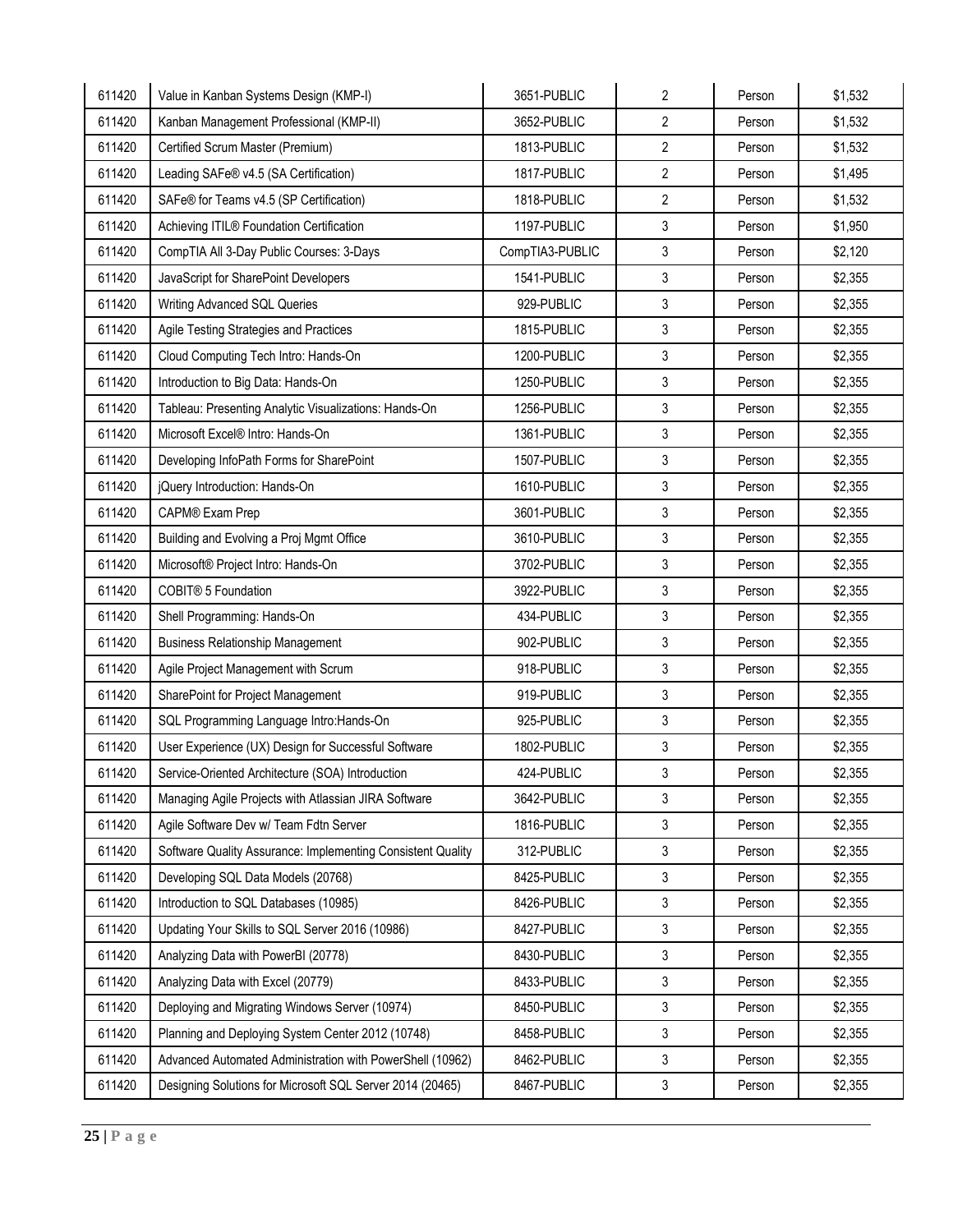| 611420 | Value in Kanban Systems Design (KMP-I) | 3651-PUBLIC | 2 | Person | $1,532 |
|---|---|---|---|---|---|
| 611420 | Kanban Management Professional (KMP-II) | 3652-PUBLIC | 2 | Person | $1,532 |
| 611420 | Certified Scrum Master (Premium) | 1813-PUBLIC | 2 | Person | $1,532 |
| 611420 | Leading SAFe® v4.5 (SA Certification) | 1817-PUBLIC | 2 | Person | $1,495 |
| 611420 | SAFe® for Teams v4.5 (SP Certification) | 1818-PUBLIC | 2 | Person | $1,532 |
| 611420 | Achieving ITIL® Foundation Certification | 1197-PUBLIC | 3 | Person | $1,950 |
| 611420 | CompTIA All 3-Day Public Courses: 3-Days | CompTIA3-PUBLIC | 3 | Person | $2,120 |
| 611420 | JavaScript for SharePoint Developers | 1541-PUBLIC | 3 | Person | $2,355 |
| 611420 | Writing Advanced SQL Queries | 929-PUBLIC | 3 | Person | $2,355 |
| 611420 | Agile Testing Strategies and Practices | 1815-PUBLIC | 3 | Person | $2,355 |
| 611420 | Cloud Computing Tech Intro: Hands-On | 1200-PUBLIC | 3 | Person | $2,355 |
| 611420 | Introduction to Big Data: Hands-On | 1250-PUBLIC | 3 | Person | $2,355 |
| 611420 | Tableau: Presenting Analytic Visualizations: Hands-On | 1256-PUBLIC | 3 | Person | $2,355 |
| 611420 | Microsoft Excel® Intro: Hands-On | 1361-PUBLIC | 3 | Person | $2,355 |
| 611420 | Developing InfoPath Forms for SharePoint | 1507-PUBLIC | 3 | Person | $2,355 |
| 611420 | jQuery Introduction: Hands-On | 1610-PUBLIC | 3 | Person | $2,355 |
| 611420 | CAPM® Exam Prep | 3601-PUBLIC | 3 | Person | $2,355 |
| 611420 | Building and Evolving a Proj Mgmt Office | 3610-PUBLIC | 3 | Person | $2,355 |
| 611420 | Microsoft® Project Intro: Hands-On | 3702-PUBLIC | 3 | Person | $2,355 |
| 611420 | COBIT® 5 Foundation | 3922-PUBLIC | 3 | Person | $2,355 |
| 611420 | Shell Programming: Hands-On | 434-PUBLIC | 3 | Person | $2,355 |
| 611420 | Business Relationship Management | 902-PUBLIC | 3 | Person | $2,355 |
| 611420 | Agile Project Management with Scrum | 918-PUBLIC | 3 | Person | $2,355 |
| 611420 | SharePoint for Project Management | 919-PUBLIC | 3 | Person | $2,355 |
| 611420 | SQL Programming Language Intro:Hands-On | 925-PUBLIC | 3 | Person | $2,355 |
| 611420 | User Experience (UX) Design for Successful Software | 1802-PUBLIC | 3 | Person | $2,355 |
| 611420 | Service-Oriented Architecture (SOA) Introduction | 424-PUBLIC | 3 | Person | $2,355 |
| 611420 | Managing Agile Projects with Atlassian JIRA Software | 3642-PUBLIC | 3 | Person | $2,355 |
| 611420 | Agile Software Dev w/ Team Fdtn Server | 1816-PUBLIC | 3 | Person | $2,355 |
| 611420 | Software Quality Assurance: Implementing Consistent Quality | 312-PUBLIC | 3 | Person | $2,355 |
| 611420 | Developing SQL Data Models (20768) | 8425-PUBLIC | 3 | Person | $2,355 |
| 611420 | Introduction to SQL Databases (10985) | 8426-PUBLIC | 3 | Person | $2,355 |
| 611420 | Updating Your Skills to SQL Server 2016 (10986) | 8427-PUBLIC | 3 | Person | $2,355 |
| 611420 | Analyzing Data with PowerBI (20778) | 8430-PUBLIC | 3 | Person | $2,355 |
| 611420 | Analyzing Data with Excel (20779) | 8433-PUBLIC | 3 | Person | $2,355 |
| 611420 | Deploying and Migrating Windows Server (10974) | 8450-PUBLIC | 3 | Person | $2,355 |
| 611420 | Planning and Deploying System Center 2012 (10748) | 8458-PUBLIC | 3 | Person | $2,355 |
| 611420 | Advanced Automated Administration with PowerShell (10962) | 8462-PUBLIC | 3 | Person | $2,355 |
| 611420 | Designing Solutions for Microsoft SQL Server 2014 (20465) | 8467-PUBLIC | 3 | Person | $2,355 |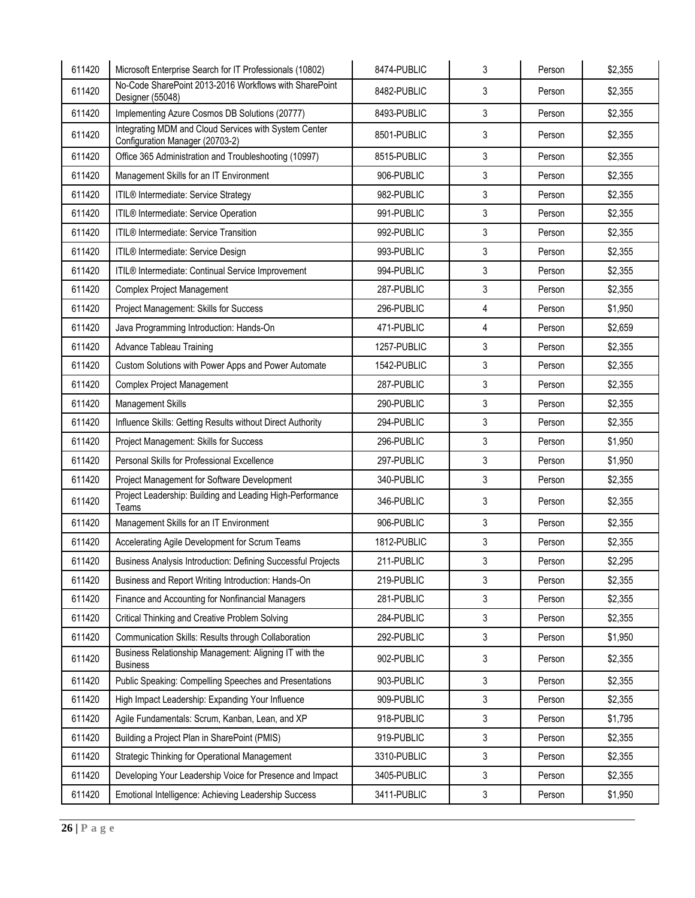| 611420 | Microsoft Enterprise Search for IT Professionals (10802) | 8474-PUBLIC | 3 | Person | $2,355 |
|---|---|---|---|---|---|
| 611420 | No-Code SharePoint 2013-2016 Workflows with SharePoint Designer (55048) | 8482-PUBLIC | 3 | Person | $2,355 |
| 611420 | Implementing Azure Cosmos DB Solutions (20777) | 8493-PUBLIC | 3 | Person | $2,355 |
| 611420 | Integrating MDM and Cloud Services with System Center Configuration Manager (20703-2) | 8501-PUBLIC | 3 | Person | $2,355 |
| 611420 | Office 365 Administration and Troubleshooting (10997) | 8515-PUBLIC | 3 | Person | $2,355 |
| 611420 | Management Skills for an IT Environment | 906-PUBLIC | 3 | Person | $2,355 |
| 611420 | ITIL® Intermediate: Service Strategy | 982-PUBLIC | 3 | Person | $2,355 |
| 611420 | ITIL® Intermediate: Service Operation | 991-PUBLIC | 3 | Person | $2,355 |
| 611420 | ITIL® Intermediate: Service Transition | 992-PUBLIC | 3 | Person | $2,355 |
| 611420 | ITIL® Intermediate: Service Design | 993-PUBLIC | 3 | Person | $2,355 |
| 611420 | ITIL® Intermediate: Continual Service Improvement | 994-PUBLIC | 3 | Person | $2,355 |
| 611420 | Complex Project Management | 287-PUBLIC | 3 | Person | $2,355 |
| 611420 | Project Management: Skills for Success | 296-PUBLIC | 4 | Person | $1,950 |
| 611420 | Java Programming Introduction: Hands-On | 471-PUBLIC | 4 | Person | $2,659 |
| 611420 | Advance Tableau Training | 1257-PUBLIC | 3 | Person | $2,355 |
| 611420 | Custom Solutions with Power Apps and Power Automate | 1542-PUBLIC | 3 | Person | $2,355 |
| 611420 | Complex Project Management | 287-PUBLIC | 3 | Person | $2,355 |
| 611420 | Management Skills | 290-PUBLIC | 3 | Person | $2,355 |
| 611420 | Influence Skills: Getting Results without Direct Authority | 294-PUBLIC | 3 | Person | $2,355 |
| 611420 | Project Management: Skills for Success | 296-PUBLIC | 3 | Person | $1,950 |
| 611420 | Personal Skills for Professional Excellence | 297-PUBLIC | 3 | Person | $1,950 |
| 611420 | Project Management for Software Development | 340-PUBLIC | 3 | Person | $2,355 |
| 611420 | Project Leadership: Building and Leading High-Performance Teams | 346-PUBLIC | 3 | Person | $2,355 |
| 611420 | Management Skills for an IT Environment | 906-PUBLIC | 3 | Person | $2,355 |
| 611420 | Accelerating Agile Development for Scrum Teams | 1812-PUBLIC | 3 | Person | $2,355 |
| 611420 | Business Analysis Introduction: Defining Successful Projects | 211-PUBLIC | 3 | Person | $2,295 |
| 611420 | Business and Report Writing Introduction: Hands-On | 219-PUBLIC | 3 | Person | $2,355 |
| 611420 | Finance and Accounting for Nonfinancial Managers | 281-PUBLIC | 3 | Person | $2,355 |
| 611420 | Critical Thinking and Creative Problem Solving | 284-PUBLIC | 3 | Person | $2,355 |
| 611420 | Communication Skills: Results through Collaboration | 292-PUBLIC | 3 | Person | $1,950 |
| 611420 | Business Relationship Management: Aligning IT with the Business | 902-PUBLIC | 3 | Person | $2,355 |
| 611420 | Public Speaking: Compelling Speeches and Presentations | 903-PUBLIC | 3 | Person | $2,355 |
| 611420 | High Impact Leadership: Expanding Your Influence | 909-PUBLIC | 3 | Person | $2,355 |
| 611420 | Agile Fundamentals: Scrum, Kanban, Lean, and XP | 918-PUBLIC | 3 | Person | $1,795 |
| 611420 | Building a Project Plan in SharePoint (PMIS) | 919-PUBLIC | 3 | Person | $2,355 |
| 611420 | Strategic Thinking for Operational Management | 3310-PUBLIC | 3 | Person | $2,355 |
| 611420 | Developing Your Leadership Voice for Presence and Impact | 3405-PUBLIC | 3 | Person | $2,355 |
| 611420 | Emotional Intelligence: Achieving Leadership Success | 3411-PUBLIC | 3 | Person | $1,950 |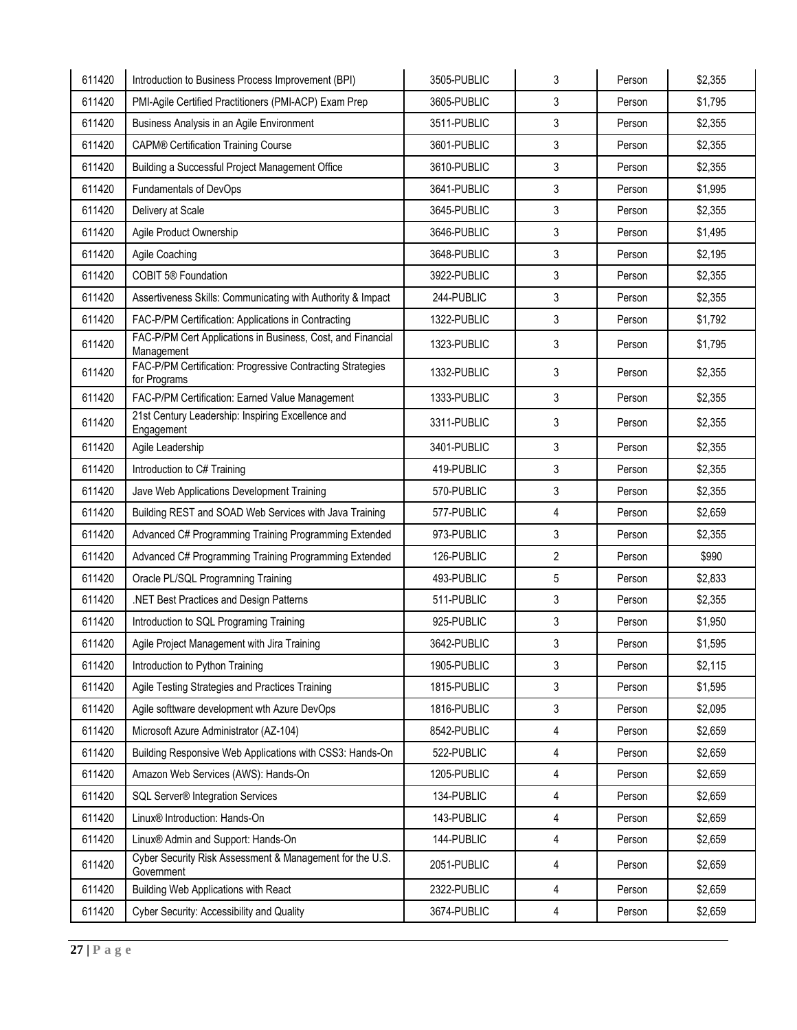| | | | | | |
|---|---|---|---|---|---|
| 611420 | Introduction to Business Process Improvement (BPI) | 3505-PUBLIC | 3 | Person | $2,355 |
| 611420 | PMI-Agile Certified Practitioners (PMI-ACP) Exam Prep | 3605-PUBLIC | 3 | Person | $1,795 |
| 611420 | Business Analysis in an Agile Environment | 3511-PUBLIC | 3 | Person | $2,355 |
| 611420 | CAPM® Certification Training Course | 3601-PUBLIC | 3 | Person | $2,355 |
| 611420 | Building a Successful Project Management Office | 3610-PUBLIC | 3 | Person | $2,355 |
| 611420 | Fundamentals of DevOps | 3641-PUBLIC | 3 | Person | $1,995 |
| 611420 | Delivery at Scale | 3645-PUBLIC | 3 | Person | $2,355 |
| 611420 | Agile Product Ownership | 3646-PUBLIC | 3 | Person | $1,495 |
| 611420 | Agile Coaching | 3648-PUBLIC | 3 | Person | $2,195 |
| 611420 | COBIT 5® Foundation | 3922-PUBLIC | 3 | Person | $2,355 |
| 611420 | Assertiveness Skills: Communicating with Authority & Impact | 244-PUBLIC | 3 | Person | $2,355 |
| 611420 | FAC-P/PM Certification: Applications in Contracting | 1322-PUBLIC | 3 | Person | $1,792 |
| 611420 | FAC-P/PM Cert Applications in Business, Cost, and Financial Management | 1323-PUBLIC | 3 | Person | $1,795 |
| 611420 | FAC-P/PM Certification: Progressive Contracting Strategies for Programs | 1332-PUBLIC | 3 | Person | $2,355 |
| 611420 | FAC-P/PM Certification: Earned Value Management | 1333-PUBLIC | 3 | Person | $2,355 |
| 611420 | 21st Century Leadership: Inspiring Excellence and Engagement | 3311-PUBLIC | 3 | Person | $2,355 |
| 611420 | Agile Leadership | 3401-PUBLIC | 3 | Person | $2,355 |
| 611420 | Introduction to C# Training | 419-PUBLIC | 3 | Person | $2,355 |
| 611420 | Jave Web Applications Development Training | 570-PUBLIC | 3 | Person | $2,355 |
| 611420 | Building REST and SOAD Web Services with Java Training | 577-PUBLIC | 4 | Person | $2,659 |
| 611420 | Advanced C# Programming Training Programming Extended | 973-PUBLIC | 3 | Person | $2,355 |
| 611420 | Advanced C# Programming Training Programming Extended | 126-PUBLIC | 2 | Person | $990 |
| 611420 | Oracle PL/SQL Programning Training | 493-PUBLIC | 5 | Person | $2,833 |
| 611420 | .NET Best Practices and Design Patterns | 511-PUBLIC | 3 | Person | $2,355 |
| 611420 | Introduction to SQL Programing Training | 925-PUBLIC | 3 | Person | $1,950 |
| 611420 | Agile Project Management with Jira Training | 3642-PUBLIC | 3 | Person | $1,595 |
| 611420 | Introduction to Python Training | 1905-PUBLIC | 3 | Person | $2,115 |
| 611420 | Agile Testing Strategies and Practices Training | 1815-PUBLIC | 3 | Person | $1,595 |
| 611420 | Agile206tware development wth Azure DevOps | 1816-PUBLIC | 3 | Person | $2,095 |
| 611420 | Microsoft Azure Administrator (AZ-104) | 8542-PUBLIC | 4 | Person | $2,659 |
| 611420 | Building Responsive Web Applications with CSS3: Hands-On | 522-PUBLIC | 4 | Person | $2,659 |
| 611420 | Amazon Web Services (AWS): Hands-On | 1205-PUBLIC | 4 | Person | $2,659 |
| 611420 | SQL Server® Integration Services | 134-PUBLIC | 4 | Person | $2,659 |
| 611420 | Linux® Introduction: Hands-On | 143-PUBLIC | 4 | Person | $2,659 |
| 611420 | Linux® Admin and Support: Hands-On | 144-PUBLIC | 4 | Person | $2,659 |
| 611420 | Cyber Security Risk Assessment & Management for the U.S. Government | 2051-PUBLIC | 4 | Person | $2,659 |
| 611420 | Building Web Applications with React | 2322-PUBLIC | 4 | Person | $2,659 |
| 611420 | Cyber Security: Accessibility and Quality | 3674-PUBLIC | 4 | Person | $2,659 |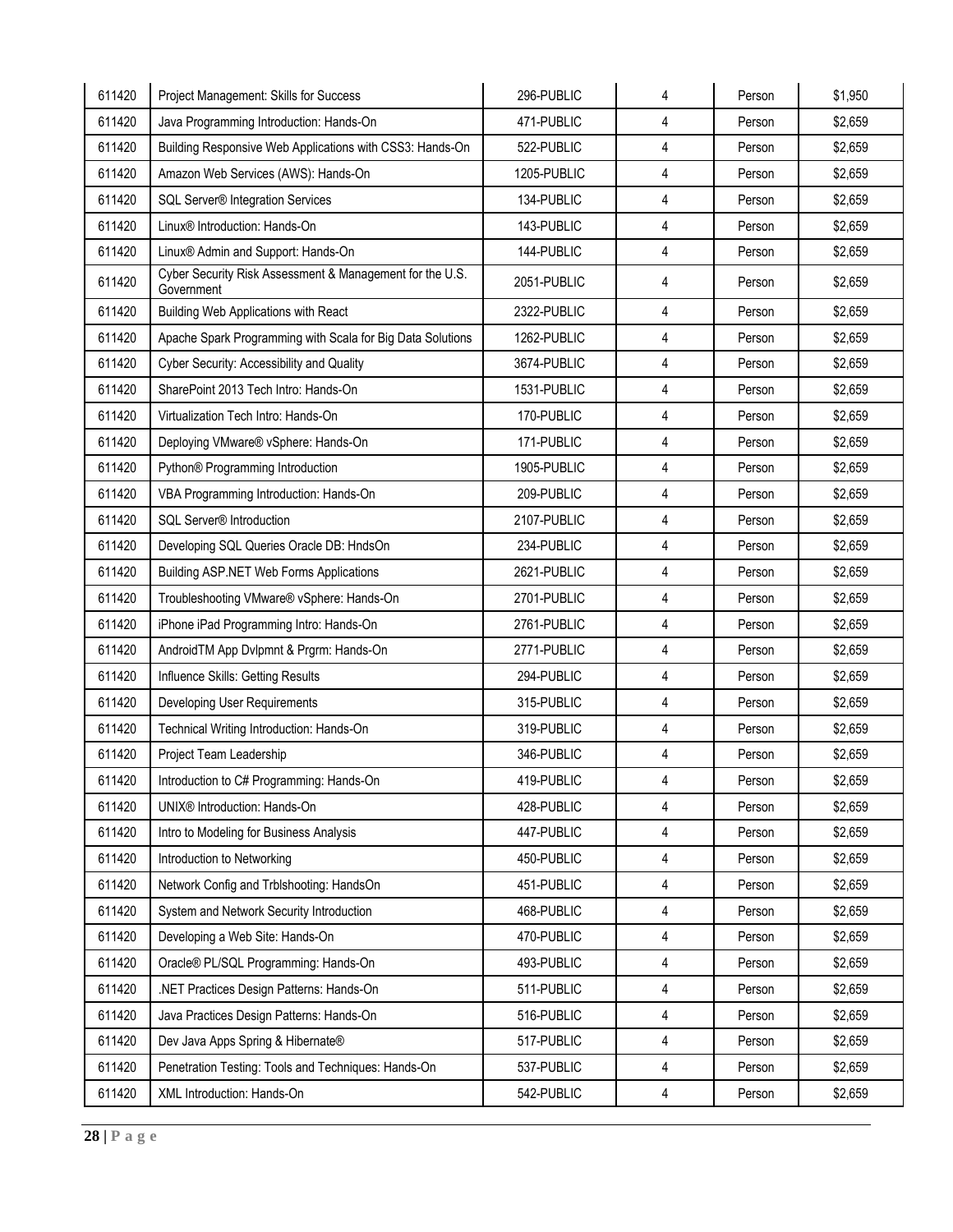| 611420 | Project Management: Skills for Success | 296-PUBLIC | 4 | Person | $1,950 |
|---|---|---|---|---|---|
| 611420 | Java Programming Introduction: Hands-On | 471-PUBLIC | 4 | Person | $2,659 |
| 611420 | Building Responsive Web Applications with CSS3: Hands-On | 522-PUBLIC | 4 | Person | $2,659 |
| 611420 | Amazon Web Services (AWS): Hands-On | 1205-PUBLIC | 4 | Person | $2,659 |
| 611420 | SQL Server® Integration Services | 134-PUBLIC | 4 | Person | $2,659 |
| 611420 | Linux® Introduction: Hands-On | 143-PUBLIC | 4 | Person | $2,659 |
| 611420 | Linux® Admin and Support: Hands-On | 144-PUBLIC | 4 | Person | $2,659 |
| 611420 | Cyber Security Risk Assessment & Management for the U.S. Government | 2051-PUBLIC | 4 | Person | $2,659 |
| 611420 | Building Web Applications with React | 2322-PUBLIC | 4 | Person | $2,659 |
| 611420 | Apache Spark Programming with Scala for Big Data Solutions | 1262-PUBLIC | 4 | Person | $2,659 |
| 611420 | Cyber Security: Accessibility and Quality | 3674-PUBLIC | 4 | Person | $2,659 |
| 611420 | SharePoint 2013 Tech Intro: Hands-On | 1531-PUBLIC | 4 | Person | $2,659 |
| 611420 | Virtualization Tech Intro: Hands-On | 170-PUBLIC | 4 | Person | $2,659 |
| 611420 | Deploying VMware® vSphere: Hands-On | 171-PUBLIC | 4 | Person | $2,659 |
| 611420 | Python® Programming Introduction | 1905-PUBLIC | 4 | Person | $2,659 |
| 611420 | VBA Programming Introduction: Hands-On | 209-PUBLIC | 4 | Person | $2,659 |
| 611420 | SQL Server® Introduction | 2107-PUBLIC | 4 | Person | $2,659 |
| 611420 | Developing SQL Queries Oracle DB: HndsOn | 234-PUBLIC | 4 | Person | $2,659 |
| 611420 | Building ASP.NET Web Forms Applications | 2621-PUBLIC | 4 | Person | $2,659 |
| 611420 | Troubleshooting VMware® vSphere: Hands-On | 2701-PUBLIC | 4 | Person | $2,659 |
| 611420 | iPhone iPad Programming Intro: Hands-On | 2761-PUBLIC | 4 | Person | $2,659 |
| 611420 | AndroidTM App Dvlpmnt & Prgrm: Hands-On | 2771-PUBLIC | 4 | Person | $2,659 |
| 611420 | Influence Skills: Getting Results | 294-PUBLIC | 4 | Person | $2,659 |
| 611420 | Developing User Requirements | 315-PUBLIC | 4 | Person | $2,659 |
| 611420 | Technical Writing Introduction: Hands-On | 319-PUBLIC | 4 | Person | $2,659 |
| 611420 | Project Team Leadership | 346-PUBLIC | 4 | Person | $2,659 |
| 611420 | Introduction to C# Programming: Hands-On | 419-PUBLIC | 4 | Person | $2,659 |
| 611420 | UNIX® Introduction: Hands-On | 428-PUBLIC | 4 | Person | $2,659 |
| 611420 | Intro to Modeling for Business Analysis | 447-PUBLIC | 4 | Person | $2,659 |
| 611420 | Introduction to Networking | 450-PUBLIC | 4 | Person | $2,659 |
| 611420 | Network Config and Trblshooting: HandsOn | 451-PUBLIC | 4 | Person | $2,659 |
| 611420 | System and Network Security Introduction | 468-PUBLIC | 4 | Person | $2,659 |
| 611420 | Developing a Web Site: Hands-On | 470-PUBLIC | 4 | Person | $2,659 |
| 611420 | Oracle® PL/SQL Programming: Hands-On | 493-PUBLIC | 4 | Person | $2,659 |
| 611420 | .NET Practices Design Patterns: Hands-On | 511-PUBLIC | 4 | Person | $2,659 |
| 611420 | Java Practices Design Patterns: Hands-On | 516-PUBLIC | 4 | Person | $2,659 |
| 611420 | Dev Java Apps Spring & Hibernate® | 517-PUBLIC | 4 | Person | $2,659 |
| 611420 | Penetration Testing: Tools and Techniques: Hands-On | 537-PUBLIC | 4 | Person | $2,659 |
| 611420 | XML Introduction: Hands-On | 542-PUBLIC | 4 | Person | $2,659 |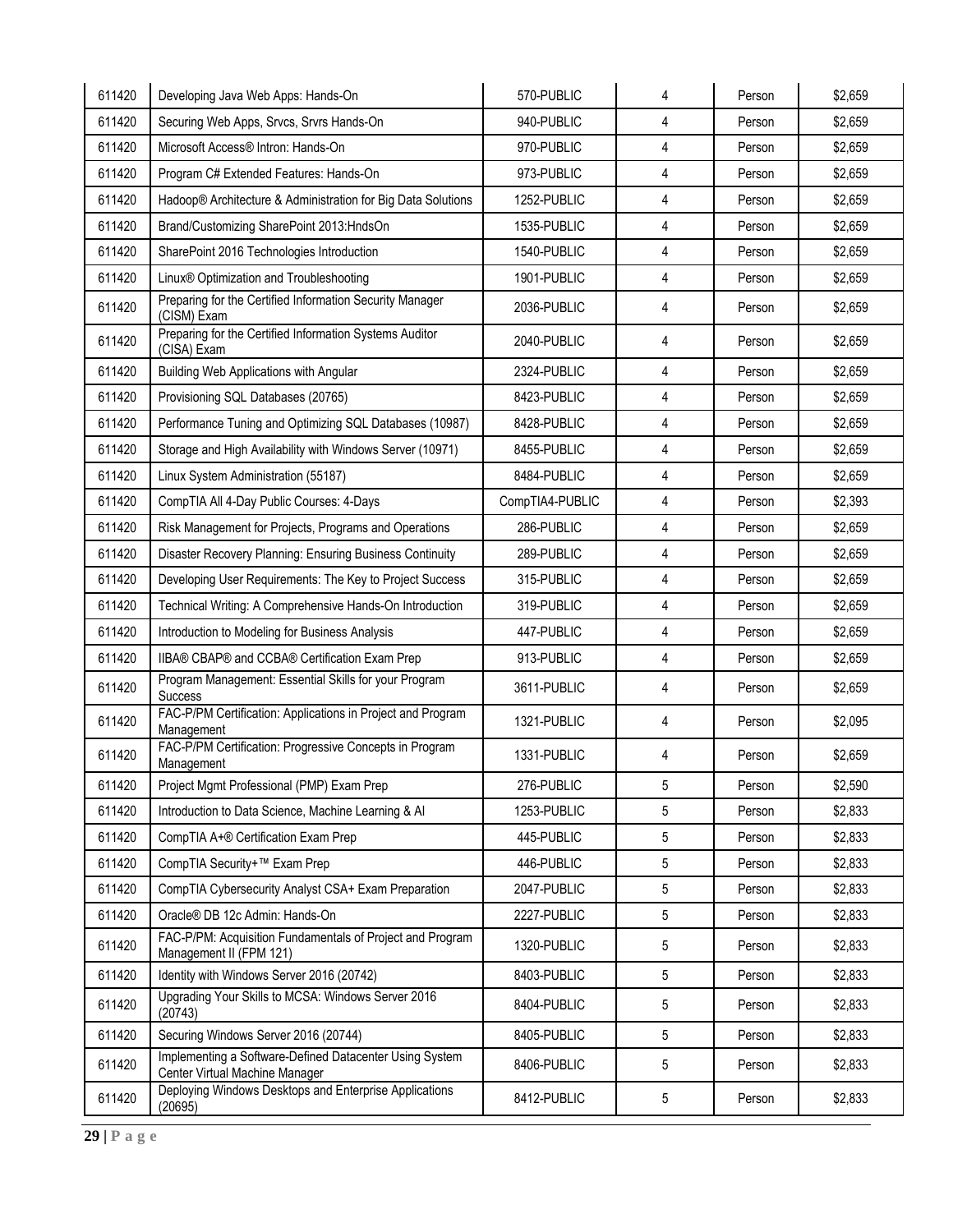| 611420 | Developing Java Web Apps: Hands-On | 570-PUBLIC | 4 | Person | $2,659 |
|---|---|---|---|---|---|
| 611420 | Securing Web Apps, Srvcs, Srvrs Hands-On | 940-PUBLIC | 4 | Person | $2,659 |
| 611420 | Microsoft Access® Intron: Hands-On | 970-PUBLIC | 4 | Person | $2,659 |
| 611420 | Program C# Extended Features: Hands-On | 973-PUBLIC | 4 | Person | $2,659 |
| 611420 | Hadoop® Architecture & Administration for Big Data Solutions | 1252-PUBLIC | 4 | Person | $2,659 |
| 611420 | Brand/Customizing SharePoint 2013:HndsOn | 1535-PUBLIC | 4 | Person | $2,659 |
| 611420 | SharePoint 2016 Technologies Introduction | 1540-PUBLIC | 4 | Person | $2,659 |
| 611420 | Linux® Optimization and Troubleshooting | 1901-PUBLIC | 4 | Person | $2,659 |
| 611420 | Preparing for the Certified Information Security Manager (CISM) Exam | 2036-PUBLIC | 4 | Person | $2,659 |
| 611420 | Preparing for the Certified Information Systems Auditor (CISA) Exam | 2040-PUBLIC | 4 | Person | $2,659 |
| 611420 | Building Web Applications with Angular | 2324-PUBLIC | 4 | Person | $2,659 |
| 611420 | Provisioning SQL Databases (20765) | 8423-PUBLIC | 4 | Person | $2,659 |
| 611420 | Performance Tuning and Optimizing SQL Databases (10987) | 8428-PUBLIC | 4 | Person | $2,659 |
| 611420 | Storage and High Availability with Windows Server (10971) | 8455-PUBLIC | 4 | Person | $2,659 |
| 611420 | Linux System Administration (55187) | 8484-PUBLIC | 4 | Person | $2,659 |
| 611420 | CompTIA All 4-Day Public Courses: 4-Days | CompTIA4-PUBLIC | 4 | Person | $2,393 |
| 611420 | Risk Management for Projects, Programs and Operations | 286-PUBLIC | 4 | Person | $2,659 |
| 611420 | Disaster Recovery Planning: Ensuring Business Continuity | 289-PUBLIC | 4 | Person | $2,659 |
| 611420 | Developing User Requirements: The Key to Project Success | 315-PUBLIC | 4 | Person | $2,659 |
| 611420 | Technical Writing: A Comprehensive Hands-On Introduction | 319-PUBLIC | 4 | Person | $2,659 |
| 611420 | Introduction to Modeling for Business Analysis | 447-PUBLIC | 4 | Person | $2,659 |
| 611420 | IIBA® CBAP® and CCBA® Certification Exam Prep | 913-PUBLIC | 4 | Person | $2,659 |
| 611420 | Program Management: Essential Skills for your Program Success | 3611-PUBLIC | 4 | Person | $2,659 |
| 611420 | FAC-P/PM Certification: Applications in Project and Program Management | 1321-PUBLIC | 4 | Person | $2,095 |
| 611420 | FAC-P/PM Certification: Progressive Concepts in Program Management | 1331-PUBLIC | 4 | Person | $2,659 |
| 611420 | Project Mgmt Professional (PMP) Exam Prep | 276-PUBLIC | 5 | Person | $2,590 |
| 611420 | Introduction to Data Science, Machine Learning & AI | 1253-PUBLIC | 5 | Person | $2,833 |
| 611420 | CompTIA A+® Certification Exam Prep | 445-PUBLIC | 5 | Person | $2,833 |
| 611420 | CompTIA Security+™ Exam Prep | 446-PUBLIC | 5 | Person | $2,833 |
| 611420 | CompTIA Cybersecurity Analyst CSA+ Exam Preparation | 2047-PUBLIC | 5 | Person | $2,833 |
| 611420 | Oracle® DB 12c Admin: Hands-On | 2227-PUBLIC | 5 | Person | $2,833 |
| 611420 | FAC-P/PM: Acquisition Fundamentals of Project and Program Management II (FPM 121) | 1320-PUBLIC | 5 | Person | $2,833 |
| 611420 | Identity with Windows Server 2016 (20742) | 8403-PUBLIC | 5 | Person | $2,833 |
| 611420 | Upgrading Your Skills to MCSA: Windows Server 2016 (20743) | 8404-PUBLIC | 5 | Person | $2,833 |
| 611420 | Securing Windows Server 2016 (20744) | 8405-PUBLIC | 5 | Person | $2,833 |
| 611420 | Implementing a Software-Defined Datacenter Using System Center Virtual Machine Manager | 8406-PUBLIC | 5 | Person | $2,833 |
| 611420 | Deploying Windows Desktops and Enterprise Applications (20695) | 8412-PUBLIC | 5 | Person | $2,833 |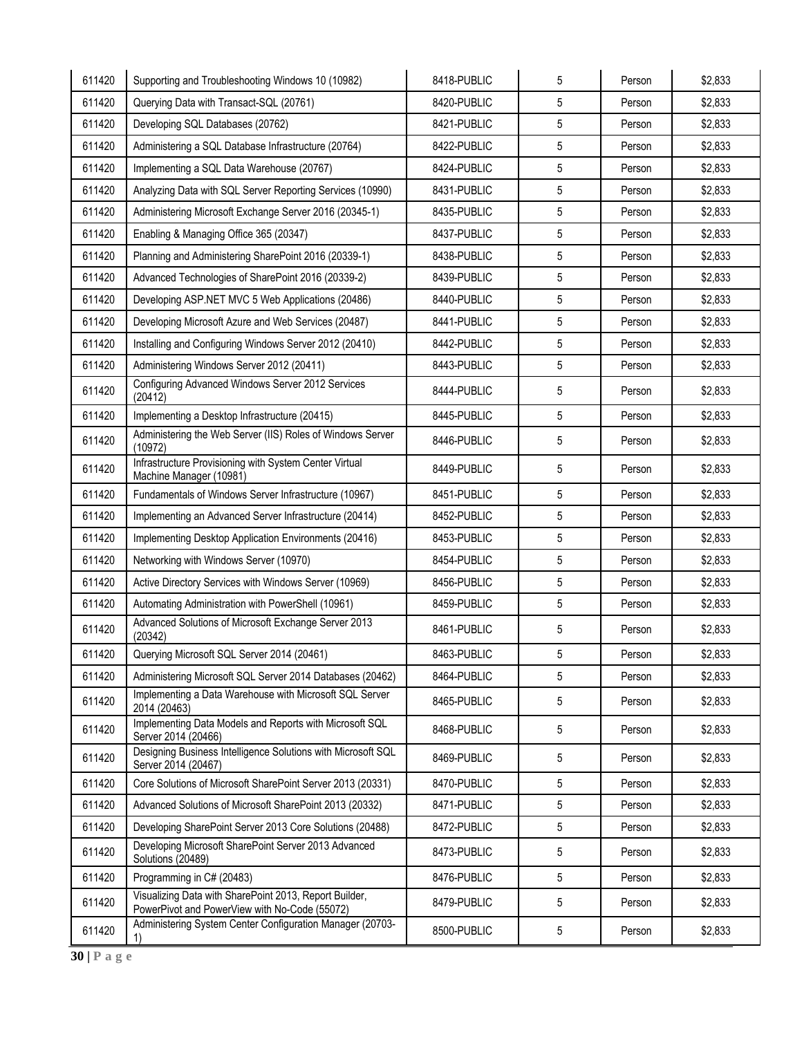| | | | | | |
|---|---|---|---|---|---|
| 611420 | Supporting and Troubleshooting Windows 10 (10982) | 8418-PUBLIC | 5 | Person | $2,833 |
| 611420 | Querying Data with Transact-SQL (20761) | 8420-PUBLIC | 5 | Person | $2,833 |
| 611420 | Developing SQL Databases (20762) | 8421-PUBLIC | 5 | Person | $2,833 |
| 611420 | Administering a SQL Database Infrastructure (20764) | 8422-PUBLIC | 5 | Person | $2,833 |
| 611420 | Implementing a SQL Data Warehouse (20767) | 8424-PUBLIC | 5 | Person | $2,833 |
| 611420 | Analyzing Data with SQL Server Reporting Services (10990) | 8431-PUBLIC | 5 | Person | $2,833 |
| 611420 | Administering Microsoft Exchange Server 2016 (20345-1) | 8435-PUBLIC | 5 | Person | $2,833 |
| 611420 | Enabling & Managing Office 365 (20347) | 8437-PUBLIC | 5 | Person | $2,833 |
| 611420 | Planning and Administering SharePoint 2016 (20339-1) | 8438-PUBLIC | 5 | Person | $2,833 |
| 611420 | Advanced Technologies of SharePoint 2016 (20339-2) | 8439-PUBLIC | 5 | Person | $2,833 |
| 611420 | Developing ASP.NET MVC 5 Web Applications (20486) | 8440-PUBLIC | 5 | Person | $2,833 |
| 611420 | Developing Microsoft Azure and Web Services (20487) | 8441-PUBLIC | 5 | Person | $2,833 |
| 611420 | Installing and Configuring Windows Server 2012 (20410) | 8442-PUBLIC | 5 | Person | $2,833 |
| 611420 | Administering Windows Server 2012 (20411) | 8443-PUBLIC | 5 | Person | $2,833 |
| 611420 | Configuring Advanced Windows Server 2012 Services (20412) | 8444-PUBLIC | 5 | Person | $2,833 |
| 611420 | Implementing a Desktop Infrastructure (20415) | 8445-PUBLIC | 5 | Person | $2,833 |
| 611420 | Administering the Web Server (IIS) Roles of Windows Server (10972) | 8446-PUBLIC | 5 | Person | $2,833 |
| 611420 | Infrastructure Provisioning with System Center Virtual Machine Manager (10981) | 8449-PUBLIC | 5 | Person | $2,833 |
| 611420 | Fundamentals of Windows Server Infrastructure (10967) | 8451-PUBLIC | 5 | Person | $2,833 |
| 611420 | Implementing an Advanced Server Infrastructure (20414) | 8452-PUBLIC | 5 | Person | $2,833 |
| 611420 | Implementing Desktop Application Environments (20416) | 8453-PUBLIC | 5 | Person | $2,833 |
| 611420 | Networking with Windows Server (10970) | 8454-PUBLIC | 5 | Person | $2,833 |
| 611420 | Active Directory Services with Windows Server (10969) | 8456-PUBLIC | 5 | Person | $2,833 |
| 611420 | Automating Administration with PowerShell (10961) | 8459-PUBLIC | 5 | Person | $2,833 |
| 611420 | Advanced Solutions of Microsoft Exchange Server 2013 (20342) | 8461-PUBLIC | 5 | Person | $2,833 |
| 611420 | Querying Microsoft SQL Server 2014 (20461) | 8463-PUBLIC | 5 | Person | $2,833 |
| 611420 | Administering Microsoft SQL Server 2014 Databases (20462) | 8464-PUBLIC | 5 | Person | $2,833 |
| 611420 | Implementing a Data Warehouse with Microsoft SQL Server 2014 (20463) | 8465-PUBLIC | 5 | Person | $2,833 |
| 611420 | Implementing Data Models and Reports with Microsoft SQL Server 2014 (20466) | 8468-PUBLIC | 5 | Person | $2,833 |
| 611420 | Designing Business Intelligence Solutions with Microsoft SQL Server 2014 (20467) | 8469-PUBLIC | 5 | Person | $2,833 |
| 611420 | Core Solutions of Microsoft SharePoint Server 2013 (20331) | 8470-PUBLIC | 5 | Person | $2,833 |
| 611420 | Advanced Solutions of Microsoft SharePoint 2013 (20332) | 8471-PUBLIC | 5 | Person | $2,833 |
| 611420 | Developing SharePoint Server 2013 Core Solutions (20488) | 8472-PUBLIC | 5 | Person | $2,833 |
| 611420 | Developing Microsoft SharePoint Server 2013 Advanced Solutions (20489) | 8473-PUBLIC | 5 | Person | $2,833 |
| 611420 | Programming in C# (20483) | 8476-PUBLIC | 5 | Person | $2,833 |
| 611420 | Visualizing Data with SharePoint 2013, Report Builder, PowerPivot and PowerView with No-Code (55072) | 8479-PUBLIC | 5 | Person | $2,833 |
| 611420 | Administering System Center Configuration Manager (20703-1) | 8500-PUBLIC | 5 | Person | $2,833 |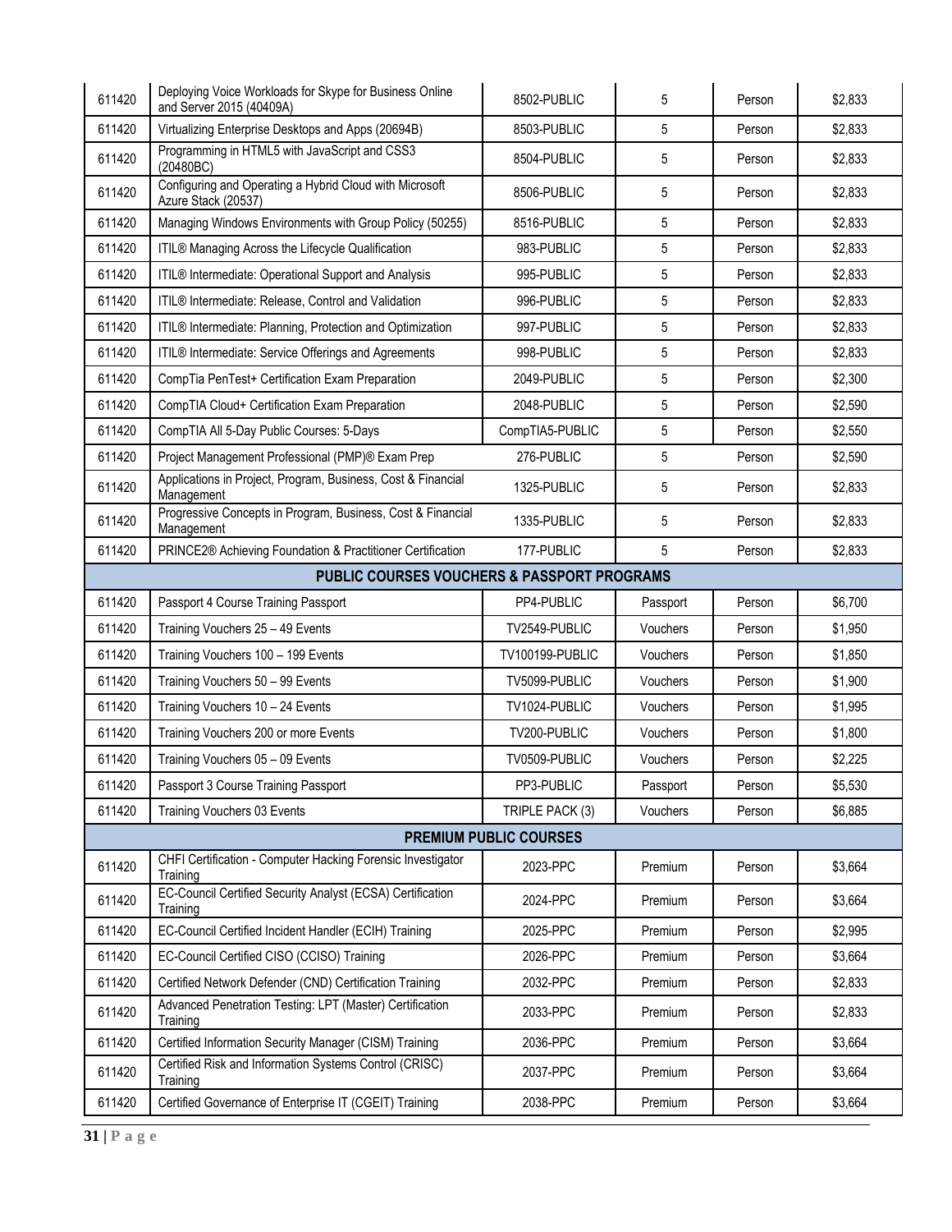| | | | | | |
|---|---|---|---|---|---|
| 611420 | Deploying Voice Workloads for Skype for Business Online and Server 2015 (40409A) | 8502-PUBLIC | 5 | Person | $2,833 |
| 611420 | Virtualizing Enterprise Desktops and Apps (20694B) | 8503-PUBLIC | 5 | Person | $2,833 |
| 611420 | Programming in HTML5 with JavaScript and CSS3 (20480BC) | 8504-PUBLIC | 5 | Person | $2,833 |
| 611420 | Configuring and Operating a Hybrid Cloud with Microsoft Azure Stack (20537) | 8506-PUBLIC | 5 | Person | $2,833 |
| 611420 | Managing Windows Environments with Group Policy (50255) | 8516-PUBLIC | 5 | Person | $2,833 |
| 611420 | ITIL® Managing Across the Lifecycle Qualification | 983-PUBLIC | 5 | Person | $2,833 |
| 611420 | ITIL® Intermediate: Operational Support and Analysis | 995-PUBLIC | 5 | Person | $2,833 |
| 611420 | ITIL® Intermediate: Release, Control and Validation | 996-PUBLIC | 5 | Person | $2,833 |
| 611420 | ITIL® Intermediate: Planning, Protection and Optimization | 997-PUBLIC | 5 | Person | $2,833 |
| 611420 | ITIL® Intermediate: Service Offerings and Agreements | 998-PUBLIC | 5 | Person | $2,833 |
| 611420 | CompTia PenTest+ Certification Exam Preparation | 2049-PUBLIC | 5 | Person | $2,300 |
| 611420 | CompTIA Cloud+ Certification Exam Preparation | 2048-PUBLIC | 5 | Person | $2,590 |
| 611420 | CompTIA All 5-Day Public Courses: 5-Days | CompTIA5-PUBLIC | 5 | Person | $2,550 |
| 611420 | Project Management Professional (PMP)® Exam Prep | 276-PUBLIC | 5 | Person | $2,590 |
| 611420 | Applications in Project, Program, Business, Cost & Financial Management | 1325-PUBLIC | 5 | Person | $2,833 |
| 611420 | Progressive Concepts in Program, Business, Cost & Financial Management | 1335-PUBLIC | 5 | Person | $2,833 |
| 611420 | PRINCE2® Achieving Foundation & Practitioner Certification | 177-PUBLIC | 5 | Person | $2,833 |
| **PUBLIC COURSES VOUCHERS & PASSPORT PROGRAMS** | | | | | |
| 611420 | Passport 4 Course Training Passport | PP4-PUBLIC | Passport | Person | $6,700 |
| 611420 | Training Vouchers 25 – 49 Events | TV2549-PUBLIC | Vouchers | Person | $1,950 |
| 611420 | Training Vouchers 100 – 199 Events | TV100199-PUBLIC | Vouchers | Person | $1,850 |
| 611420 | Training Vouchers 50 – 99 Events | TV5099-PUBLIC | Vouchers | Person | $1,900 |
| 611420 | Training Vouchers 10 – 24 Events | TV1024-PUBLIC | Vouchers | Person | $1,995 |
| 611420 | Training Vouchers 200 or more Events | TV200-PUBLIC | Vouchers | Person | $1,800 |
| 611420 | Training Vouchers 05 – 09 Events | TV0509-PUBLIC | Vouchers | Person | $2,225 |
| 611420 | Passport 3 Course Training Passport | PP3-PUBLIC | Passport | Person | $5,530 |
| 611420 | Training Vouchers 03 Events | TRIPLE PACK (3) | Vouchers | Person | $6,885 |
| **PREMIUM PUBLIC COURSES** | | | | | |
| 611420 | CHFI Certification - Computer Hacking Forensic Investigator Training | 2023-PPC | Premium | Person | $3,664 |
| 611420 | EC-Council Certified Security Analyst (ECSA) Certification Training | 2024-PPC | Premium | Person | $3,664 |
| 611420 | EC-Council Certified Incident Handler (ECIH) Training | 2025-PPC | Premium | Person | $2,995 |
| 611420 | EC-Council Certified CISO (CCISO) Training | 2026-PPC | Premium | Person | $3,664 |
| 611420 | Certified Network Defender (CND) Certification Training | 2032-PPC | Premium | Person | $2,833 |
| 611420 | Advanced Penetration Testing: LPT (Master) Certification Training | 2033-PPC | Premium | Person | $2,833 |
| 611420 | Certified Information Security Manager (CISM) Training | 2036-PPC | Premium | Person | $3,664 |
| 611420 | Certified Risk and Information Systems Control (CRISC) Training | 2037-PPC | Premium | Person | $3,664 |
| 611420 | Certified Governance of Enterprise IT (CGEIT) Training | 2038-PPC | Premium | Person | $3,664 |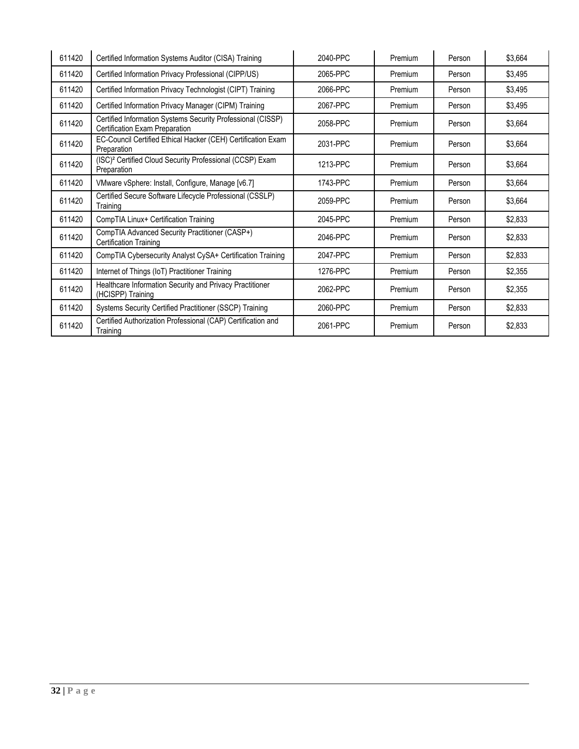| | | | | | |
|---|---|---|---|---|---|
| 611420 | Certified Information Systems Auditor (CISA) Training | 2040-PPC | Premium | Person | $3,664 |
| 611420 | Certified Information Privacy Professional (CIPP/US) | 2065-PPC | Premium | Person | $3,495 |
| 611420 | Certified Information Privacy Technologist (CIPT) Training | 2066-PPC | Premium | Person | $3,495 |
| 611420 | Certified Information Privacy Manager (CIPM) Training | 2067-PPC | Premium | Person | $3,495 |
| 611420 | Certified Information Systems Security Professional (CISSP) Certification Exam Preparation | 2058-PPC | Premium | Person | $3,664 |
| 611420 | EC-Council Certified Ethical Hacker (CEH) Certification Exam Preparation | 2031-PPC | Premium | Person | $3,664 |
| 611420 | (ISC)² Certified Cloud Security Professional (CCSP) Exam Preparation | 1213-PPC | Premium | Person | $3,664 |
| 611420 | VMware vSphere: Install, Configure, Manage [v6.7] | 1743-PPC | Premium | Person | $3,664 |
| 611420 | Certified Secure Software Lifecycle Professional (CSSLP) Training | 2059-PPC | Premium | Person | $3,664 |
| 611420 | CompTIA Linux+ Certification Training | 2045-PPC | Premium | Person | $2,833 |
| 611420 | CompTIA Advanced Security Practitioner (CASP+) Certification Training | 2046-PPC | Premium | Person | $2,833 |
| 611420 | CompTIA Cybersecurity Analyst CySA+ Certification Training | 2047-PPC | Premium | Person | $2,833 |
| 611420 | Internet of Things (IoT) Practitioner Training | 1276-PPC | Premium | Person | $2,355 |
| 611420 | Healthcare Information Security and Privacy Practitioner (HCISPP) Training | 2062-PPC | Premium | Person | $2,355 |
| 611420 | Systems Security Certified Practitioner (SSCP) Training | 2060-PPC | Premium | Person | $2,833 |
| 611420 | Certified Authorization Professional (CAP) Certification and Training | 2061-PPC | Premium | Person | $2,833 |